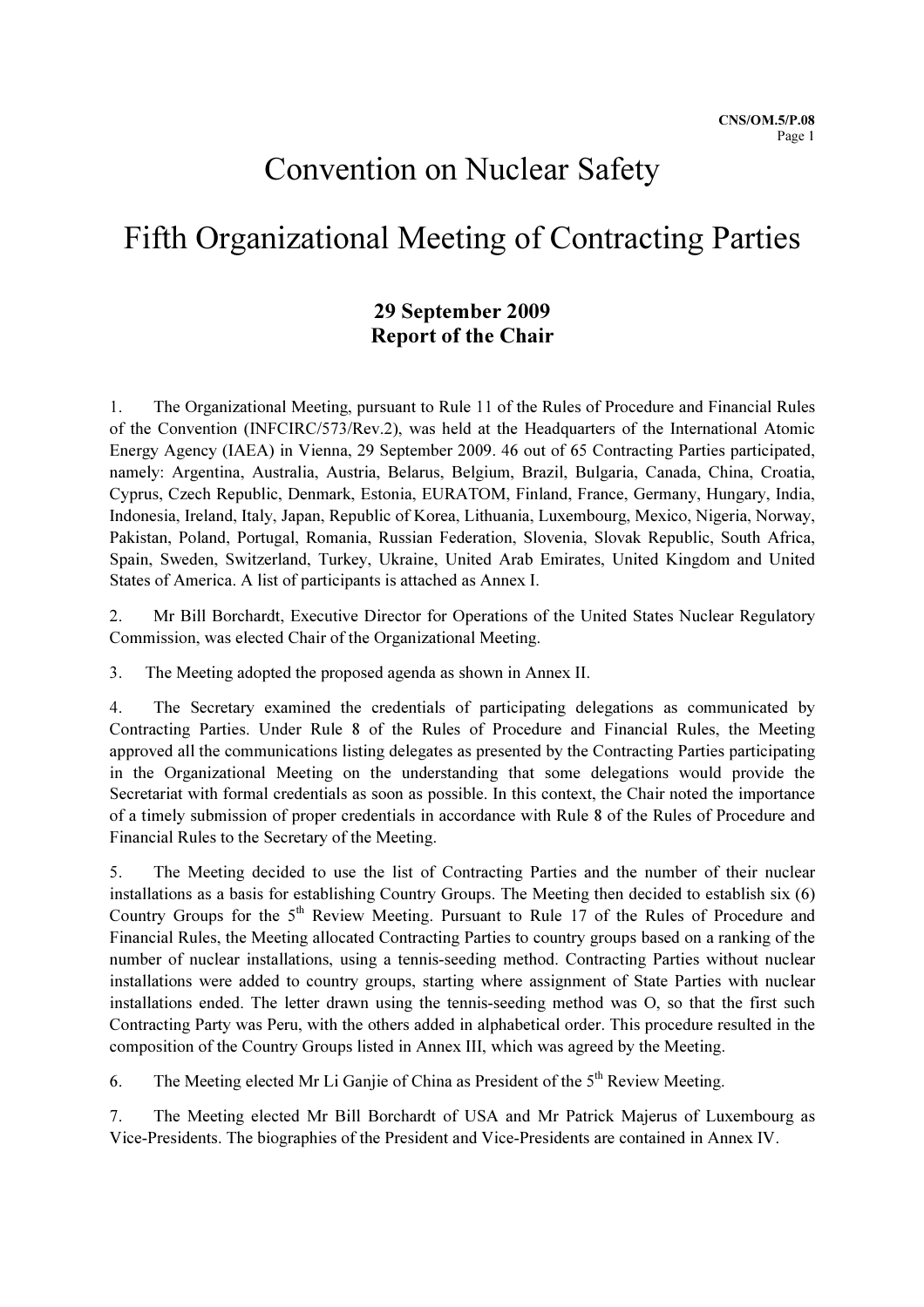# Convention on Nuclear Safety

# Fifth Organizational Meeting of Contracting Parties

**29 September 2009**
**Report of the Chair**

1. The Organizational Meeting, pursuant to Rule 11 of the Rules of Procedure and Financial Rules of the Convention (INFCIRC/573/Rev.2), was held at the Headquarters of the International Atomic Energy Agency (IAEA) in Vienna, 29 September 2009. 46 out of 65 Contracting Parties participated, namely: Argentina, Australia, Austria, Belarus, Belgium, Brazil, Bulgaria, Canada, China, Croatia, Cyprus, Czech Republic, Denmark, Estonia, EURATOM, Finland, France, Germany, Hungary, India, Indonesia, Ireland, Italy, Japan, Republic of Korea, Lithuania, Luxembourg, Mexico, Nigeria, Norway, Pakistan, Poland, Portugal, Romania, Russian Federation, Slovenia, Slovak Republic, South Africa, Spain, Sweden, Switzerland, Turkey, Ukraine, United Arab Emirates, United Kingdom and United States of America. A list of participants is attached as Annex I.

2. Mr Bill Borchardt, Executive Director for Operations of the United States Nuclear Regulatory Commission, was elected Chair of the Organizational Meeting.

3. The Meeting adopted the proposed agenda as shown in Annex II.

4. The Secretary examined the credentials of participating delegations as communicated by Contracting Parties. Under Rule 8 of the Rules of Procedure and Financial Rules, the Meeting approved all the communications listing delegates as presented by the Contracting Parties participating in the Organizational Meeting on the understanding that some delegations would provide the Secretariat with formal credentials as soon as possible. In this context, the Chair noted the importance of a timely submission of proper credentials in accordance with Rule 8 of the Rules of Procedure and Financial Rules to the Secretary of the Meeting.

5. The Meeting decided to use the list of Contracting Parties and the number of their nuclear installations as a basis for establishing Country Groups. The Meeting then decided to establish six (6) Country Groups for the 5th Review Meeting. Pursuant to Rule 17 of the Rules of Procedure and Financial Rules, the Meeting allocated Contracting Parties to country groups based on a ranking of the number of nuclear installations, using a tennis-seeding method. Contracting Parties without nuclear installations were added to country groups, starting where assignment of State Parties with nuclear installations ended. The letter drawn using the tennis-seeding method was O, so that the first such Contracting Party was Peru, with the others added in alphabetical order. This procedure resulted in the composition of the Country Groups listed in Annex III, which was agreed by the Meeting.

6. The Meeting elected Mr Li Ganjie of China as President of the 5th Review Meeting.

7. The Meeting elected Mr Bill Borchardt of USA and Mr Patrick Majerus of Luxembourg as Vice-Presidents. The biographies of the President and Vice-Presidents are contained in Annex IV.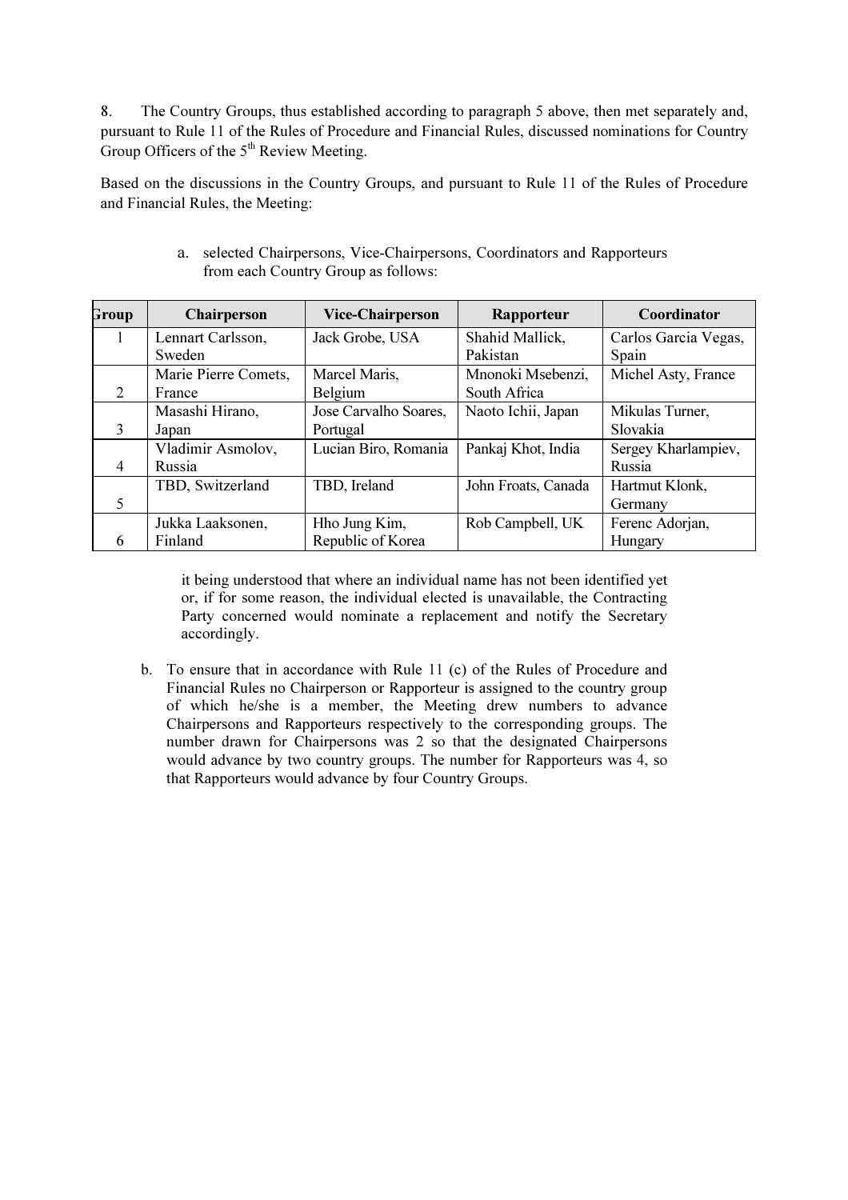8. The Country Groups, thus established according to paragraph 5 above, then met separately and, pursuant to Rule 11 of the Rules of Procedure and Financial Rules, discussed nominations for Country Group Officers of the 5th Review Meeting.

Based on the discussions in the Country Groups, and pursuant to Rule 11 of the Rules of Procedure and Financial Rules, the Meeting:

a. selected Chairpersons, Vice-Chairpersons, Coordinators and Rapporteurs from each Country Group as follows:

| Group | Chairperson | Vice-Chairperson | Rapporteur | Coordinator |
|---|---|---|---|---|
| 1 | Lennart Carlsson, Sweden | Jack Grobe, USA | Shahid Mallick, Pakistan | Carlos Garcia Vegas, Spain |
| 2 | Marie Pierre Comets, France | Marcel Maris, Belgium | Mnonoki Msebenzi, South Africa | Michel Asty, France |
| 3 | Masashi Hirano, Japan | Jose Carvalho Soares, Portugal | Naoto Ichii, Japan | Mikulas Turner, Slovakia |
| 4 | Vladimir Asmolov, Russia | Lucian Biro, Romania | Pankaj Khot, India | Sergey Kharlampiev, Russia |
| 5 | TBD, Switzerland | TBD, Ireland | John Froats, Canada | Hartmut Klonk, Germany |
| 6 | Jukka Laaksonen, Finland | Hho Jung Kim, Republic of Korea | Rob Campbell, UK | Ferenc Adorjan, Hungary |

it being understood that where an individual name has not been identified yet or, if for some reason, the individual elected is unavailable, the Contracting Party concerned would nominate a replacement and notify the Secretary accordingly.

b. To ensure that in accordance with Rule 11 (c) of the Rules of Procedure and Financial Rules no Chairperson or Rapporteur is assigned to the country group of which he/she is a member, the Meeting drew numbers to advance Chairpersons and Rapporteurs respectively to the corresponding groups. The number drawn for Chairpersons was 2 so that the designated Chairpersons would advance by two country groups. The number for Rapporteurs was 4, so that Rapporteurs would advance by four Country Groups.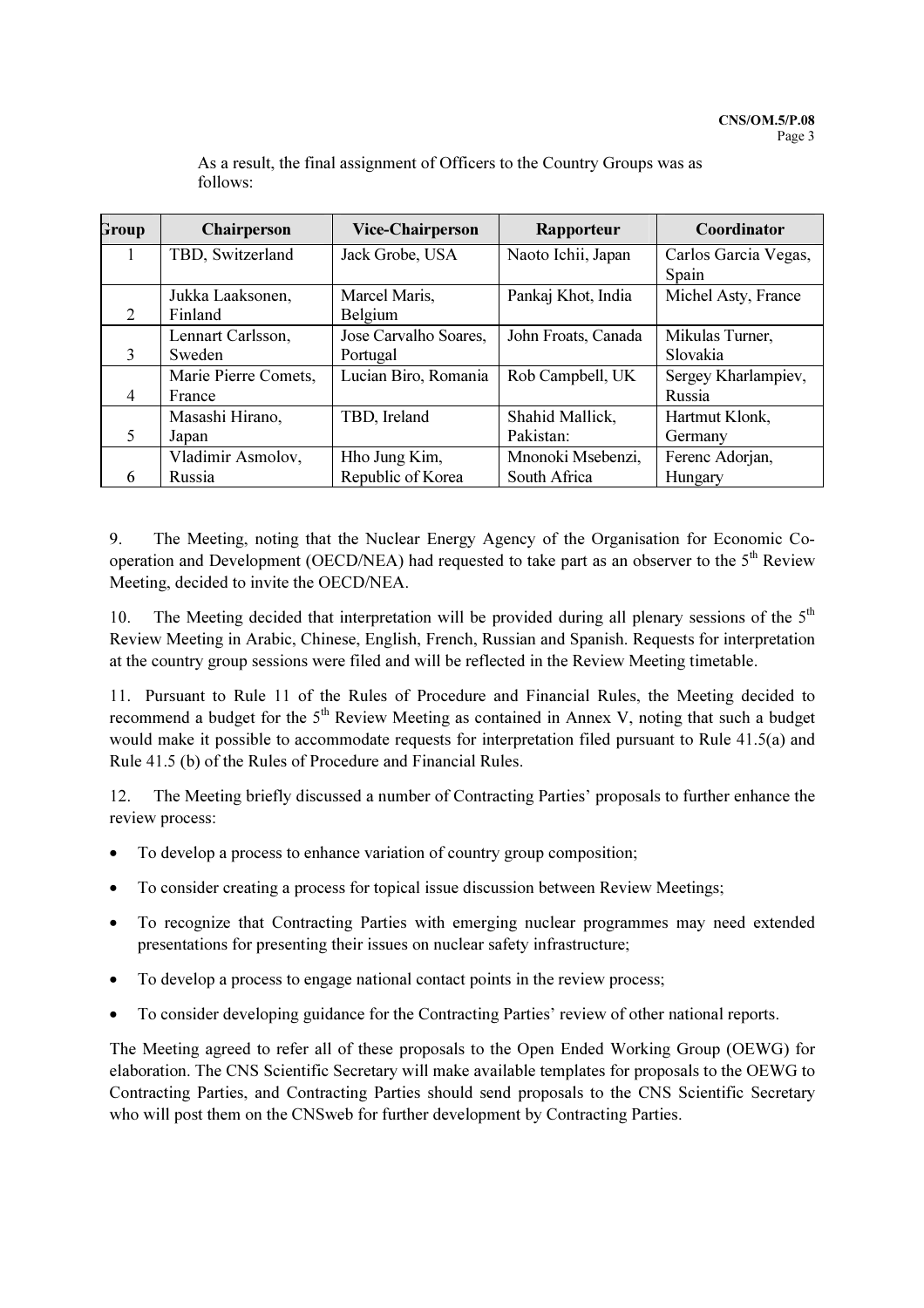As a result, the final assignment of Officers to the Country Groups was as follows:

| Group | Chairperson | Vice-Chairperson | Rapporteur | Coordinator |
|---|---|---|---|---|
| 1 | TBD, Switzerland | Jack Grobe, USA | Naoto Ichii, Japan | Carlos Garcia Vegas, Spain |
| 2 | Jukka Laaksonen, Finland | Marcel Maris, Belgium | Pankaj Khot, India | Michel Asty, France |
| 3 | Lennart Carlsson, Sweden | Jose Carvalho Soares, Portugal | John Froats, Canada | Mikulas Turner, Slovakia |
| 4 | Marie Pierre Comets, France | Lucian Biro, Romania | Rob Campbell, UK | Sergey Kharlampiev, Russia |
| 5 | Masashi Hirano, Japan | TBD, Ireland | Shahid Mallick, Pakistan: | Hartmut Klonk, Germany |
| 6 | Vladimir Asmolov, Russia | Hho Jung Kim, Republic of Korea | Mnonoki Msebenzi, South Africa | Ferenc Adorjan, Hungary |

9. The Meeting, noting that the Nuclear Energy Agency of the Organisation for Economic Co-operation and Development (OECD/NEA) had requested to take part as an observer to the 5th Review Meeting, decided to invite the OECD/NEA.

10. The Meeting decided that interpretation will be provided during all plenary sessions of the 5th Review Meeting in Arabic, Chinese, English, French, Russian and Spanish. Requests for interpretation at the country group sessions were filed and will be reflected in the Review Meeting timetable.

11. Pursuant to Rule 11 of the Rules of Procedure and Financial Rules, the Meeting decided to recommend a budget for the 5th Review Meeting as contained in Annex V, noting that such a budget would make it possible to accommodate requests for interpretation filed pursuant to Rule 41.5(a) and Rule 41.5 (b) of the Rules of Procedure and Financial Rules.

12. The Meeting briefly discussed a number of Contracting Parties' proposals to further enhance the review process:

- To develop a process to enhance variation of country group composition;
- To consider creating a process for topical issue discussion between Review Meetings;
- To recognize that Contracting Parties with emerging nuclear programmes may need extended presentations for presenting their issues on nuclear safety infrastructure;
- To develop a process to engage national contact points in the review process;
- To consider developing guidance for the Contracting Parties' review of other national reports.

The Meeting agreed to refer all of these proposals to the Open Ended Working Group (OEWG) for elaboration. The CNS Scientific Secretary will make available templates for proposals to the OEWG to Contracting Parties, and Contracting Parties should send proposals to the CNS Scientific Secretary who will post them on the CNSweb for further development by Contracting Parties.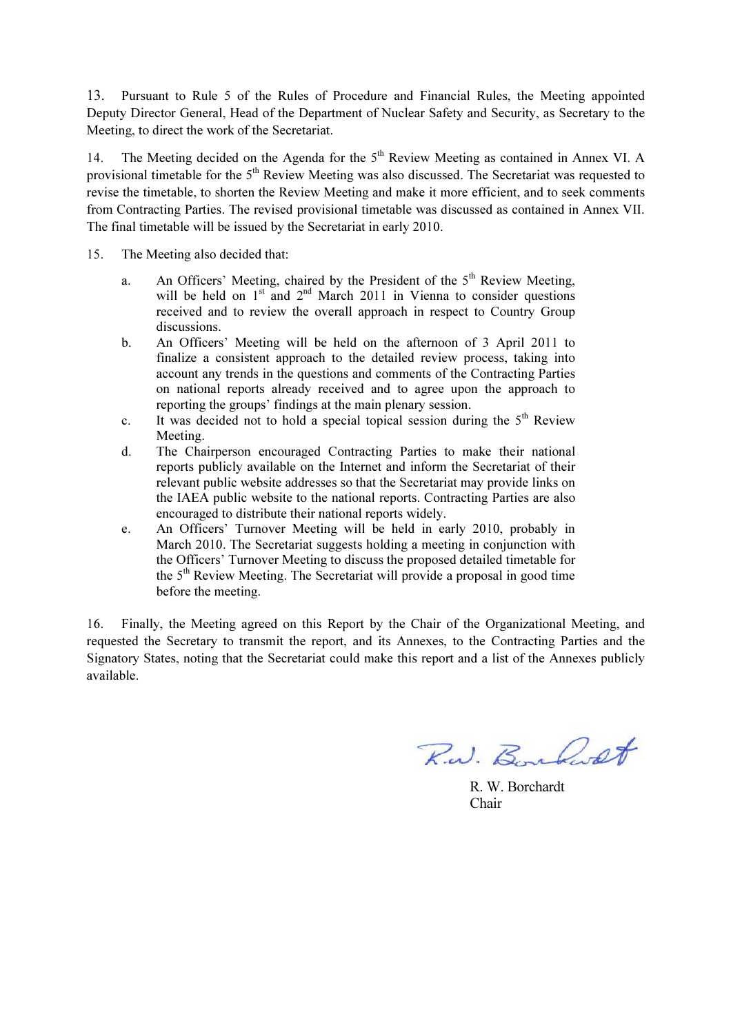13. Pursuant to Rule 5 of the Rules of Procedure and Financial Rules, the Meeting appointed Deputy Director General, Head of the Department of Nuclear Safety and Security, as Secretary to the Meeting, to direct the work of the Secretariat.

14. The Meeting decided on the Agenda for the 5th Review Meeting as contained in Annex VI. A provisional timetable for the 5th Review Meeting was also discussed. The Secretariat was requested to revise the timetable, to shorten the Review Meeting and make it more efficient, and to seek comments from Contracting Parties. The revised provisional timetable was discussed as contained in Annex VII. The final timetable will be issued by the Secretariat in early 2010.

15. The Meeting also decided that:

a. An Officers' Meeting, chaired by the President of the 5th Review Meeting, will be held on 1st and 2nd March 2011 in Vienna to consider questions received and to review the overall approach in respect to Country Group discussions.

b. An Officers' Meeting will be held on the afternoon of 3 April 2011 to finalize a consistent approach to the detailed review process, taking into account any trends in the questions and comments of the Contracting Parties on national reports already received and to agree upon the approach to reporting the groups' findings at the main plenary session.

c. It was decided not to hold a special topical session during the 5th Review Meeting.

d. The Chairperson encouraged Contracting Parties to make their national reports publicly available on the Internet and inform the Secretariat of their relevant public website addresses so that the Secretariat may provide links on the IAEA public website to the national reports. Contracting Parties are also encouraged to distribute their national reports widely.

e. An Officers' Turnover Meeting will be held in early 2010, probably in March 2010. The Secretariat suggests holding a meeting in conjunction with the Officers' Turnover Meeting to discuss the proposed detailed timetable for the 5th Review Meeting. The Secretariat will provide a proposal in good time before the meeting.

16. Finally, the Meeting agreed on this Report by the Chair of the Organizational Meeting, and requested the Secretary to transmit the report, and its Annexes, to the Contracting Parties and the Signatory States, noting that the Secretariat could make this report and a list of the Annexes publicly available.

R. W. Borchardt
Chair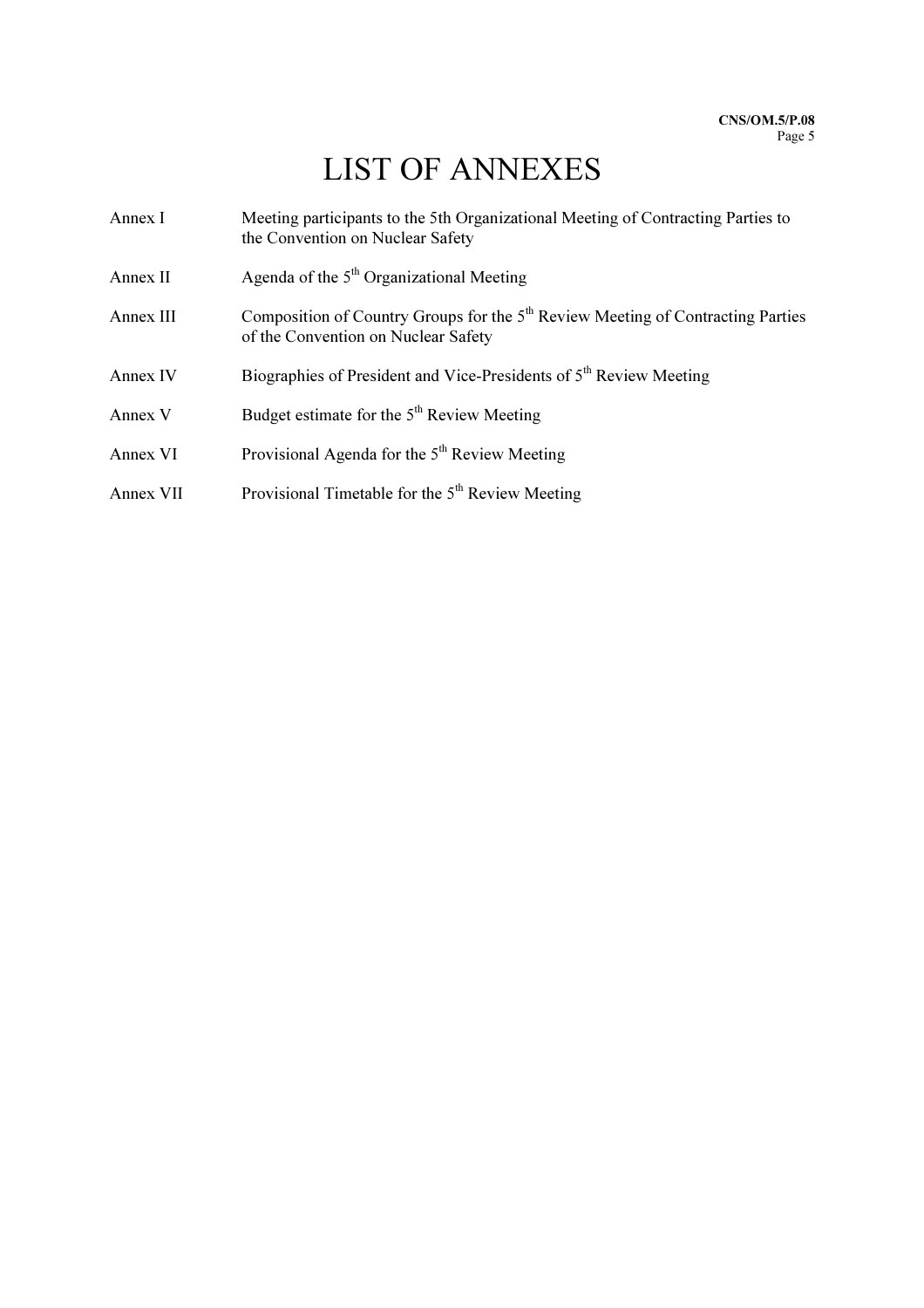# LIST OF ANNEXES

| | |
|---|---|
| Annex I | Meeting participants to the 5th Organizational Meeting of Contracting Parties to the Convention on Nuclear Safety |
| Annex II | Agenda of the 5th Organizational Meeting |
| Annex III | Composition of Country Groups for the 5th Review Meeting of Contracting Parties of the Convention on Nuclear Safety |
| Annex IV | Biographies of President and Vice-Presidents of 5th Review Meeting |
| Annex V | Budget estimate for the 5th Review Meeting |
| Annex VI | Provisional Agenda for the 5th Review Meeting |
| Annex VII | Provisional Timetable for the 5th Review Meeting |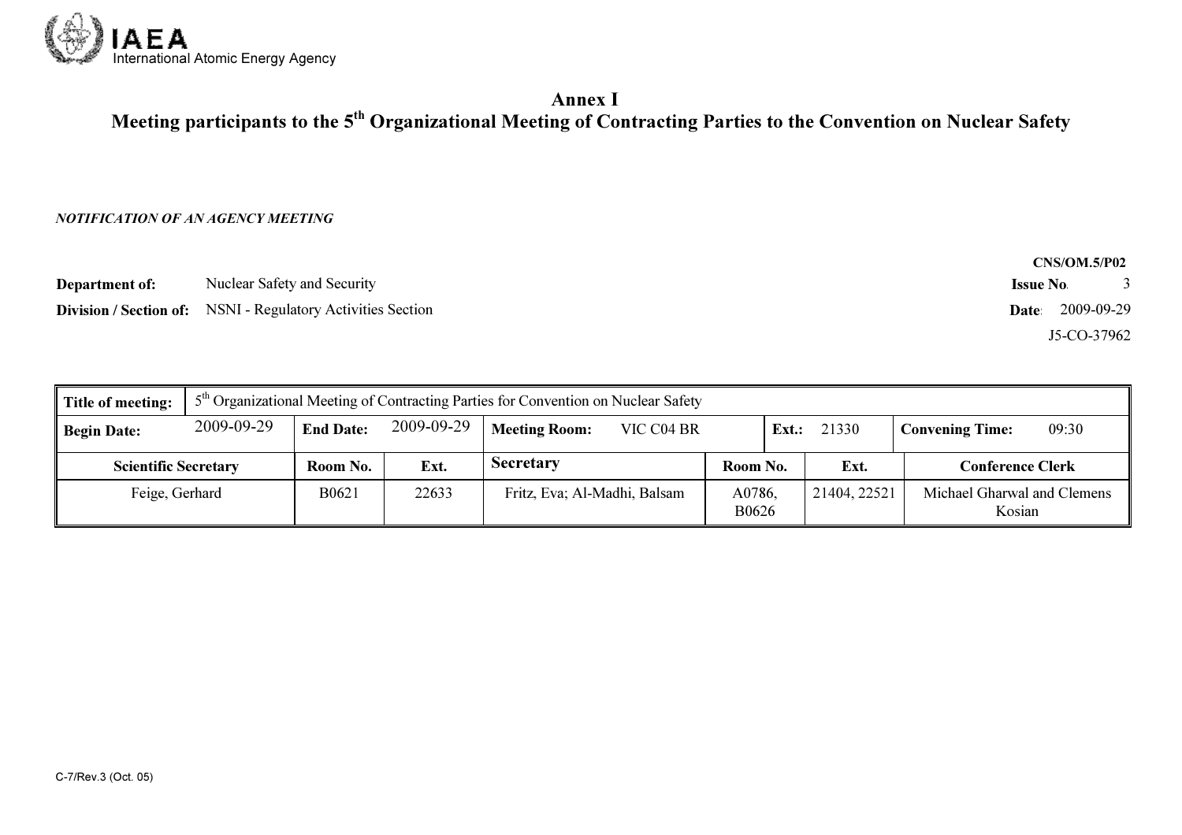IAEA
International Atomic Energy Agency

# Annex I
## Meeting participants to the 5th Organizational Meeting of Contracting Parties to the Convention on Nuclear Safety

***NOTIFICATION OF AN AGENCY MEETING***

**CNS/OM.5/P02**

**Department of:** Nuclear Safety and Security

**Issue No.** 3

**Division / Section of:** NSNI - Regulatory Activities Section

**Date:** 2009-09-29

J5-CO-37962

| **Title of meeting:** | 5th Organizational Meeting of Contracting Parties for Convention on Nuclear Safety | | | | | | | |
|---|---|---|---|---|---|---|---|---|
| **Begin Date:** 2009-09-29 | **End Date:** 2009-09-29 | | **Meeting Room:** VIC C04 BR | | **Ext.:** 21330 | | **Convening Time:** 09:30 | |
| **Scientific Secretary** | **Room No.** | **Ext.** | **Secretary** | **Room No.** | **Ext.** | **Conference Clerk** | | |
| Feige, Gerhard | B0621 | 22633 | Fritz, Eva; Al-Madhi, Balsam | A0786, B0626 | 21404, 22521 | Michael Gharwal and Clemens Kosian | | |

C-7/Rev.3 (Oct. 05)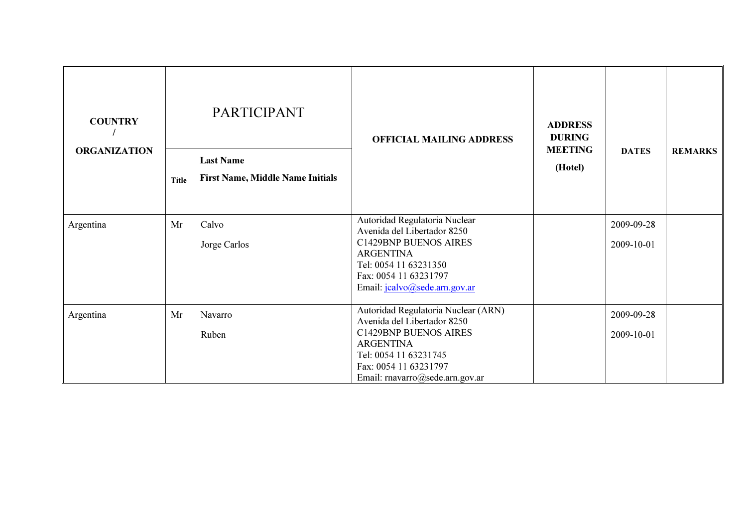| COUNTRY / ORGANIZATION | PARTICIPANT | | OFFICIAL MAILING ADDRESS | ADDRESS DURING MEETING (Hotel) | DATES | REMARKS |
|---|---|---|---|---|---|---|
| | **Title** | **Last Name**<br>**First Name, Middle Name Initials** | | | | |
| Argentina | Mr | Calvo<br>Jorge Carlos | Autoridad Regulatoria Nuclear<br>Avenida del Libertador 8250<br>C1429BNP BUENOS AIRES<br>ARGENTINA<br>Tel: 0054 11 63231350<br>Fax: 0054 11 63231797<br>Email: jcalvo@sede.arn.gov.ar | | 2009-09-28<br>2009-10-01 | |
| Argentina | Mr | Navarro<br>Ruben | Autoridad Regulatoria Nuclear (ARN)<br>Avenida del Libertador 8250<br>C1429BNP BUENOS AIRES<br>ARGENTINA<br>Tel: 0054 11 63231745<br>Fax: 0054 11 63231797<br>Email: rnavarro@sede.arn.gov.ar | | 2009-09-28<br>2009-10-01 | |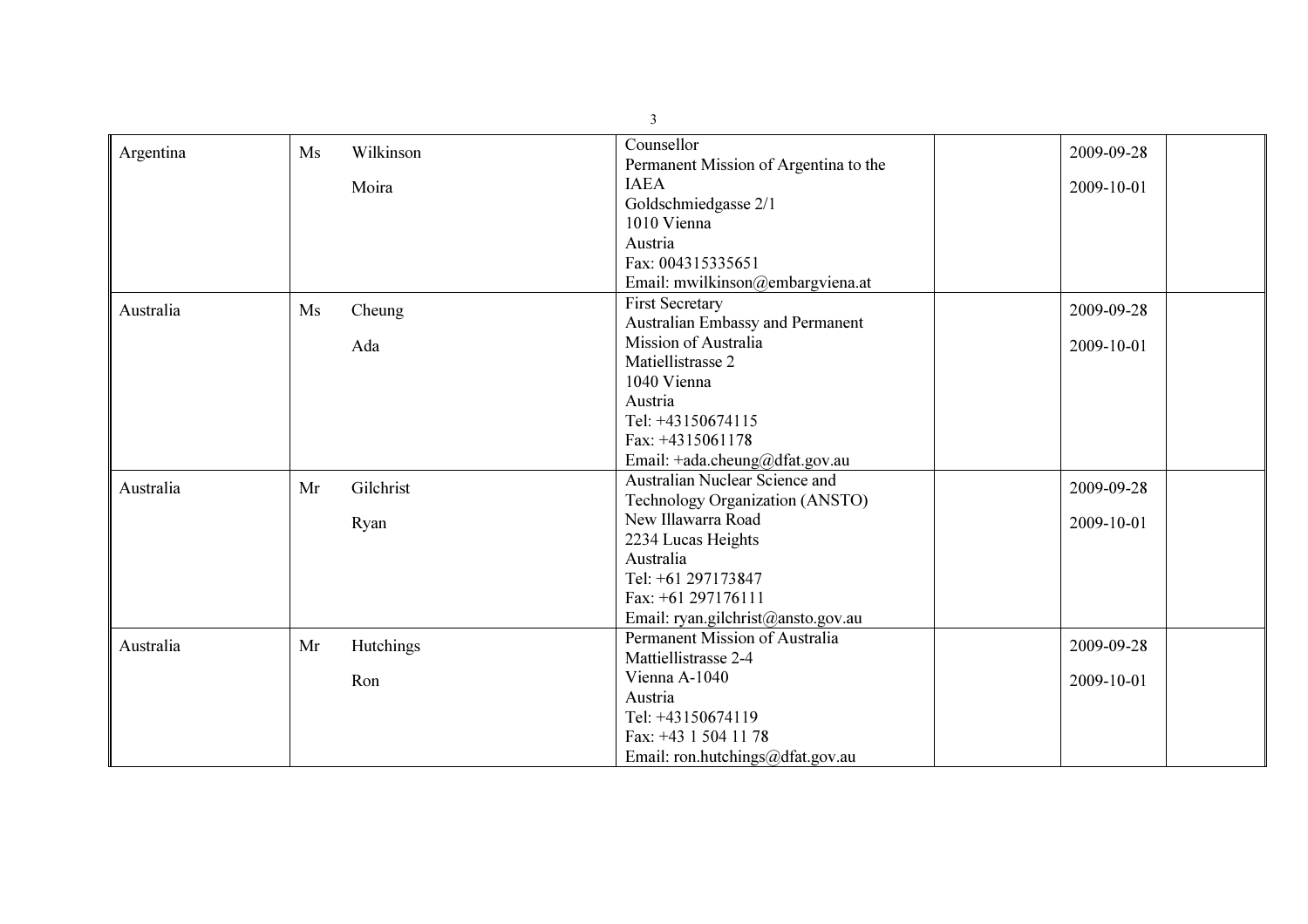| Argentina | Ms | Wilkinson<br><br>Moira | Counsellor<br>Permanent Mission of Argentina to the IAEA<br>Goldschmiedgasse 2/1<br>1010 Vienna<br>Austria<br>Fax: 004315335651<br>Email: mwilkinson@embargviena.at | | 2009-09-28<br><br>2009-10-01 | |
|---|---|---|---|---|---|---|
| Australia | Ms | Cheung<br><br>Ada | First Secretary<br>Australian Embassy and Permanent Mission of Australia<br>Matiellistrasse 2<br>1040 Vienna<br>Austria<br>Tel: +43150674115<br>Fax: +4315061178<br>Email: +ada.cheung@dfat.gov.au | | 2009-09-28<br><br>2009-10-01 | |
| Australia | Mr | Gilchrist<br><br>Ryan | Australian Nuclear Science and Technology Organization (ANSTO)<br>New Illawarra Road<br>2234 Lucas Heights<br>Australia<br>Tel: +61 297173847<br>Fax: +61 297176111<br>Email: ryan.gilchrist@ansto.gov.au | | 2009-09-28<br><br>2009-10-01 | |
| Australia | Mr | Hutchings<br><br>Ron | Permanent Mission of Australia<br>Mattiellistrasse 2-4<br>Vienna A-1040<br>Austria<br>Tel: +43150674119<br>Fax: +43 1 504 11 78<br>Email: ron.hutchings@dfat.gov.au | | 2009-09-28<br><br>2009-10-01 | |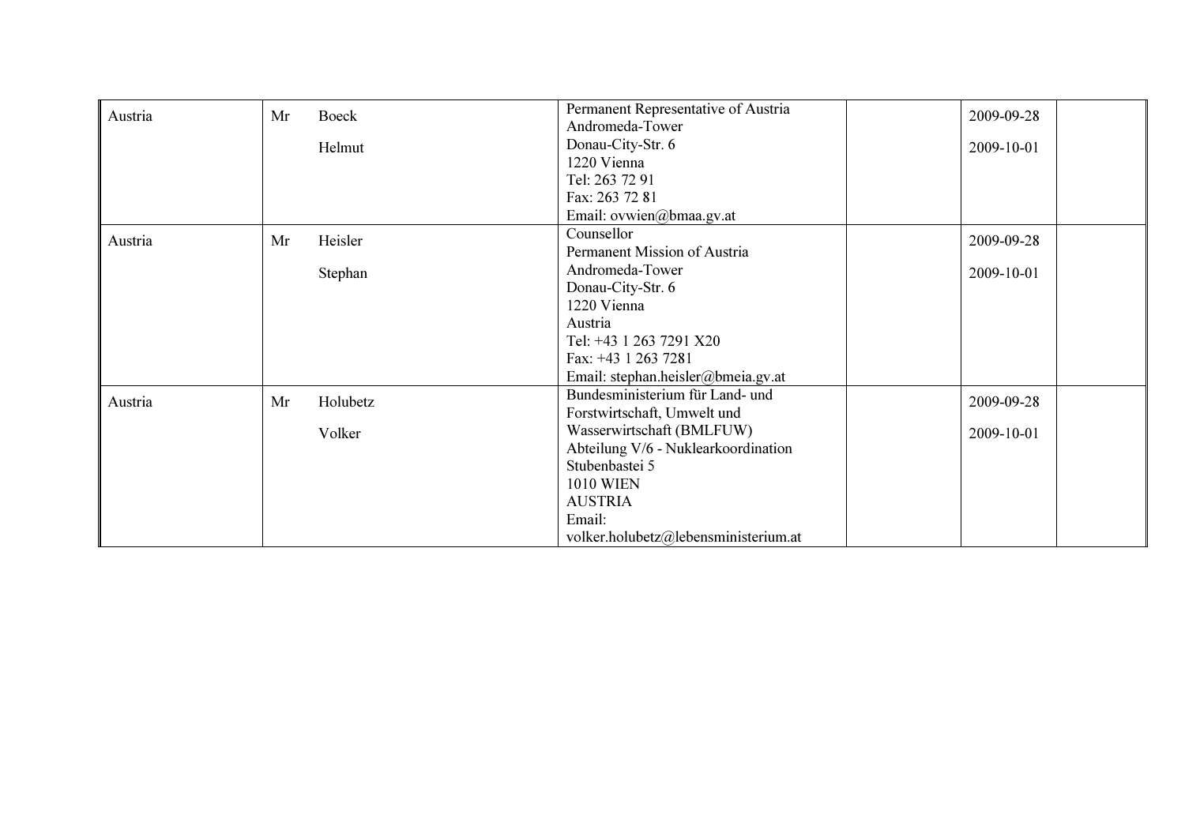| | | | | | | |
|---|---|---|---|---|---|---|
| Austria | Mr | Boeck<br><br>Helmut | Permanent Representative of Austria<br>Andromeda-Tower<br>Donau-City-Str. 6<br>1220 Vienna<br>Tel: 263 72 91<br>Fax: 263 72 81<br>Email: ovwien@bmaa.gv.at | | 2009-09-28<br><br>2009-10-01 | |
| Austria | Mr | Heisler<br><br>Stephan | Counsellor<br>Permanent Mission of Austria<br>Andromeda-Tower<br>Donau-City-Str. 6<br>1220 Vienna<br>Austria<br>Tel: +43 1 263 7291 X20<br>Fax: +43 1 263 7281<br>Email: stephan.heisler@bmeia.gv.at | | 2009-09-28<br><br>2009-10-01 | |
| Austria | Mr | Holubetz<br><br>Volker | Bundesministerium für Land- und Forstwirtschaft, Umwelt und Wasserwirtschaft (BMLFUW)<br>Abteilung V/6 - Nuklearkoordination<br>Stubenbastei 5<br>1010 WIEN<br>AUSTRIA<br>Email:<br>volker.holubetz@lebensministerium.at | | 2009-09-28<br><br>2009-10-01 | |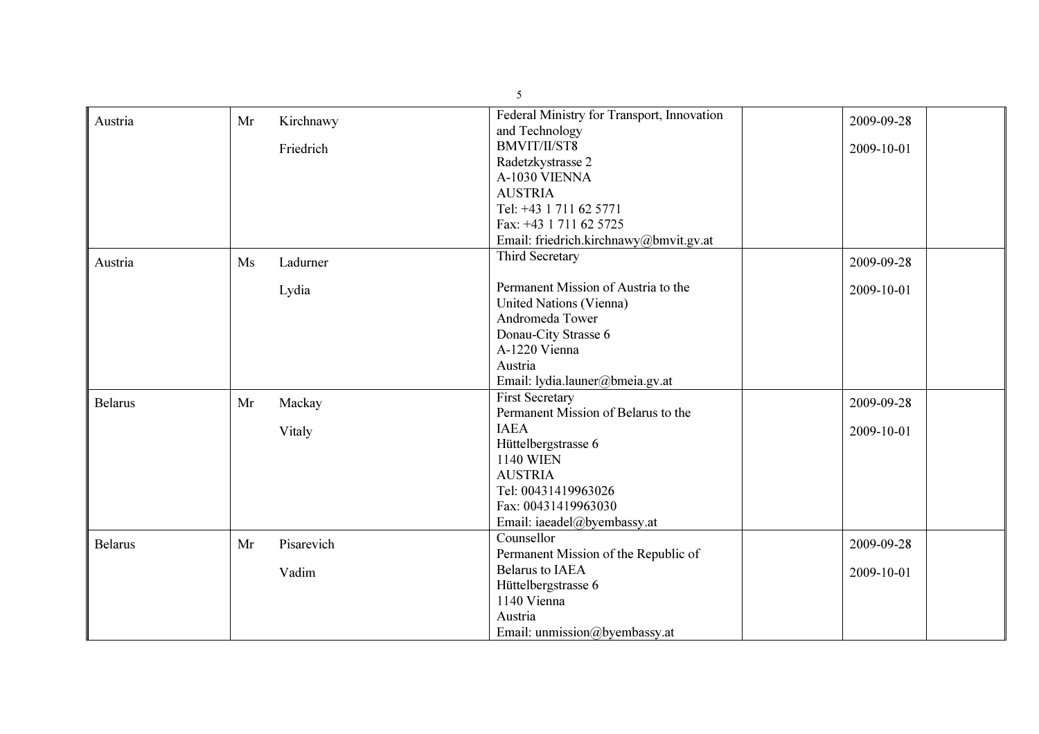| | | | | | | |
|---|---|---|---|---|---|---|
| Austria | Mr | Kirchnawy<br><br>Friedrich | Federal Ministry for Transport, Innovation and Technology<br>BMVIT/II/ST8<br>Radetzkystrasse 2<br>A-1030 VIENNA<br>AUSTRIA<br>Tel: +43 1 711 62 5771<br>Fax: +43 1 711 62 5725<br>Email: friedrich.kirchnawy@bmvit.gv.at | | 2009-09-28<br><br>2009-10-01 | |
| Austria | Ms | Ladurner<br><br>Lydia | Third Secretary<br><br>Permanent Mission of Austria to the United Nations (Vienna)<br>Andromeda Tower<br>Donau-City Strasse 6<br>A-1220 Vienna<br>Austria<br>Email: lydia.launer@bmeia.gv.at | | 2009-09-28<br><br>2009-10-01 | |
| Belarus | Mr | Mackay<br><br>Vitaly | First Secretary<br>Permanent Mission of Belarus to the IAEA<br>Hüttelbergstrasse 6<br>1140 WIEN<br>AUSTRIA<br>Tel: 00431419963026<br>Fax: 00431419963030<br>Email: iaeadel@byembassy.at | | 2009-09-28<br><br>2009-10-01 | |
| Belarus | Mr | Pisarevich<br><br>Vadim | Counsellor<br>Permanent Mission of the Republic of Belarus to IAEA<br>Hüttelbergstrasse 6<br>1140 Vienna<br>Austria<br>Email: unmission@byembassy.at | | 2009-09-28<br><br>2009-10-01 | |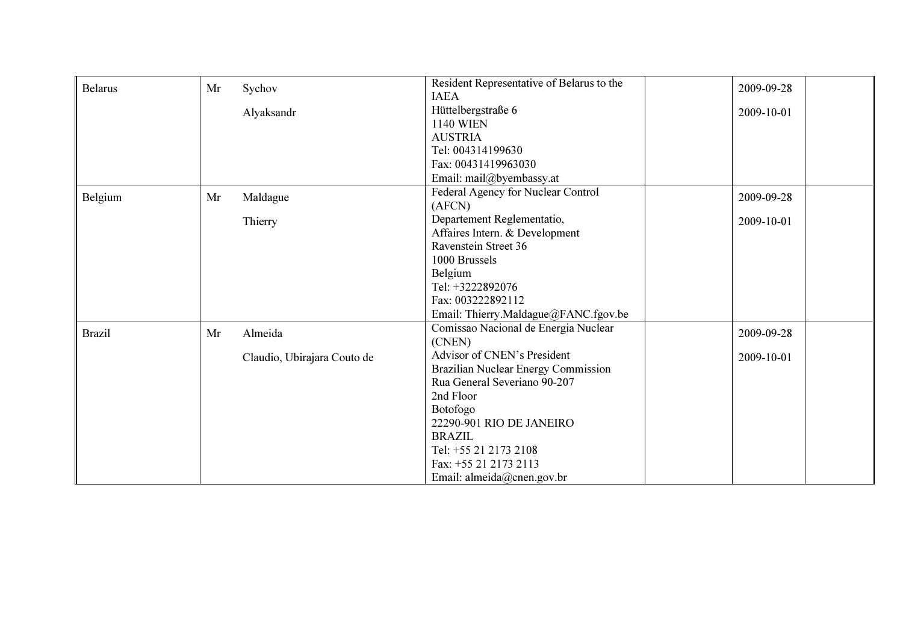| | | | | | | |
|---|---|---|---|---|---|---|
| Belarus | Mr | Sychov<br><br>Alyaksandr | Resident Representative of Belarus to the IAEA<br>Hüttelbergstraße 6<br>1140 WIEN<br>AUSTRIA<br>Tel: 004314199630<br>Fax: 00431419963030<br>Email: mail@byembassy.at | | 2009-09-28<br><br>2009-10-01 | |
| Belgium | Mr | Maldague<br><br>Thierry | Federal Agency for Nuclear Control (AFCN)<br>Departement Reglementatio,<br>Affaires Intern. & Development<br>Ravenstein Street 36<br>1000 Brussels<br>Belgium<br>Tel: +3222892076<br>Fax: 003222892112<br>Email: Thierry.Maldague@FANC.fgov.be | | 2009-09-28<br><br>2009-10-01 | |
| Brazil | Mr | Almeida<br><br>Claudio, Ubirajara Couto de | Comissao Nacional de Energia Nuclear (CNEN)<br>Advisor of CNEN's President<br>Brazilian Nuclear Energy Commission<br>Rua General Severiano 90-207<br>2nd Floor<br>Botofogo<br>22290-901 RIO DE JANEIRO<br>BRAZIL<br>Tel: +55 21 2173 2108<br>Fax: +55 21 2173 2113<br>Email: almeida@cnen.gov.br | | 2009-09-28<br><br>2009-10-01 | |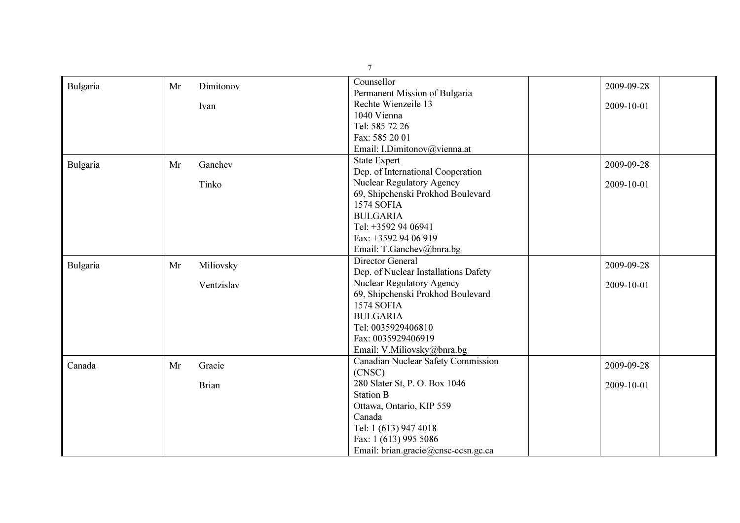| | | | | | | |
|---|---|---|---|---|---|---|
| Bulgaria | Mr | Dimitonov<br><br>Ivan | Counsellor<br>Permanent Mission of Bulgaria<br>Rechte Wienzeile 13<br>1040 Vienna<br>Tel: 585 72 26<br>Fax: 585 20 01<br>Email: I.Dimitonov@vienna.at | | 2009-09-28<br><br>2009-10-01 | |
| Bulgaria | Mr | Ganchev<br><br>Tinko | State Expert<br>Dep. of International Cooperation<br>Nuclear Regulatory Agency<br>69, Shipchenski Prokhod Boulevard<br>1574 SOFIA<br>BULGARIA<br>Tel: +3592 94 06941<br>Fax: +3592 94 06 919<br>Email: T.Ganchev@bnra.bg | | 2009-09-28<br><br>2009-10-01 | |
| Bulgaria | Mr | Miliovsky<br><br>Ventzislav | Director General<br>Dep. of Nuclear Installations Dafety<br>Nuclear Regulatory Agency<br>69, Shipchenski Prokhod Boulevard<br>1574 SOFIA<br>BULGARIA<br>Tel: 0035929406810<br>Fax: 0035929406919<br>Email: V.Miliovsky@bnra.bg | | 2009-09-28<br><br>2009-10-01 | |
| Canada | Mr | Gracie<br><br>Brian | Canadian Nuclear Safety Commission (CNSC)<br>280 Slater St, P. O. Box 1046<br>Station B<br>Ottawa, Ontario, KIP 559<br>Canada<br>Tel: 1 (613) 947 4018<br>Fax: 1 (613) 995 5086<br>Email: brian.gracie@cnsc-ccsn.gc.ca | | 2009-09-28<br><br>2009-10-01 | |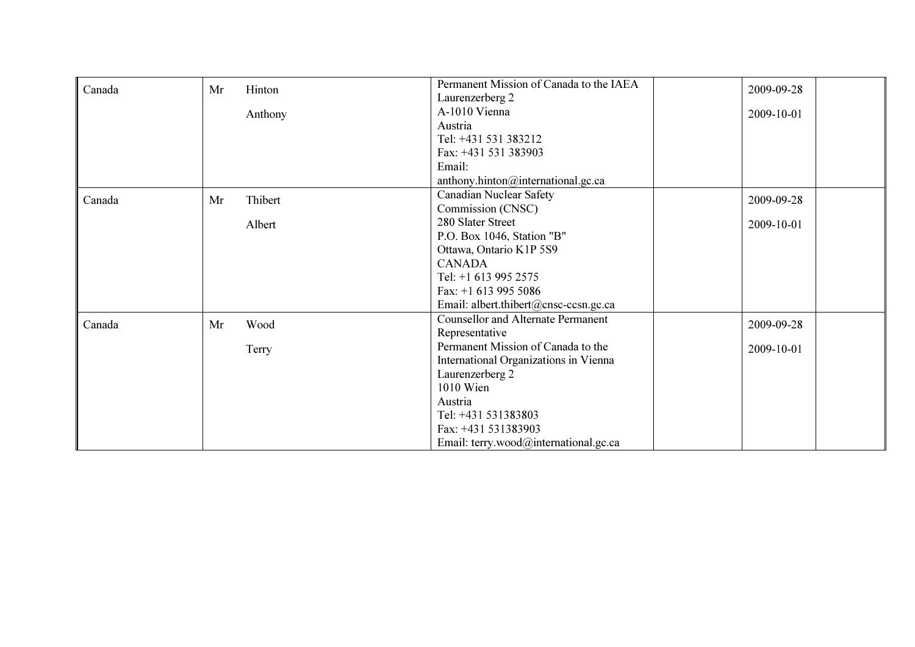| Canada | Mr | Hinton<br><br>Anthony | Permanent Mission of Canada to the IAEA<br>Laurenzerberg 2<br>A-1010 Vienna<br>Austria<br>Tel: +431 531 383212<br>Fax: +431 531 383903<br>Email:<br>anthony.hinton@international.gc.ca | | 2009-09-28<br><br>2009-10-01 | |
|---|---|---|---|---|---|---|
| Canada | Mr | Thibert<br><br>Albert | Canadian Nuclear Safety<br>Commission (CNSC)<br>280 Slater Street<br>P.O. Box 1046, Station "B"<br>Ottawa, Ontario K1P 5S9<br>CANADA<br>Tel: +1 613 995 2575<br>Fax: +1 613 995 5086<br>Email: albert.thibert@cnsc-ccsn.gc.ca | | 2009-09-28<br><br>2009-10-01 | |
| Canada | Mr | Wood<br><br>Terry | Counsellor and Alternate Permanent<br>Representative<br>Permanent Mission of Canada to the<br>International Organizations in Vienna<br>Laurenzerberg 2<br>1010 Wien<br>Austria<br>Tel: +431 531383803<br>Fax: +431 531383903<br>Email: terry.wood@international.gc.ca | | 2009-09-28<br><br>2009-10-01 | |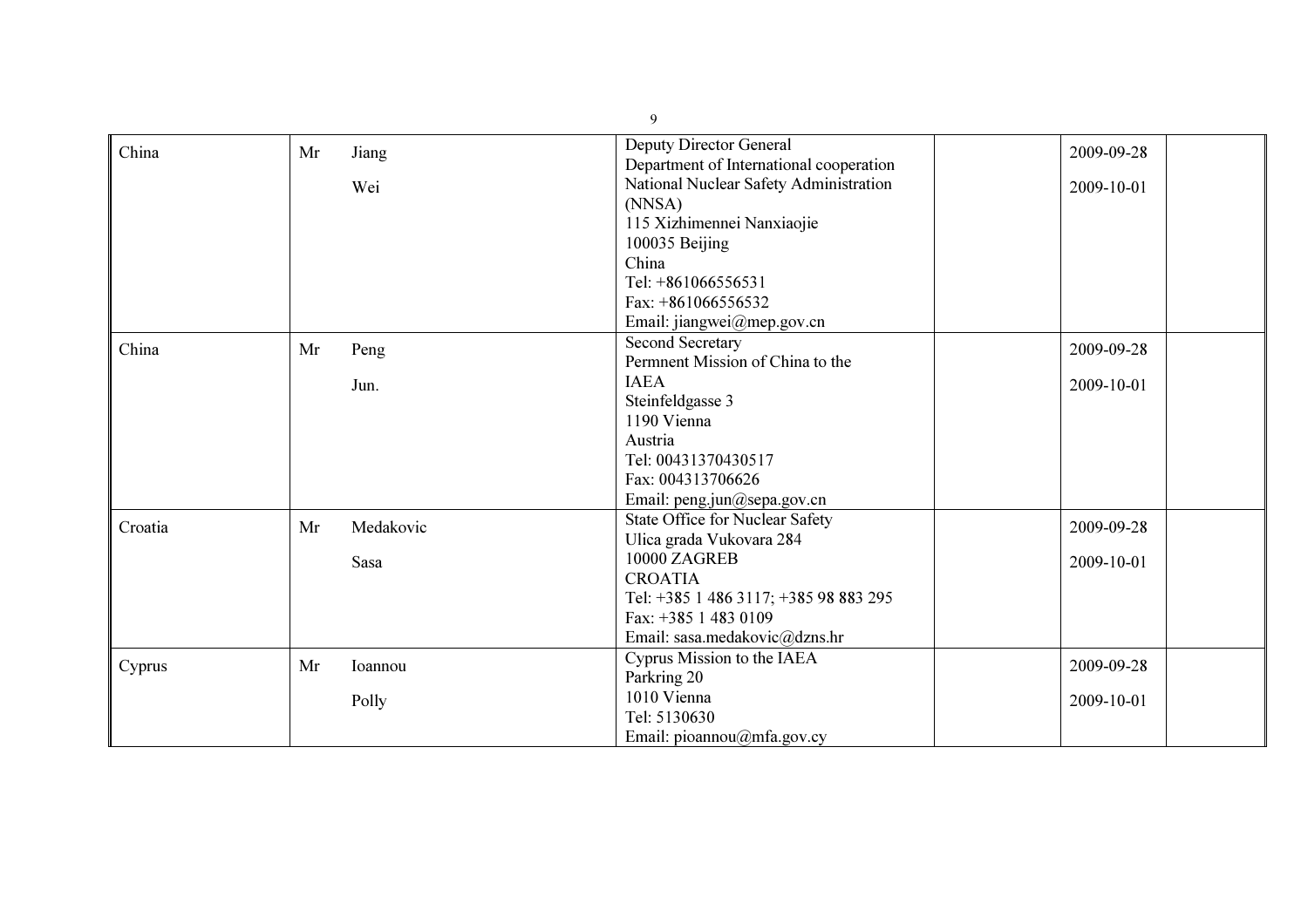| China | Mr | Jiang<br><br>Wei | Deputy Director General<br>Department of International cooperation<br>National Nuclear Safety Administration<br>(NNSA)<br>115 Xizhimennei Nanxiaojie<br>100035 Beijing<br>China<br>Tel: +861066556531<br>Fax: +861066556532<br>Email: jiangwei@mep.gov.cn | | 2009-09-28<br><br>2009-10-01 | |
|---|---|---|---|---|---|---|
| China | Mr | Peng<br><br>Jun. | Second Secretary<br>Permnent Mission of China to the<br>IAEA<br>Steinfeldgasse 3<br>1190 Vienna<br>Austria<br>Tel: 00431370430517<br>Fax: 004313706626<br>Email: peng,jun@sepa.gov.cn | | 2009-09-28<br><br>2009-10-01 | |
| Croatia | Mr | Medakovic<br><br>Sasa | State Office for Nuclear Safety<br>Ulica grada Vukovara 284<br>10000 ZAGREB<br>CROATIA<br>Tel: +385 1 486 3117; +385 98 883 295<br>Fax: +385 1 483 0109<br>Email: sasa.medakovic@dzns.hr | | 2009-09-28<br><br>2009-10-01 | |
| Cyprus | Mr | Ioannou<br><br>Polly | Cyprus Mission to the IAEA<br>Parkring 20<br>1010 Vienna<br>Tel: 5130630<br>Email: pioannou@mfa.gov.cy | | 2009-09-28<br><br>2009-10-01 | |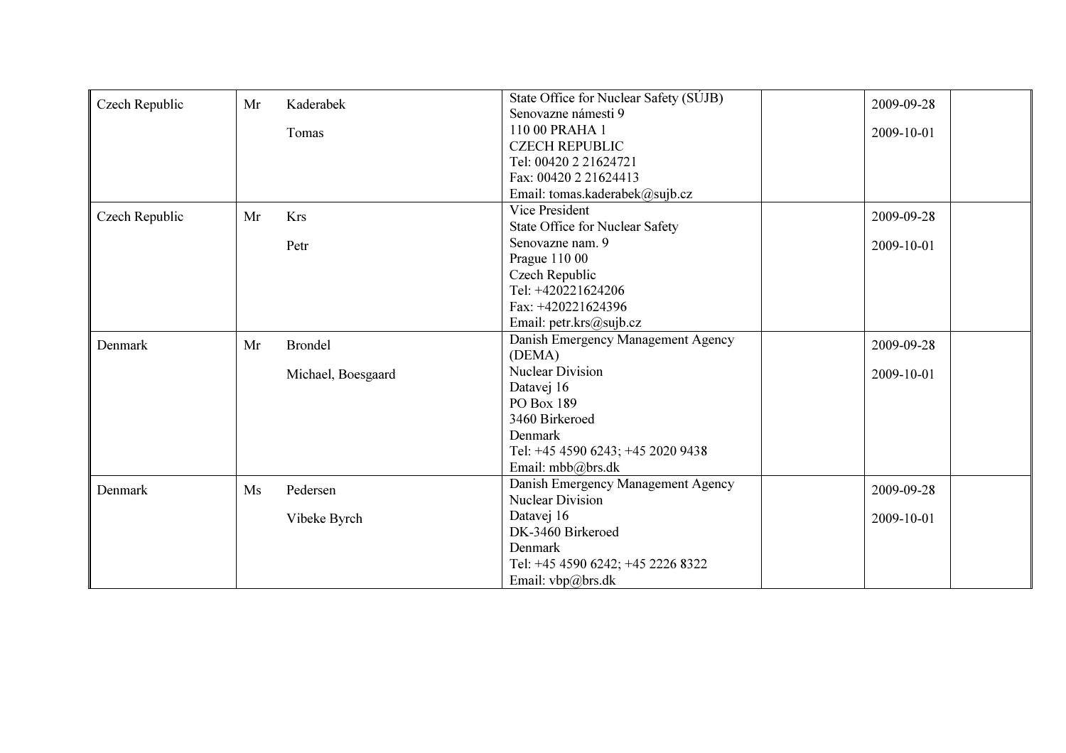| | | | | | | |
|---|---|---|---|---|---|---|
| Czech Republic | Mr | Kaderabek<br><br>Tomas | State Office for Nuclear Safety (SÚJB)<br>Senovazne námesti 9<br>110 00 PRAHA 1<br>CZECH REPUBLIC<br>Tel: 00420 2 21624721<br>Fax: 00420 2 21624413<br>Email: tomas.kaderabek@sujb.cz | | 2009-09-28<br><br>2009-10-01 | |
| Czech Republic | Mr | Krs<br><br>Petr | Vice President<br>State Office for Nuclear Safety<br>Senovazne nam. 9<br>Prague 110 00<br>Czech Republic<br>Tel: +420221624206<br>Fax: +420221624396<br>Email: petr.krs@sujb.cz | | 2009-09-28<br><br>2009-10-01 | |
| Denmark | Mr | Brondel<br><br>Michael, Boesgaard | Danish Emergency Management Agency (DEMA)<br>Nuclear Division<br>Datavej 16<br>PO Box 189<br>3460 Birkeroed<br>Denmark<br>Tel: +45 4590 6243; +45 2020 9438<br>Email: mbb@brs.dk | | 2009-09-28<br><br>2009-10-01 | |
| Denmark | Ms | Pedersen<br><br>Vibeke Byrch | Danish Emergency Management Agency<br>Nuclear Division<br>Datavej 16<br>DK-3460 Birkeroed<br>Denmark<br>Tel: +45 4590 6242; +45 2226 8322<br>Email: vbp@brs.dk | | 2009-09-28<br><br>2009-10-01 | |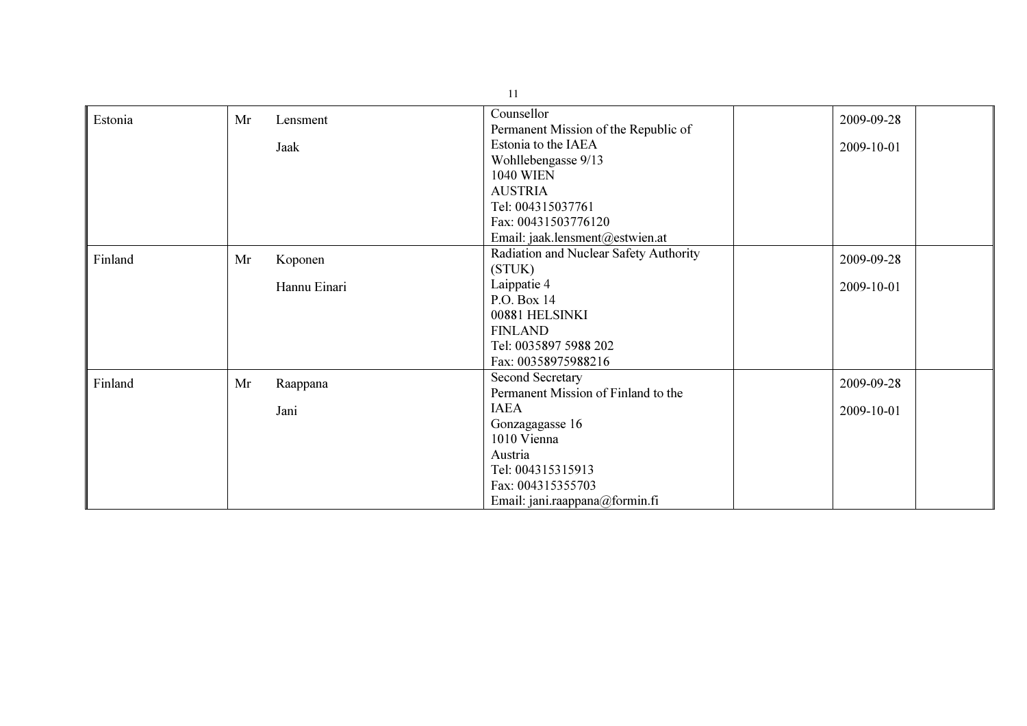| | | | | | | |
|---|---|---|---|---|---|---|
| Estonia | Mr | Lensment<br><br>Jaak | Counsellor<br>Permanent Mission of the Republic of Estonia to the IAEA<br>Wohllebengasse 9/13<br>1040 WIEN<br>AUSTRIA<br>Tel: 004315037761<br>Fax: 00431503776120<br>Email: jaak.lensment@estwien.at | | 2009-09-28<br><br>2009-10-01 | |
| Finland | Mr | Koponen<br><br>Hannu Einari | Radiation and Nuclear Safety Authority (STUK)<br>Laippatie 4<br>P.O. Box 14<br>00881 HELSINKI<br>FINLAND<br>Tel: 0035897 5988 202<br>Fax: 00358975988216 | | 2009-09-28<br><br>2009-10-01 | |
| Finland | Mr | Raappana<br><br>Jani | Second Secretary<br>Permanent Mission of Finland to the IAEA<br>Gonzagagasse 16<br>1010 Vienna<br>Austria<br>Tel: 004315315913<br>Fax: 004315355703<br>Email: jani.raappana@formin.fi | | 2009-09-28<br><br>2009-10-01 | |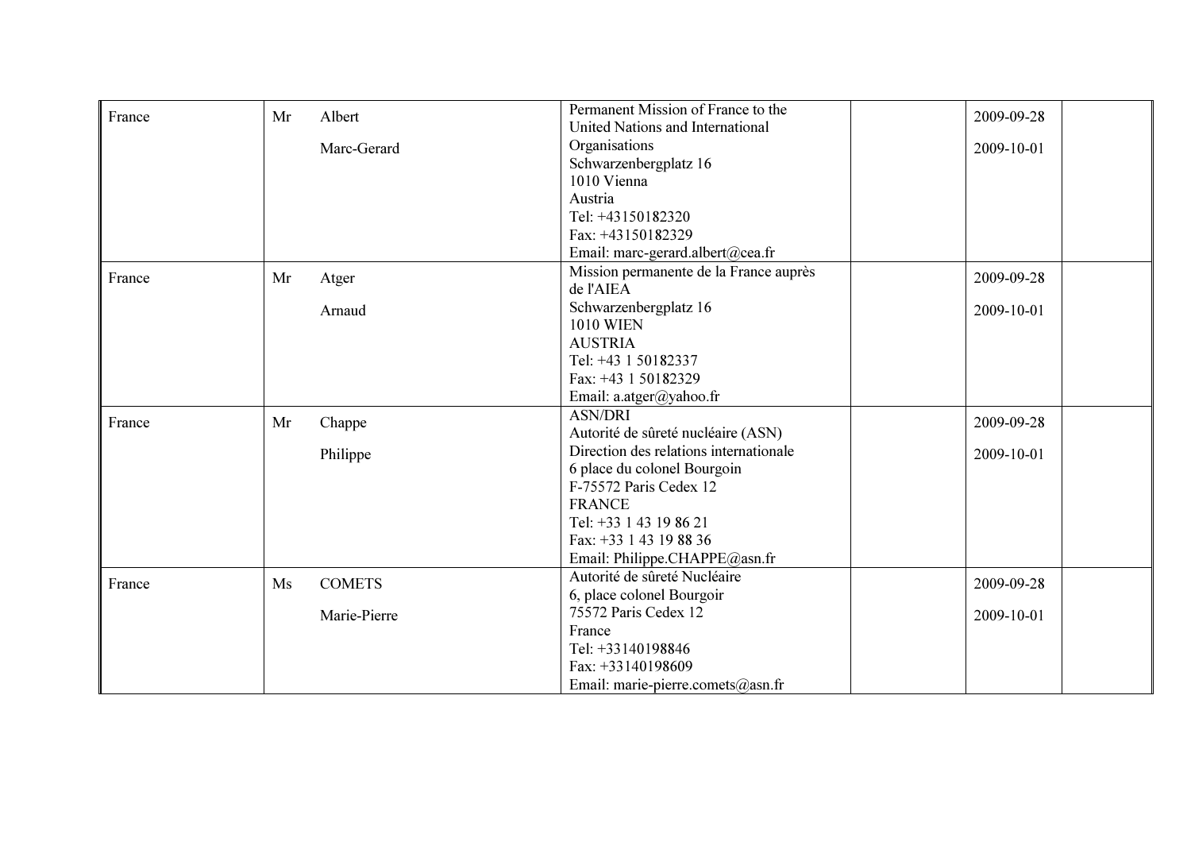| France | Mr | Albert<br><br>Marc-Gerard | Permanent Mission of France to the United Nations and International Organisations<br>Schwarzenbergplatz 16<br>1010 Vienna<br>Austria<br>Tel: +43150182320<br>Fax: +43150182329<br>Email: marc-gerard.albert@cea.fr | | 2009-09-28<br><br>2009-10-01 | |
|---|---|---|---|---|---|---|
| France | Mr | Atger<br><br>Arnaud | Mission permanente de la France auprès de l'AIEA<br>Schwarzenbergplatz 16<br>1010 WIEN<br>AUSTRIA<br>Tel: +43 1 50182337<br>Fax: +43 1 50182329<br>Email: a.atger@yahoo.fr | | 2009-09-28<br><br>2009-10-01 | |
| France | Mr | Chappe<br><br>Philippe | ASN/DRI<br>Autorité de sûreté nucléaire (ASN)<br>Direction des relations internationale<br>6 place du colonel Bourgoin<br>F-75572 Paris Cedex 12<br>FRANCE<br>Tel: +33 1 43 19 86 21<br>Fax: +33 1 43 19 88 36<br>Email: Philippe.CHAPPE@asn.fr | | 2009-09-28<br><br>2009-10-01 | |
| France | Ms | COMETS<br><br>Marie-Pierre | Autorité de sûreté Nucléaire<br>6, place colonel Bourgoir<br>75572 Paris Cedex 12<br>France<br>Tel: +33140198846<br>Fax: +33140198609<br>Email: marie-pierre.comets@asn.fr | | 2009-09-28<br><br>2009-10-01 | |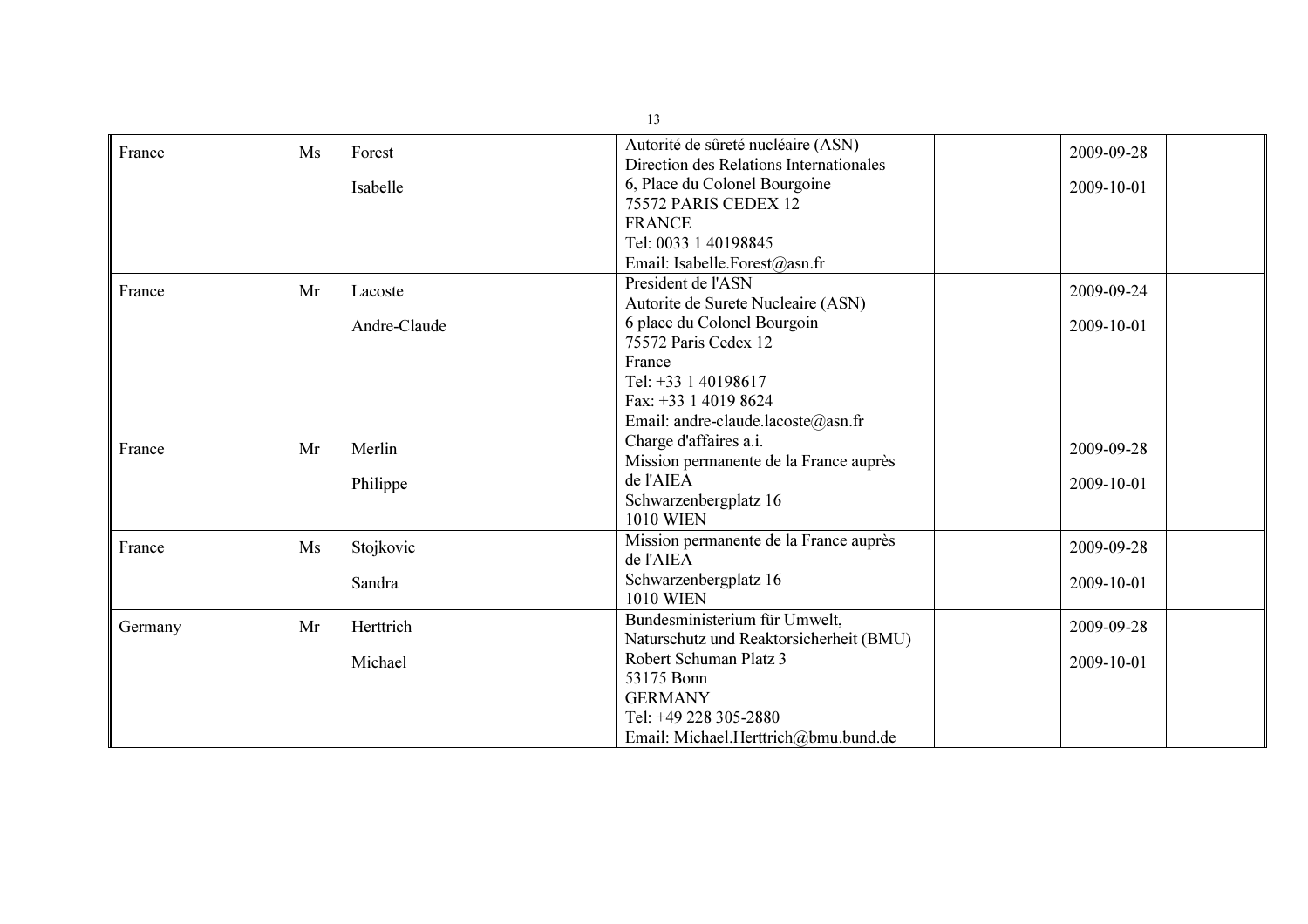| | | | | | | |
|---|---|---|---|---|---|---|
| France | Ms | Forest<br><br>Isabelle | Autorité de sûreté nucléaire (ASN)<br>Direction des Relations Internationales<br>6, Place du Colonel Bourgoine<br>75572 PARIS CEDEX 12<br>FRANCE<br>Tel: 0033 1 40198845<br>Email: Isabelle.Forest@asn.fr | | 2009-09-28<br><br>2009-10-01 | |
| France | Mr | Lacoste<br><br>Andre-Claude | President de l'ASN<br>Autorite de Surete Nucleaire (ASN)<br>6 place du Colonel Bourgoin<br>75572 Paris Cedex 12<br>France<br>Tel: +33 1 40198617<br>Fax: +33 1 4019 8624<br>Email: andre-claude.lacoste@asn.fr | | 2009-09-24<br><br>2009-10-01 | |
| France | Mr | Merlin<br><br>Philippe | Charge d'affaires a.i.<br>Mission permanente de la France auprès de l'AIEA<br>Schwarzenbergplatz 16<br>1010 WIEN | | 2009-09-28<br><br>2009-10-01 | |
| France | Ms | Stojkovic<br><br>Sandra | Mission permanente de la France auprès de l'AIEA<br>Schwarzenbergplatz 16<br>1010 WIEN | | 2009-09-28<br><br>2009-10-01 | |
| Germany | Mr | Herttrich<br><br>Michael | Bundesministerium für Umwelt, Naturschutz und Reaktorsicherheit (BMU)<br>Robert Schuman Platz 3<br>53175 Bonn<br>GERMANY<br>Tel: +49 228 305-2880<br>Email: Michael.Herttrich@bmu.bund.de | | 2009-09-28<br><br>2009-10-01 | |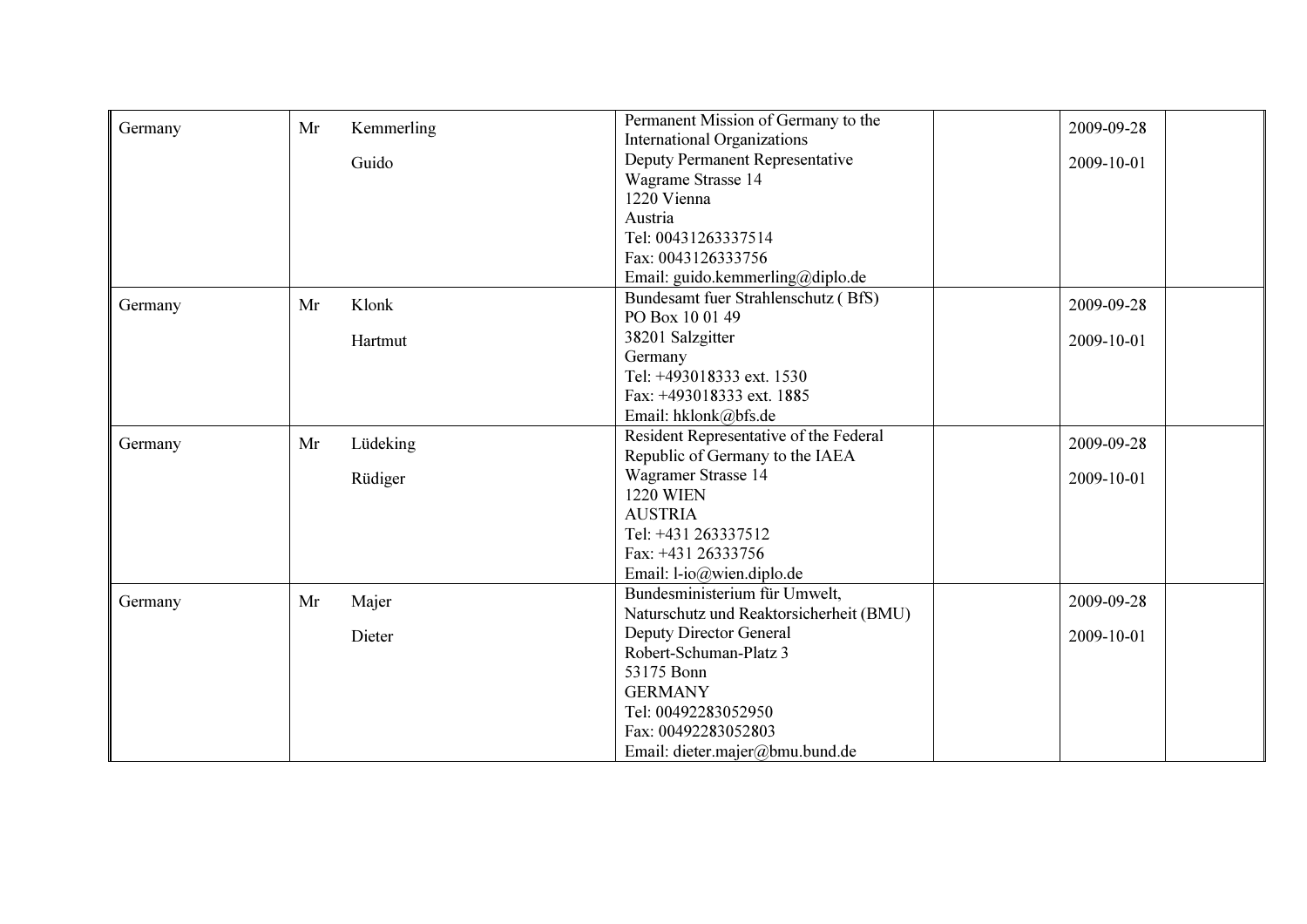| | | | | | | |
|---|---|---|---|---|---|---|
| Germany | Mr | Kemmerling<br><br>Guido | Permanent Mission of Germany to the International Organizations<br>Deputy Permanent Representative<br>Wagrame Strasse 14<br>1220 Vienna<br>Austria<br>Tel: 00431263337514<br>Fax: 0043126333756<br>Email: guido.kemmerling@diplo.de | | 2009-09-28<br><br>2009-10-01 | |
| Germany | Mr | Klonk<br><br>Hartmut | Bundesamt fuer Strahlenschutz ( BfS)<br>PO Box 10 01 49<br>38201 Salzgitter<br>Germany<br>Tel: +493018333 ext. 1530<br>Fax: +493018333 ext. 1885<br>Email: hklonk@bfs.de | | 2009-09-28<br><br>2009-10-01 | |
| Germany | Mr | Lüdeking<br><br>Rüdiger | Resident Representative of the Federal Republic of Germany to the IAEA<br>Wagramer Strasse 14<br>1220 WIEN<br>AUSTRIA<br>Tel: +431 263337512<br>Fax: +431 26333756<br>Email: l-io@wien.diplo.de | | 2009-09-28<br><br>2009-10-01 | |
| Germany | Mr | Majer<br><br>Dieter | Bundesministerium für Umwelt, Naturschutz und Reaktorsicherheit (BMU)<br>Deputy Director General<br>Robert-Schuman-Platz 3<br>53175 Bonn<br>GERMANY<br>Tel: 00492283052950<br>Fax: 00492283052803<br>Email: dieter.majer@bmu.bund.de | | 2009-09-28<br><br>2009-10-01 | |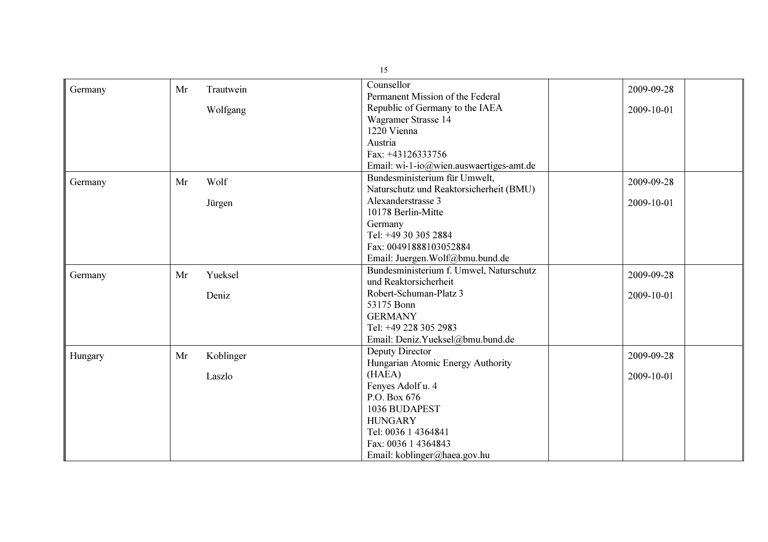| Germany | Mr | Trautwein<br><br>Wolfgang | Counsellor<br>Permanent Mission of the Federal Republic of Germany to the IAEA<br>Wagramer Strasse 14<br>1220 Vienna<br>Austria<br>Fax: +43126333756<br>Email: wi-1-io@wien.auswaertiges-amt.de | | 2009-09-28<br><br>2009-10-01 | |
|---|---|---|---|---|---|---|
| Germany | Mr | Wolf<br><br>Jürgen | Bundesministerium für Umwelt, Naturschutz und Reaktorsicherheit (BMU)<br>Alexanderstrasse 3<br>10178 Berlin-Mitte<br>Germany<br>Tel: +49 30 305 2884<br>Fax: 00491888103052884<br>Email: Juergen.Wolf@bmu.bund.de | | 2009-09-28<br><br>2009-10-01 | |
| Germany | Mr | Yueksel<br><br>Deniz | Bundesministerium f. Umwel, Naturschutz und Reaktorsicherheit<br>Robert-Schuman-Platz 3<br>53175 Bonn<br>GERMANY<br>Tel: +49 228 305 2983<br>Email: Deniz.Yueksel@bmu.bund.de | | 2009-09-28<br><br>2009-10-01 | |
| Hungary | Mr | Koblinger<br><br>Laszlo | Deputy Director<br>Hungarian Atomic Energy Authority (HAEA)<br>Fenyes Adolf u. 4<br>P.O. Box 676<br>1036 BUDAPEST<br>HUNGARY<br>Tel: 0036 1 4364841<br>Fax: 0036 1 4364843<br>Email: koblinger@haea.gov.hu | | 2009-09-28<br><br>2009-10-01 | |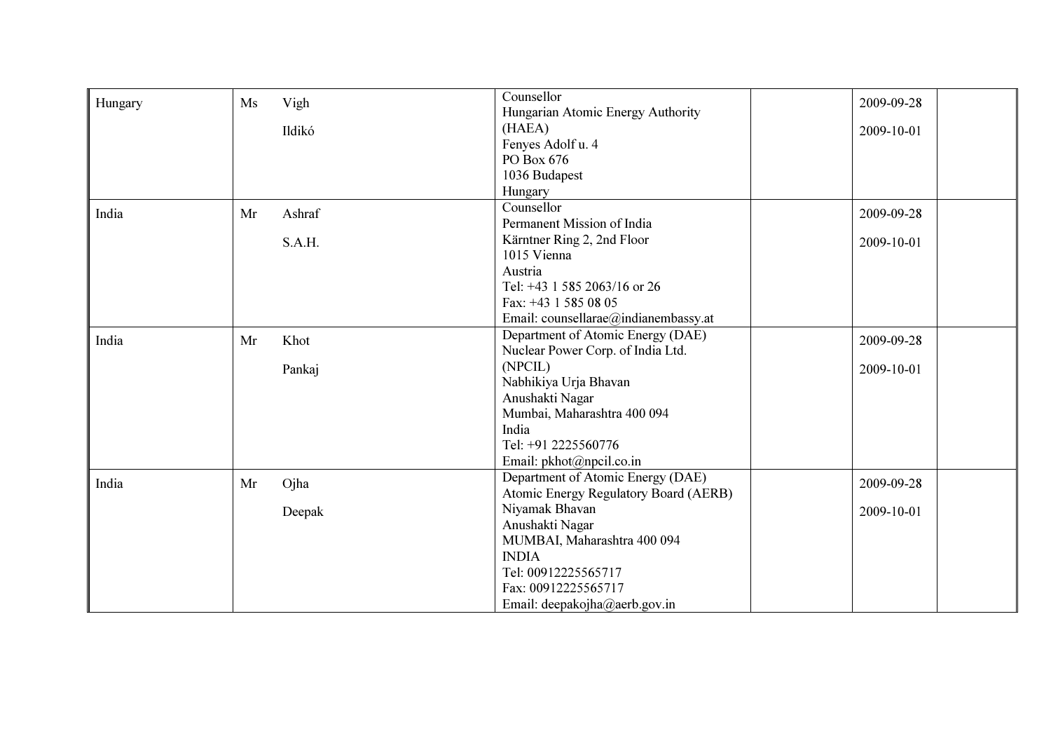| | | | | | | |
|---|---|---|---|---|---|---|
| Hungary | Ms | Vigh<br><br>Ildikó | Counsellor<br>Hungarian Atomic Energy Authority (HAEA)<br>Fenyes Adolf u. 4<br>PO Box 676<br>1036 Budapest<br>Hungary | | 2009-09-28<br><br>2009-10-01 | |
| India | Mr | Ashraf<br><br>S.A.H. | Counsellor<br>Permanent Mission of India<br>Kärntner Ring 2, 2nd Floor<br>1015 Vienna<br>Austria<br>Tel: +43 1 585 2063/16 or 26<br>Fax: +43 1 585 08 05<br>Email: counsellarae@indianembassy.at | | 2009-09-28<br><br>2009-10-01 | |
| India | Mr | Khot<br><br>Pankaj | Department of Atomic Energy (DAE)<br>Nuclear Power Corp. of India Ltd. (NPCIL)<br>Nabhikiya Urja Bhavan<br>Anushakti Nagar<br>Mumbai, Maharashtra 400 094<br>India<br>Tel: +91 2225560776<br>Email: pkhot@npcil.co.in | | 2009-09-28<br><br>2009-10-01 | |
| India | Mr | Ojha<br><br>Deepak | Department of Atomic Energy (DAE)<br>Atomic Energy Regulatory Board (AERB)<br>Niyamak Bhavan<br>Anushakti Nagar<br>MUMBAI, Maharashtra 400 094<br>INDIA<br>Tel: 00912225565717<br>Fax: 00912225565717<br>Email: deepakojha@aerb.gov.in | | 2009-09-28<br><br>2009-10-01 | |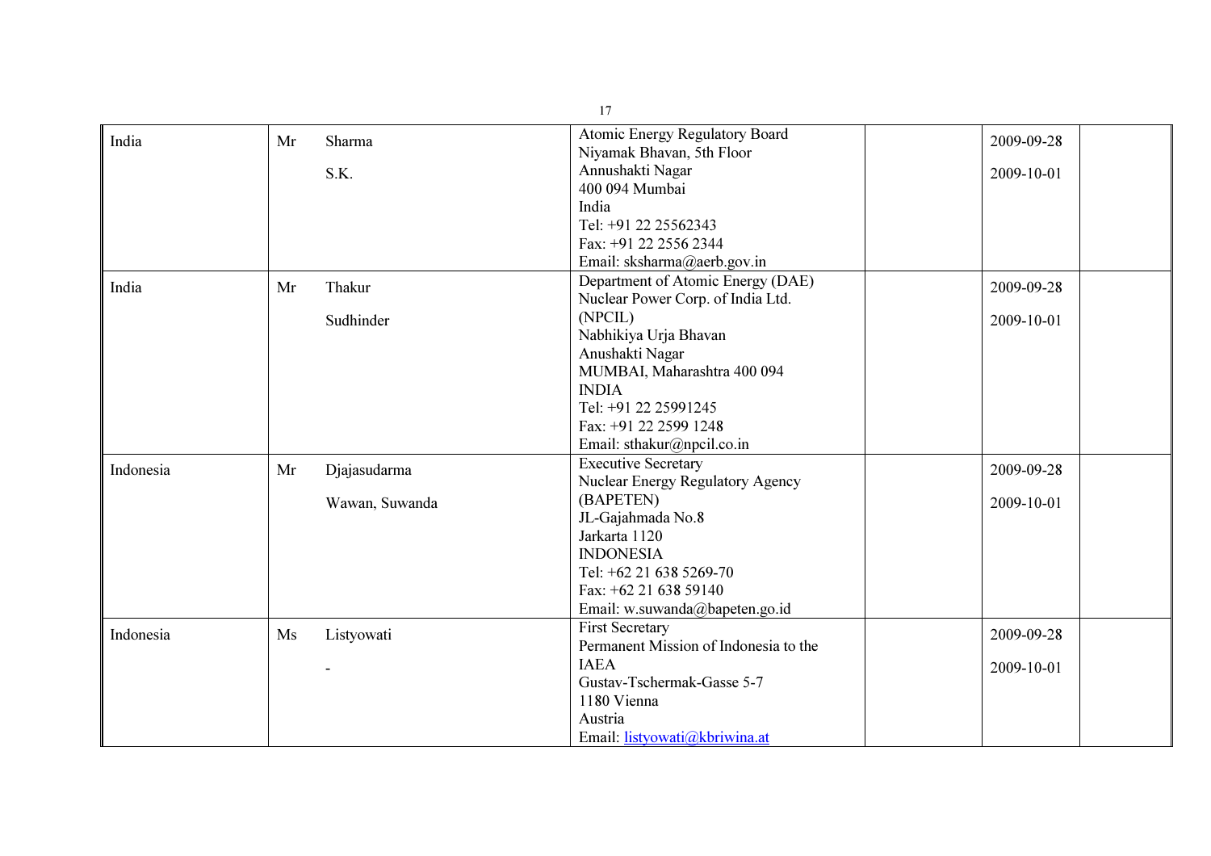| | | | | | | |
|---|---|---|---|---|---|---|
| India | Mr | Sharma<br><br>S.K. | Atomic Energy Regulatory Board<br>Niyamak Bhavan, 5th Floor<br>Annushakti Nagar<br>400 094 Mumbai<br>India<br>Tel: +91 22 25562343<br>Fax: +91 22 2556 2344<br>Email: sksharma@aerb.gov.in | | 2009-09-28<br><br>2009-10-01 | |
| India | Mr | Thakur<br><br>Sudhinder | Department of Atomic Energy (DAE)<br>Nuclear Power Corp. of India Ltd. (NPCIL)<br>Nabhikiya Urja Bhavan<br>Anushakti Nagar<br>MUMBAI, Maharashtra 400 094<br>INDIA<br>Tel: +91 22 25991245<br>Fax: +91 22 2599 1248<br>Email: sthakur@npcil.co.in | | 2009-09-28<br><br>2009-10-01 | |
| Indonesia | Mr | Djajasudarma<br><br>Wawan, Suwanda | Executive Secretary<br>Nuclear Energy Regulatory Agency (BAPETEN)<br>JL-Gajahmada No.8<br>Jarkarta 1120<br>INDONESIA<br>Tel: +62 21 638 5269-70<br>Fax: +62 21 638 59140<br>Email: w.suwanda@bapeten.go.id | | 2009-09-28<br><br>2009-10-01 | |
| Indonesia | Ms | Listyowati<br><br>- | First Secretary<br>Permanent Mission of Indonesia to the IAEA<br>Gustav-Tschermak-Gasse 5-7<br>1180 Vienna<br>Austria<br>Email: listyowati@kbriwina.at | | 2009-09-28<br><br>2009-10-01 | |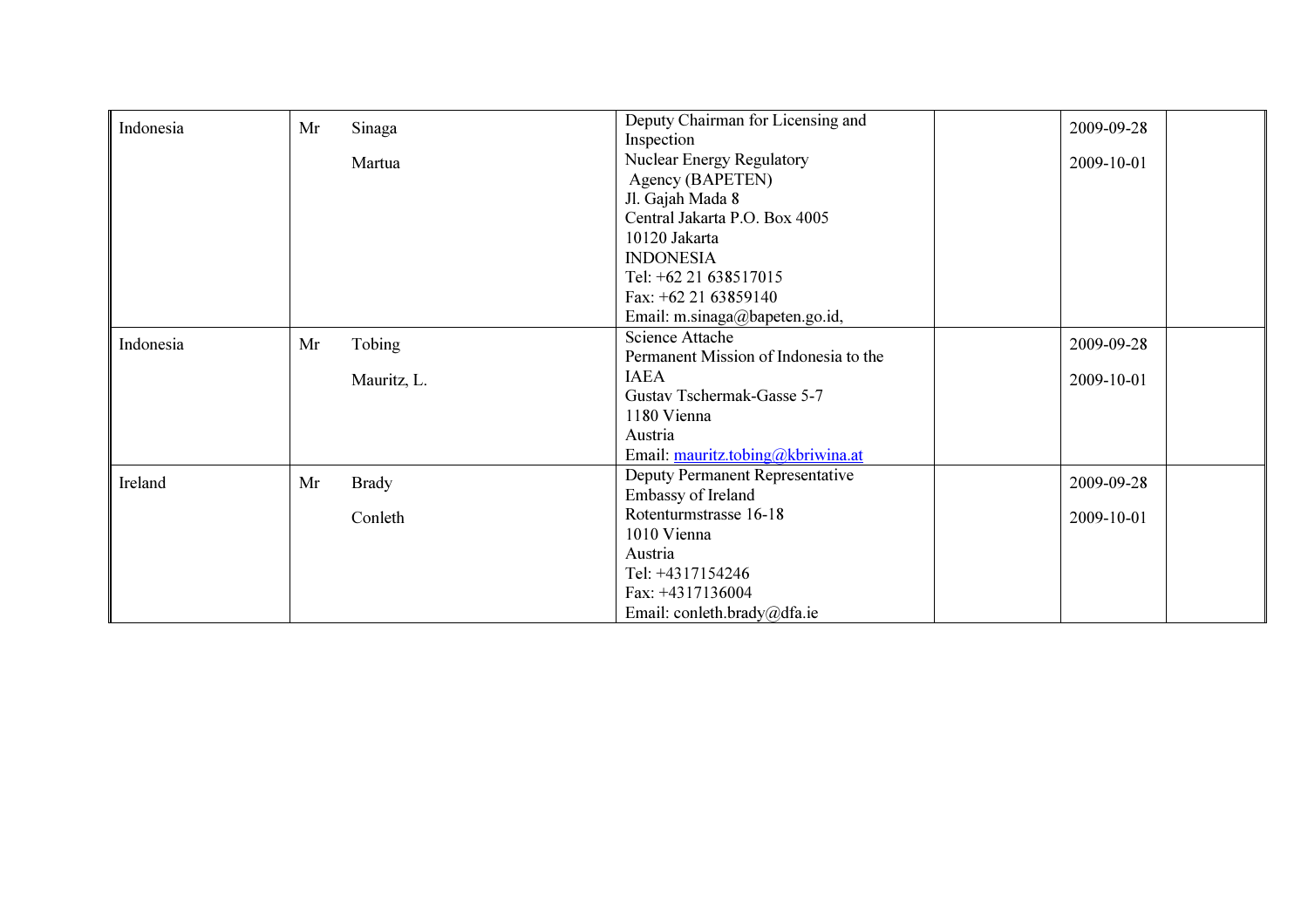| Indonesia | Mr | Sinaga<br><br>Martua | Deputy Chairman for Licensing and Inspection<br>Nuclear Energy Regulatory Agency (BAPETEN)<br>Jl. Gajah Mada 8<br>Central Jakarta P.O. Box 4005<br>10120 Jakarta<br>INDONESIA<br>Tel: +62 21 638517015<br>Fax: +62 21 63859140<br>Email: m.sinaga@bapeten.go.id, | | 2009-09-28<br><br>2009-10-01 | |
|---|---|---|---|---|---|---|
| Indonesia | Mr | Tobing<br><br>Mauritz, L. | Science Attache<br>Permanent Mission of Indonesia to the IAEA<br>Gustav Tschermak-Gasse 5-7<br>1180 Vienna<br>Austria<br>Email: mauritz.tobing@kbriwina.at | | 2009-09-28<br><br>2009-10-01 | |
| Ireland | Mr | Brady<br><br>Conleth | Deputy Permanent Representative<br>Embassy of Ireland<br>Rotenturmstrasse 16-18<br>1010 Vienna<br>Austria<br>Tel: +4317154246<br>Fax: +4317136004<br>Email: conleth.brady@dfa.ie | | 2009-09-28<br><br>2009-10-01 | |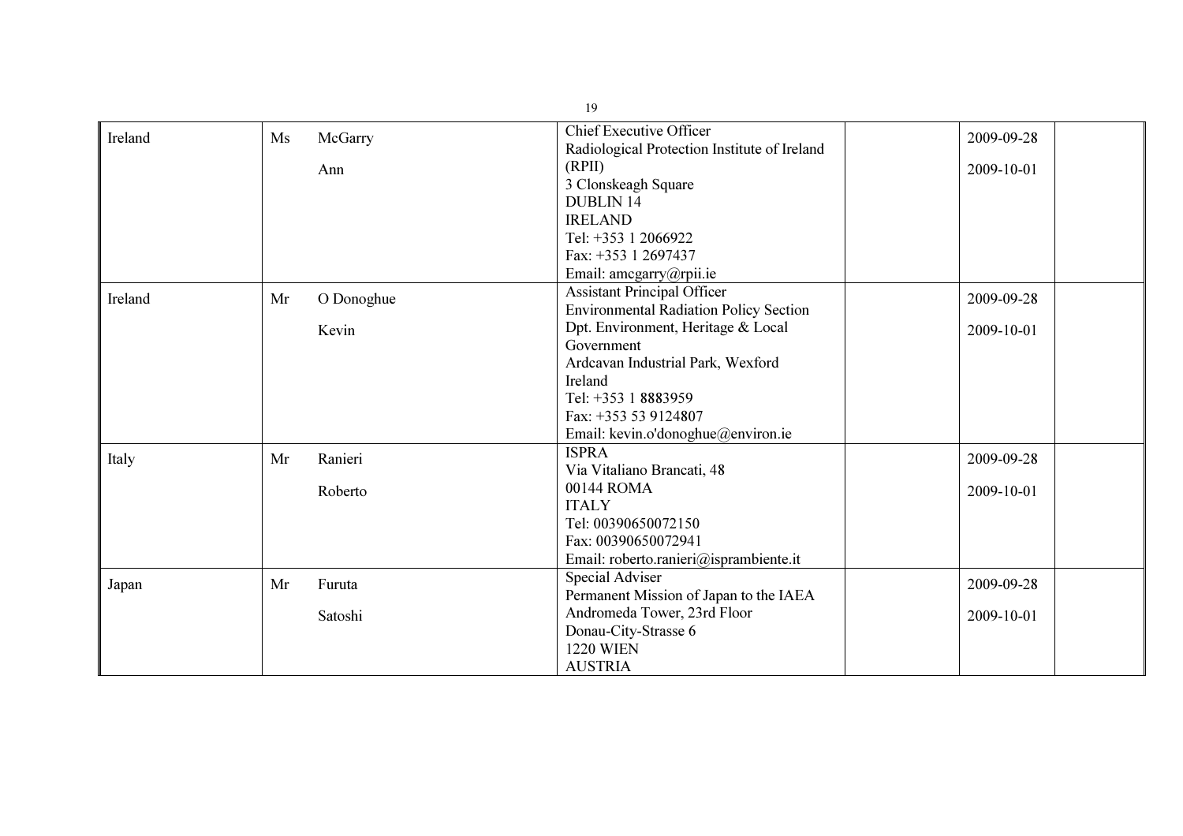| Ireland | Ms | McGarry<br><br>Ann | Chief Executive Officer<br>Radiological Protection Institute of Ireland (RPII)<br>3 Clonskeagh Square<br>DUBLIN 14<br>IRELAND<br>Tel: +353 1 2066922<br>Fax: +353 1 2697437<br>Email: amcgarry@rpii.ie | | 2009-09-28<br><br>2009-10-01 | |
|---|---|---|---|---|---|---|
| Ireland | Mr | O Donoghue<br><br>Kevin | Assistant Principal Officer<br>Environmental Radiation Policy Section<br>Dpt. Environment, Heritage & Local Government<br>Ardcavan Industrial Park, Wexford<br>Ireland<br>Tel: +353 1 8883959<br>Fax: +353 53 9124807<br>Email: kevin.o'donoghue@environ.ie | | 2009-09-28<br><br>2009-10-01 | |
| Italy | Mr | Ranieri<br><br>Roberto | ISPRA<br>Via Vitaliano Brancati, 48<br>00144 ROMA<br>ITALY<br>Tel: 00390650072150<br>Fax: 00390650072941<br>Email: roberto.ranieri@isprambiente.it | | 2009-09-28<br><br>2009-10-01 | |
| Japan | Mr | Furuta<br><br>Satoshi | Special Adviser<br>Permanent Mission of Japan to the IAEA<br>Andromeda Tower, 23rd Floor<br>Donau-City-Strasse 6<br>1220 WIEN<br>AUSTRIA | | 2009-09-28<br><br>2009-10-01 | |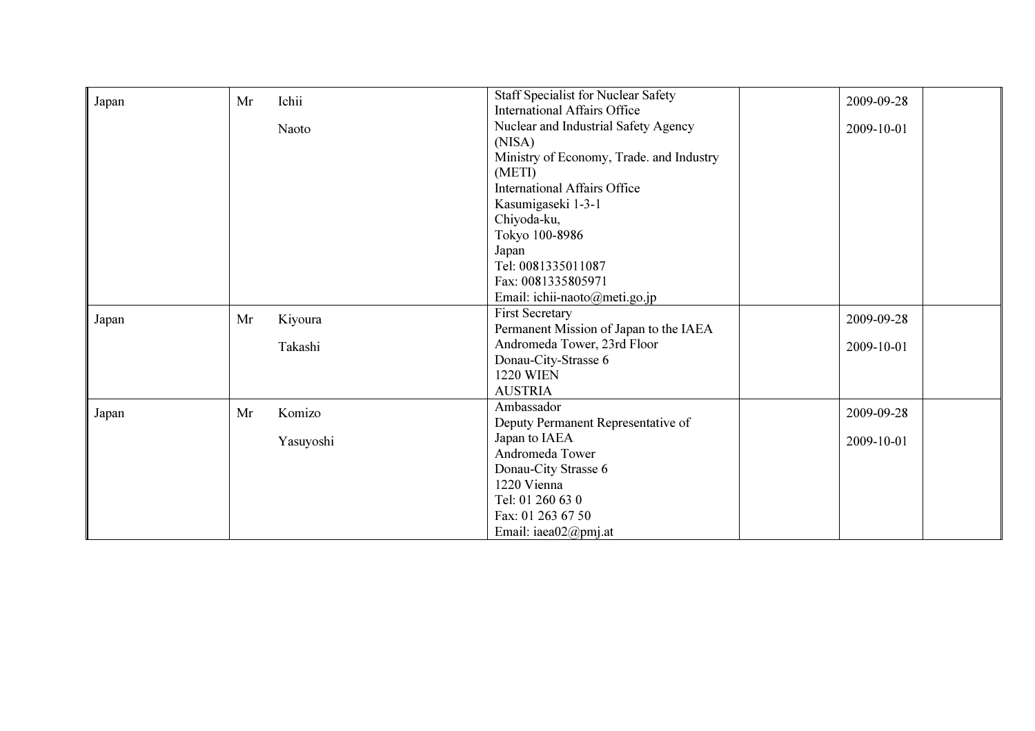| | | | | | | |
|---|---|---|---|---|---|---|
| Japan | Mr | Ichii<br><br>Naoto | Staff Specialist for Nuclear Safety<br>International Affairs Office<br>Nuclear and Industrial Safety Agency (NISA)<br>Ministry of Economy, Trade. and Industry (METI)<br>International Affairs Office<br>Kasumigaseki 1-3-1<br>Chiyoda-ku,<br>Tokyo 100-8986<br>Japan<br>Tel: 0081335011087<br>Fax: 0081335805971<br>Email: ichii-naoto@meti.go.jp | | 2009-09-28<br><br>2009-10-01 | |
| Japan | Mr | Kiyoura<br><br>Takashi | First Secretary<br>Permanent Mission of Japan to the IAEA<br>Andromeda Tower, 23rd Floor<br>Donau-City-Strasse 6<br>1220 WIEN<br>AUSTRIA | | 2009-09-28<br><br>2009-10-01 | |
| Japan | Mr | Komizo<br><br>Yasuyoshi | Ambassador<br>Deputy Permanent Representative of Japan to IAEA<br>Andromeda Tower<br>Donau-City Strasse 6<br>1220 Vienna<br>Tel: 01 260 63 0<br>Fax: 01 263 67 50<br>Email: iaea02@pmj.at | | 2009-09-28<br><br>2009-10-01 | |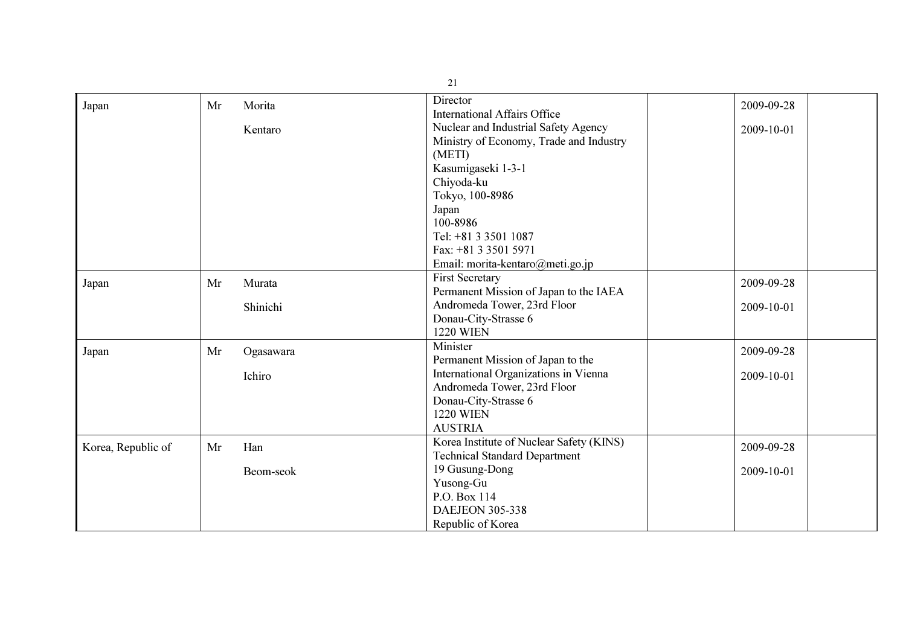| | | | | | | |
|---|---|---|---|---|---|---|
| Japan | Mr | Morita<br><br>Kentaro | Director<br>International Affairs Office<br>Nuclear and Industrial Safety Agency<br>Ministry of Economy, Trade and Industry (METI)<br>Kasumigaseki 1-3-1<br>Chiyoda-ku<br>Tokyo, 100-8986<br>Japan<br>100-8986<br>Tel: +81 3 3501 1087<br>Fax: +81 3 3501 5971<br>Email: morita-kentaro@meti.go.jp | | 2009-09-28<br><br>2009-10-01 | |
| Japan | Mr | Murata<br><br>Shinichi | First Secretary<br>Permanent Mission of Japan to the IAEA<br>Andromeda Tower, 23rd Floor<br>Donau-City-Strasse 6<br>1220 WIEN | | 2009-09-28<br><br>2009-10-01 | |
| Japan | Mr | Ogasawara<br><br>Ichiro | Minister<br>Permanent Mission of Japan to the International Organizations in Vienna<br>Andromeda Tower, 23rd Floor<br>Donau-City-Strasse 6<br>1220 WIEN<br>AUSTRIA | | 2009-09-28<br><br>2009-10-01 | |
| Korea, Republic of | Mr | Han<br><br>Beom-seok | Korea Institute of Nuclear Safety (KINS)<br>Technical Standard Department<br>19 Gusung-Dong<br>Yusong-Gu<br>P.O. Box 114<br>DAEJEON 305-338<br>Republic of Korea | | 2009-09-28<br><br>2009-10-01 | |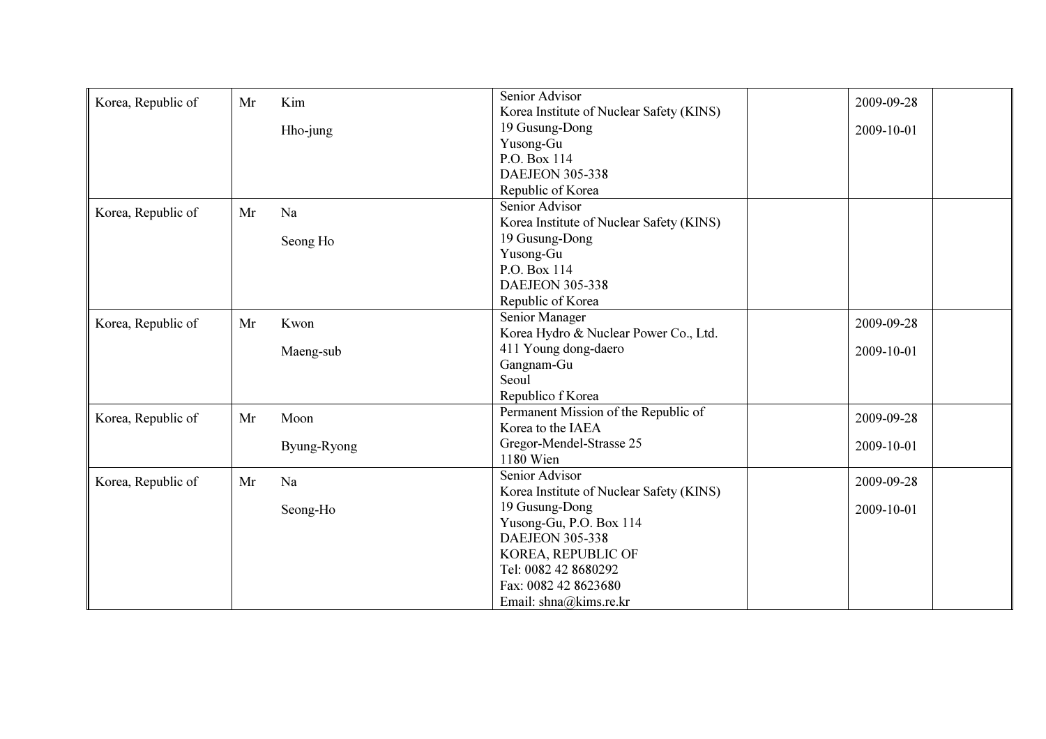| | | | | | | |
|---|---|---|---|---|---|---|
| Korea, Republic of | Mr | Kim<br><br>Hho-jung | Senior Advisor<br>Korea Institute of Nuclear Safety (KINS)<br>19 Gusung-Dong<br>Yusong-Gu<br>P.O. Box 114<br>DAEJEON 305-338<br>Republic of Korea | | 2009-09-28<br><br>2009-10-01 | |
| Korea, Republic of | Mr | Na<br><br>Seong Ho | Senior Advisor<br>Korea Institute of Nuclear Safety (KINS)<br>19 Gusung-Dong<br>Yusong-Gu<br>P.O. Box 114<br>DAEJEON 305-338<br>Republic of Korea | | | |
| Korea, Republic of | Mr | Kwon<br><br>Maeng-sub | Senior Manager<br>Korea Hydro & Nuclear Power Co., Ltd.<br>411 Young dong-daero<br>Gangnam-Gu<br>Seoul<br>Republico f Korea | | 2009-09-28<br><br>2009-10-01 | |
| Korea, Republic of | Mr | Moon<br><br>Byung-Ryong | Permanent Mission of the Republic of Korea to the IAEA<br>Gregor-Mendel-Strasse 25<br>1180 Wien | | 2009-09-28<br><br>2009-10-01 | |
| Korea, Republic of | Mr | Na<br><br>Seong-Ho | Senior Advisor<br>Korea Institute of Nuclear Safety (KINS)<br>19 Gusung-Dong<br>Yusong-Gu, P.O. Box 114<br>DAEJEON 305-338<br>KOREA, REPUBLIC OF<br>Tel: 0082 42 8680292<br>Fax: 0082 42 8623680<br>Email: shna@kims.re.kr | | 2009-09-28<br><br>2009-10-01 | |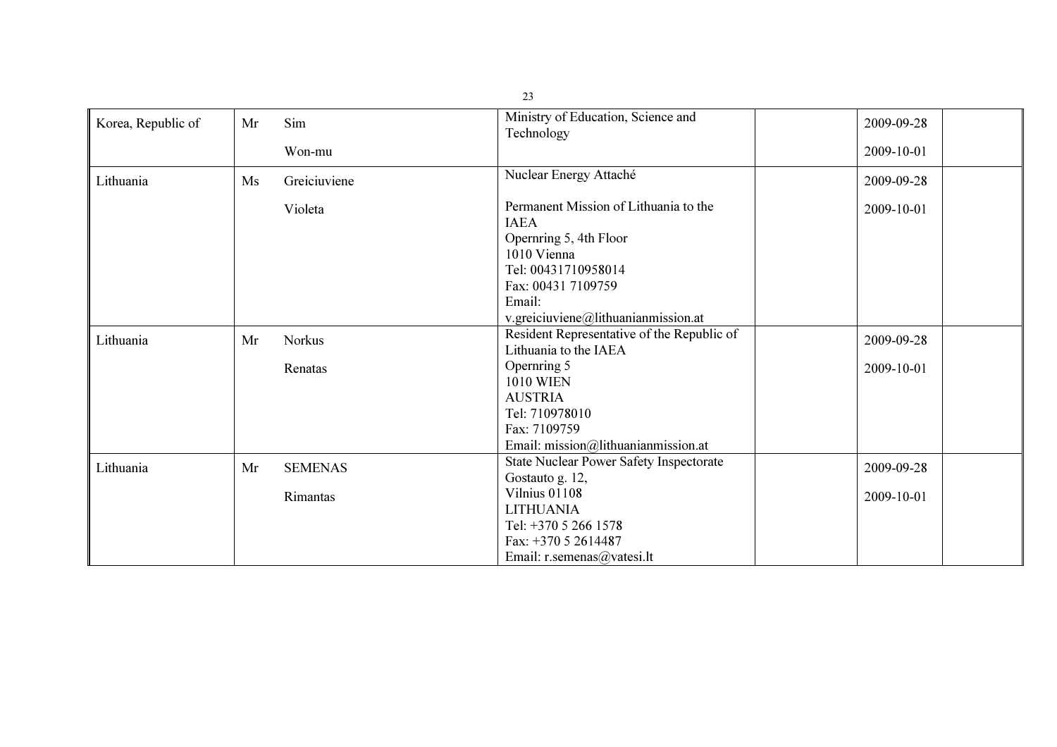| Korea, Republic of | Mr | Sim<br>Won-mu | Ministry of Education, Science and Technology | | 2009-09-28<br>2009-10-01 | |
|---|---|---|---|---|---|---|
| Lithuania | Ms | Greiciuviene<br>Violeta | Nuclear Energy Attaché<br>Permanent Mission of Lithuania to the IAEA<br>Opernring 5, 4th Floor<br>1010 Vienna<br>Tel: 00431710958014<br>Fax: 00431 7109759<br>Email: v.greiciuviene@lithuanianmission.at | | 2009-09-28<br>2009-10-01 | |
| Lithuania | Mr | Norkus<br>Renatas | Resident Representative of the Republic of Lithuania to the IAEA<br>Opernring 5<br>1010 WIEN<br>AUSTRIA<br>Tel: 710978010<br>Fax: 7109759<br>Email: mission@lithuanianmission.at | | 2009-09-28<br>2009-10-01 | |
| Lithuania | Mr | SEMENAS<br>Rimantas | State Nuclear Power Safety Inspectorate<br>Gostauto g. 12,<br>Vilnius 01108<br>LITHUANIA<br>Tel: +370 5 266 1578<br>Fax: +370 5 2614487<br>Email: r.semenas@vatesi.lt | | 2009-09-28<br>2009-10-01 | |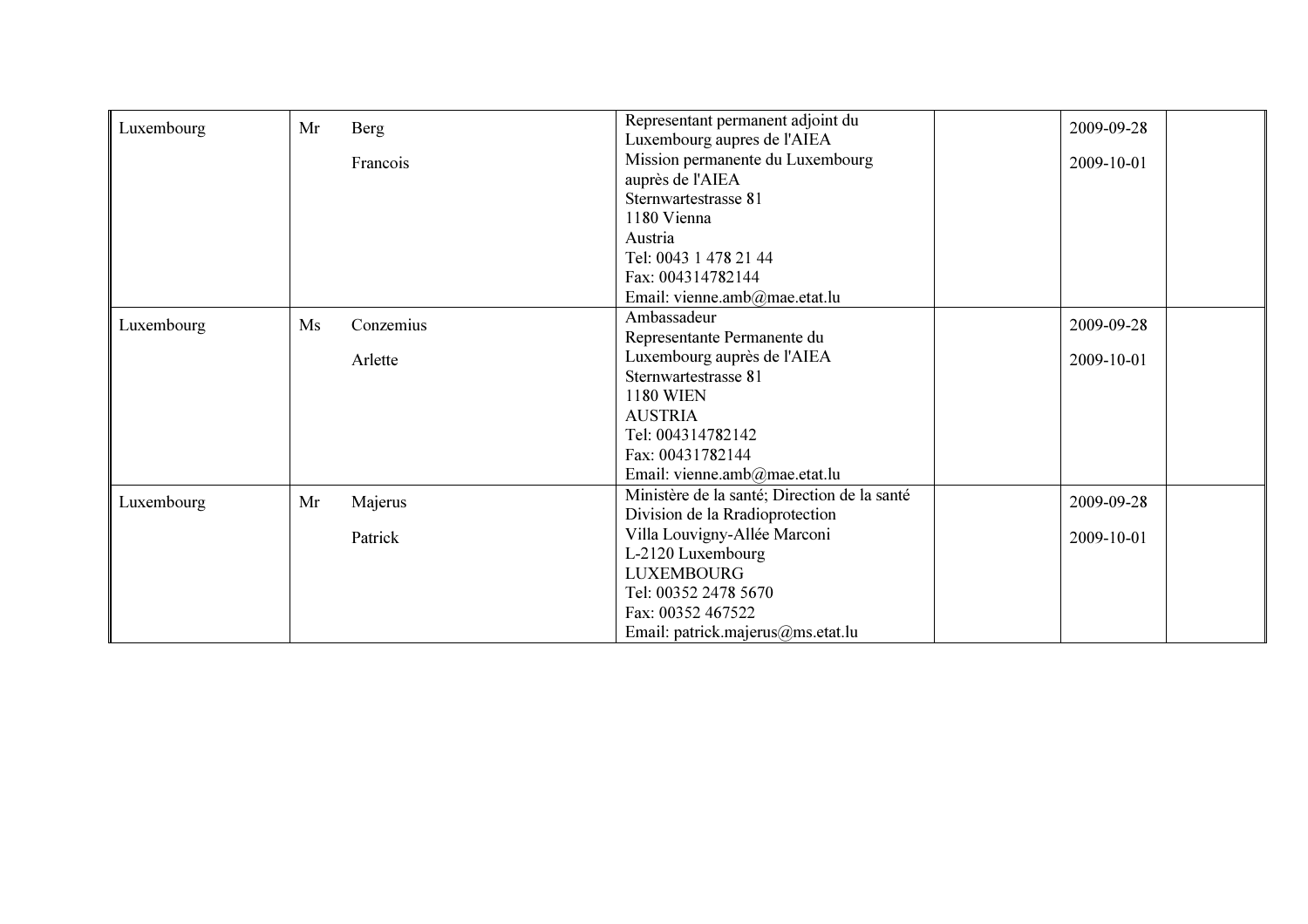| | | | | | | |
|---|---|---|---|---|---|---|
| Luxembourg | Mr | Berg<br><br>Francois | Representant permanent adjoint du Luxembourg aupres de l'AIEA<br>Mission permanente du Luxembourg auprès de l'AIEA<br>Sternwartestrasse 81<br>1180 Vienna<br>Austria<br>Tel: 0043 1 478 21 44<br>Fax: 004314782144<br>Email: vienne.amb@mae.etat.lu | | 2009-09-28<br><br>2009-10-01 | |
| Luxembourg | Ms | Conzemius<br><br>Arlette | Ambassadeur<br>Representante Permanente du Luxembourg auprès de l'AIEA<br>Sternwartestrasse 81<br>1180 WIEN<br>AUSTRIA<br>Tel: 004314782142<br>Fax: 00431782144<br>Email: vienne.amb@mae.etat.lu | | 2009-09-28<br><br>2009-10-01 | |
| Luxembourg | Mr | Majerus<br><br>Patrick | Ministère de la santé; Direction de la santé<br>Division de la Rradioprotection<br>Villa Louvigny-Allée Marconi<br>L-2120 Luxembourg<br>LUXEMBOURG<br>Tel: 00352 2478 5670<br>Fax: 00352 467522<br>Email: patrick.majerus@ms.etat.lu | | 2009-09-28<br><br>2009-10-01 | |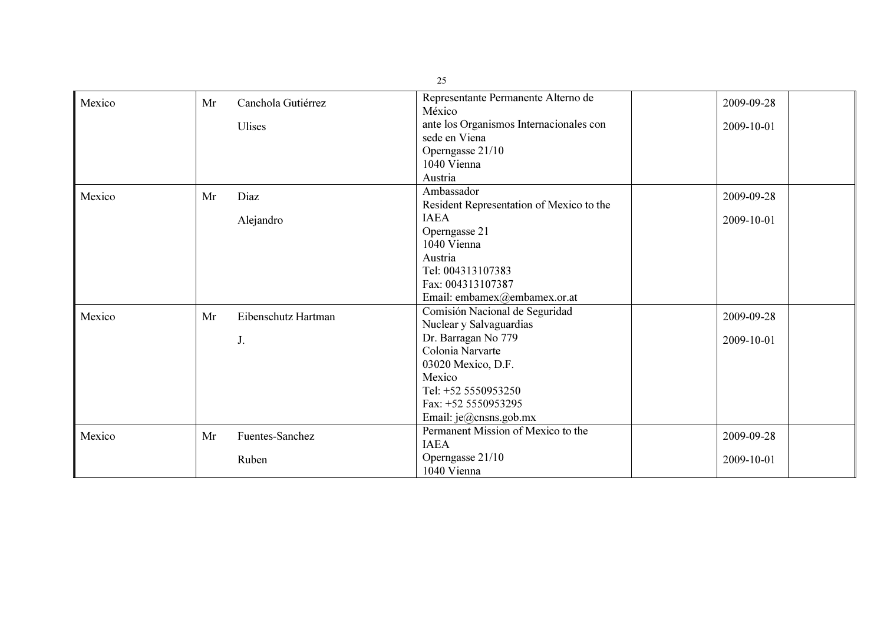| | | | | | | |
|---|---|---|---|---|---|---|
| Mexico | Mr | Canchola Gutiérrez<br><br>Ulises | Representante Permanente Alterno de México<br>ante los Organismos Internacionales con sede en Viena<br>Operngasse 21/10<br>1040 Vienna<br>Austria | | 2009-09-28<br><br>2009-10-01 | |
| Mexico | Mr | Diaz<br><br>Alejandro | Ambassador<br>Resident Representation of Mexico to the IAEA<br>Operngasse 21<br>1040 Vienna<br>Austria<br>Tel: 004313107383<br>Fax: 004313107387<br>Email: embamex@embamex.or.at | | 2009-09-28<br><br>2009-10-01 | |
| Mexico | Mr | Eibenschutz Hartman<br><br>J. | Comisión Nacional de Seguridad Nuclear y Salvaguardias<br>Dr. Barragan No 779<br>Colonia Narvarte<br>03020 Mexico, D.F.<br>Mexico<br>Tel: +52 5550953250<br>Fax: +52 5550953295<br>Email: je@cnsns.gob.mx | | 2009-09-28<br><br>2009-10-01 | |
| Mexico | Mr | Fuentes-Sanchez<br><br>Ruben | Permanent Mission of Mexico to the IAEA<br>Operngasse 21/10<br>1040 Vienna | | 2009-09-28<br><br>2009-10-01 | |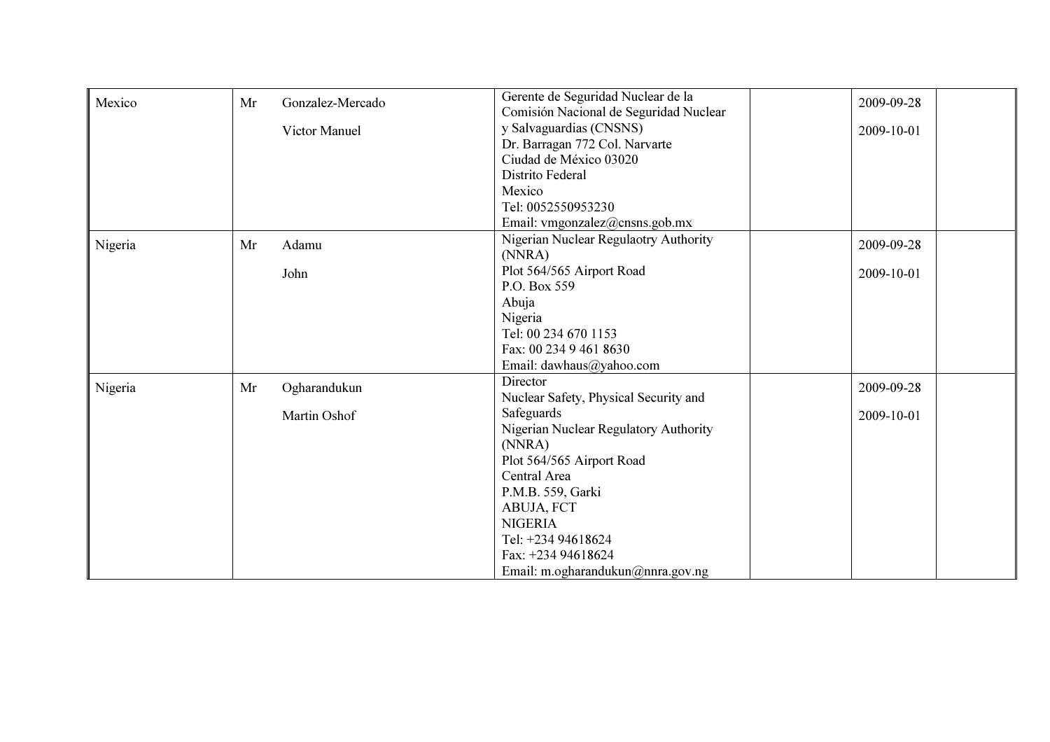| | | | | | | |
|---|---|---|---|---|---|---|
| Mexico | Mr | Gonzalez-Mercado<br><br>Victor Manuel | Gerente de Seguridad Nuclear de la Comisión Nacional de Seguridad Nuclear y Salvaguardias (CNSNS)<br>Dr. Barragan 772 Col. Narvarte<br>Ciudad de México 03020<br>Distrito Federal<br>Mexico<br>Tel: 0052550953230<br>Email: vmgonzalez@cnsns.gob.mx | | 2009-09-28<br><br>2009-10-01 | |
| Nigeria | Mr | Adamu<br><br>John | Nigerian Nuclear Regulaotry Authority (NNRA)<br>Plot 564/565 Airport Road<br>P.O. Box 559<br>Abuja<br>Nigeria<br>Tel: 00 234 670 1153<br>Fax: 00 234 9 461 8630<br>Email: dawhaus@yahoo.com | | 2009-09-28<br><br>2009-10-01 | |
| Nigeria | Mr | Ogharandukun<br><br>Martin Oshof | Director<br>Nuclear Safety, Physical Security and Safeguards<br>Nigerian Nuclear Regulatory Authority (NNRA)<br>Plot 564/565 Airport Road<br>Central Area<br>P.M.B. 559, Garki<br>ABUJA, FCT<br>NIGERIA<br>Tel: +234 94618624<br>Fax: +234 94618624<br>Email: m.ogharandukun@nnra.gov.ng | | 2009-09-28<br><br>2009-10-01 | |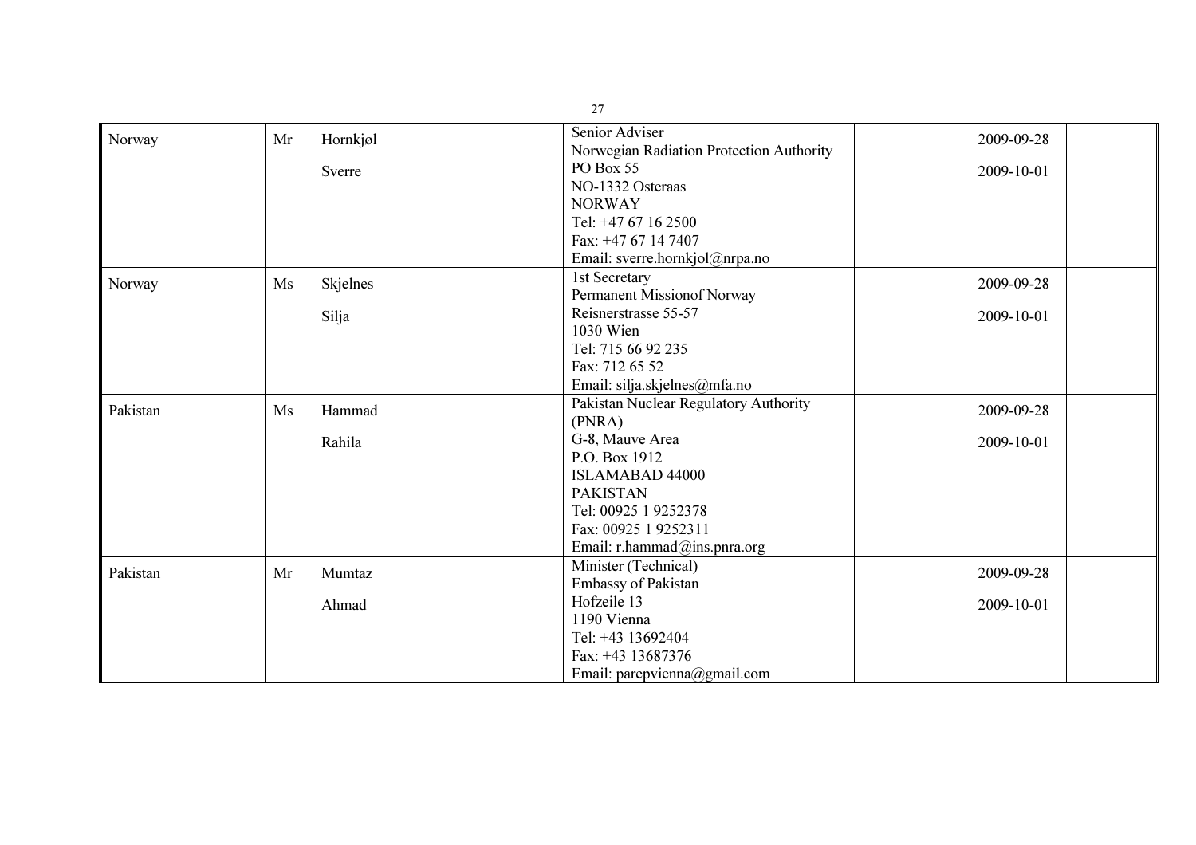| | | | | | | |
|---|---|---|---|---|---|---|
| Norway | Mr | Hornkjøl<br><br>Sverre | Senior Adviser<br>Norwegian Radiation Protection Authority<br>PO Box 55<br>NO-1332 Osteraas<br>NORWAY<br>Tel: +47 67 16 2500<br>Fax: +47 67 14 7407<br>Email: sverre.hornkjol@nrpa.no | | 2009-09-28<br><br>2009-10-01 | |
| Norway | Ms | Skjelnes<br><br>Silja | 1st Secretary<br>Permanent Missionof Norway<br>Reisnerstrasse 55-57<br>1030 Wien<br>Tel: 715 66 92 235<br>Fax: 712 65 52<br>Email: silja.skjelnes@mfa.no | | 2009-09-28<br><br>2009-10-01 | |
| Pakistan | Ms | Hammad<br><br>Rahila | Pakistan Nuclear Regulatory Authority (PNRA)<br>G-8, Mauve Area<br>P.O. Box 1912<br>ISLAMABAD 44000<br>PAKISTAN<br>Tel: 00925 1 9252378<br>Fax: 00925 1 9252311<br>Email: r.hammad@ins.pnra.org | | 2009-09-28<br><br>2009-10-01 | |
| Pakistan | Mr | Mumtaz<br><br>Ahmad | Minister (Technical)<br>Embassy of Pakistan<br>Hofzeile 13<br>1190 Vienna<br>Tel: +43 13692404<br>Fax: +43 13687376<br>Email: parepvienna@gmail.com | | 2009-09-28<br><br>2009-10-01 | |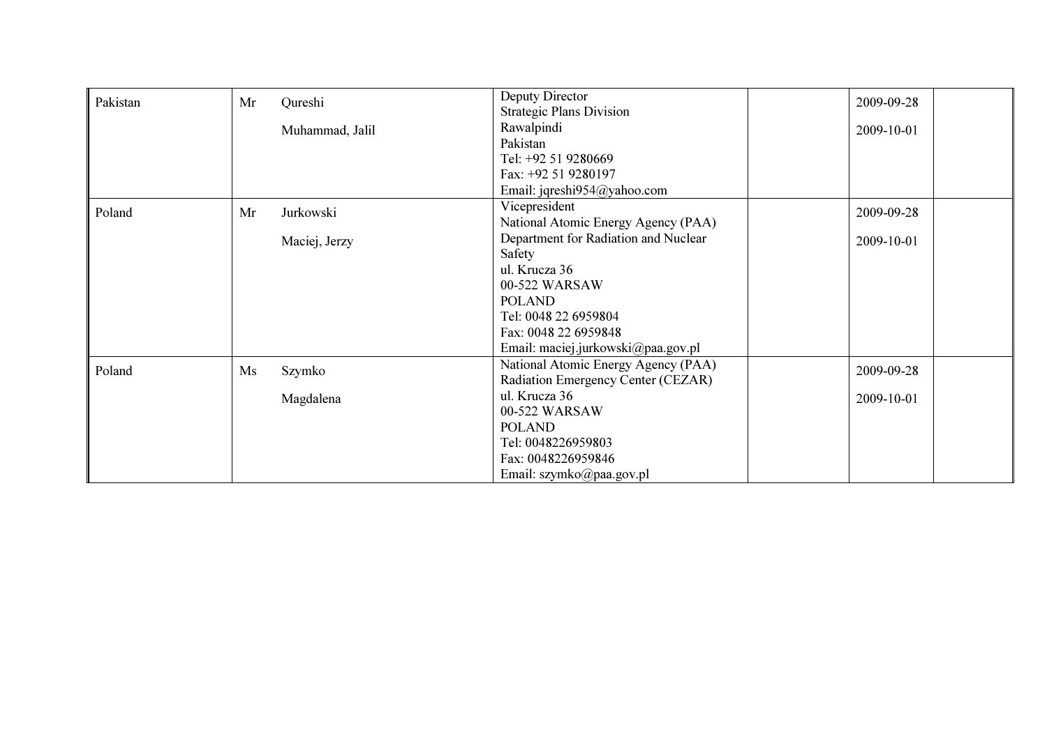| | | | | | | |
|---|---|---|---|---|---|---|
| Pakistan | Mr | Qureshi<br><br>Muhammad, Jalil | Deputy Director<br>Strategic Plans Division<br>Rawalpindi<br>Pakistan<br>Tel: +92 51 9280669<br>Fax: +92 51 9280197<br>Email: jqreshi954@yahoo.com | | 2009-09-28<br><br>2009-10-01 | |
| Poland | Mr | Jurkowski<br><br>Maciej, Jerzy | Vicepresident<br>National Atomic Energy Agency (PAA)<br>Department for Radiation and Nuclear Safety<br>ul. Krucza 36<br>00-522 WARSAW<br>POLAND<br>Tel: 0048 22 6959804<br>Fax: 0048 22 6959848<br>Email: maciej.jurkowski@paa.gov.pl | | 2009-09-28<br><br>2009-10-01 | |
| Poland | Ms | Szymko<br><br>Magdalena | National Atomic Energy Agency (PAA)<br>Radiation Emergency Center (CEZAR)<br>ul. Krucza 36<br>00-522 WARSAW<br>POLAND<br>Tel: 0048226959803<br>Fax: 0048226959846<br>Email: szymko@paa.gov.pl | | 2009-09-28<br><br>2009-10-01 | |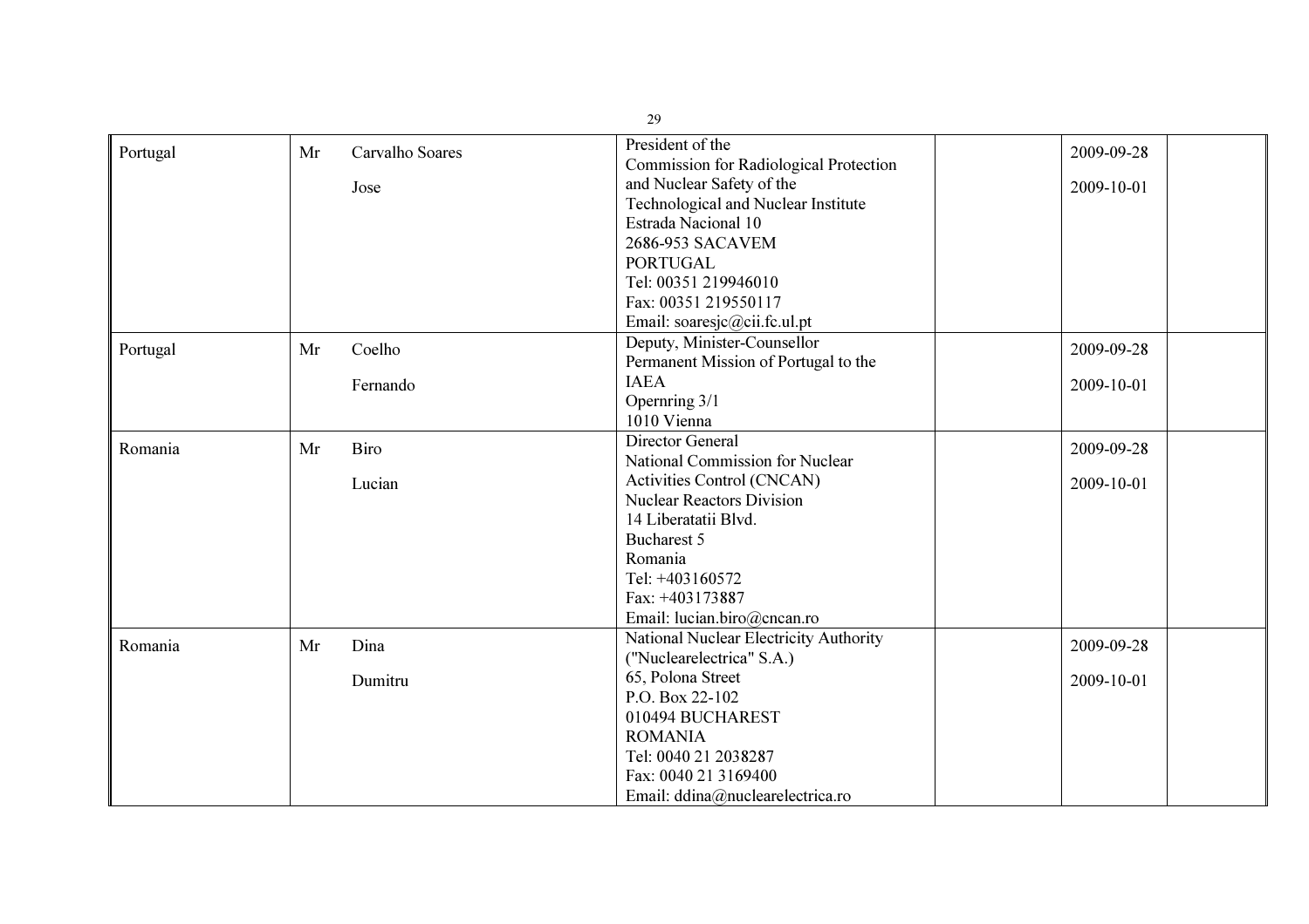| | | | | | | |
|---|---|---|---|---|---|---|
| Portugal | Mr | Carvalho Soares<br><br>Jose | President of the<br>Commission for Radiological Protection and Nuclear Safety of the Technological and Nuclear Institute<br>Estrada Nacional 10<br>2686-953 SACAVEM<br>PORTUGAL<br>Tel: 00351 219946010<br>Fax: 00351 219550117<br>Email: soaresjc@cii.fc.ul.pt | | 2009-09-28<br><br>2009-10-01 | |
| Portugal | Mr | Coelho<br><br>Fernando | Deputy, Minister-Counsellor<br>Permanent Mission of Portugal to the IAEA<br>Opernring 3/1<br>1010 Vienna | | 2009-09-28<br><br>2009-10-01 | |
| Romania | Mr | Biro<br><br>Lucian | Director General<br>National Commission for Nuclear Activities Control (CNCAN)<br>Nuclear Reactors Division<br>14 Liberatatii Blvd.<br>Bucharest 5<br>Romania<br>Tel: +403160572<br>Fax: +403173887<br>Email: lucian.biro@cncan.ro | | 2009-09-28<br><br>2009-10-01 | |
| Romania | Mr | Dina<br><br>Dumitru | National Nuclear Electricity Authority ("Nuclearelectrica" S.A.)<br>65, Polona Street<br>P.O. Box 22-102<br>010494 BUCHAREST<br>ROMANIA<br>Tel: 0040 21 2038287<br>Fax: 0040 21 3169400<br>Email: ddina@nuclearelectrica.ro | | 2009-09-28<br><br>2009-10-01 | |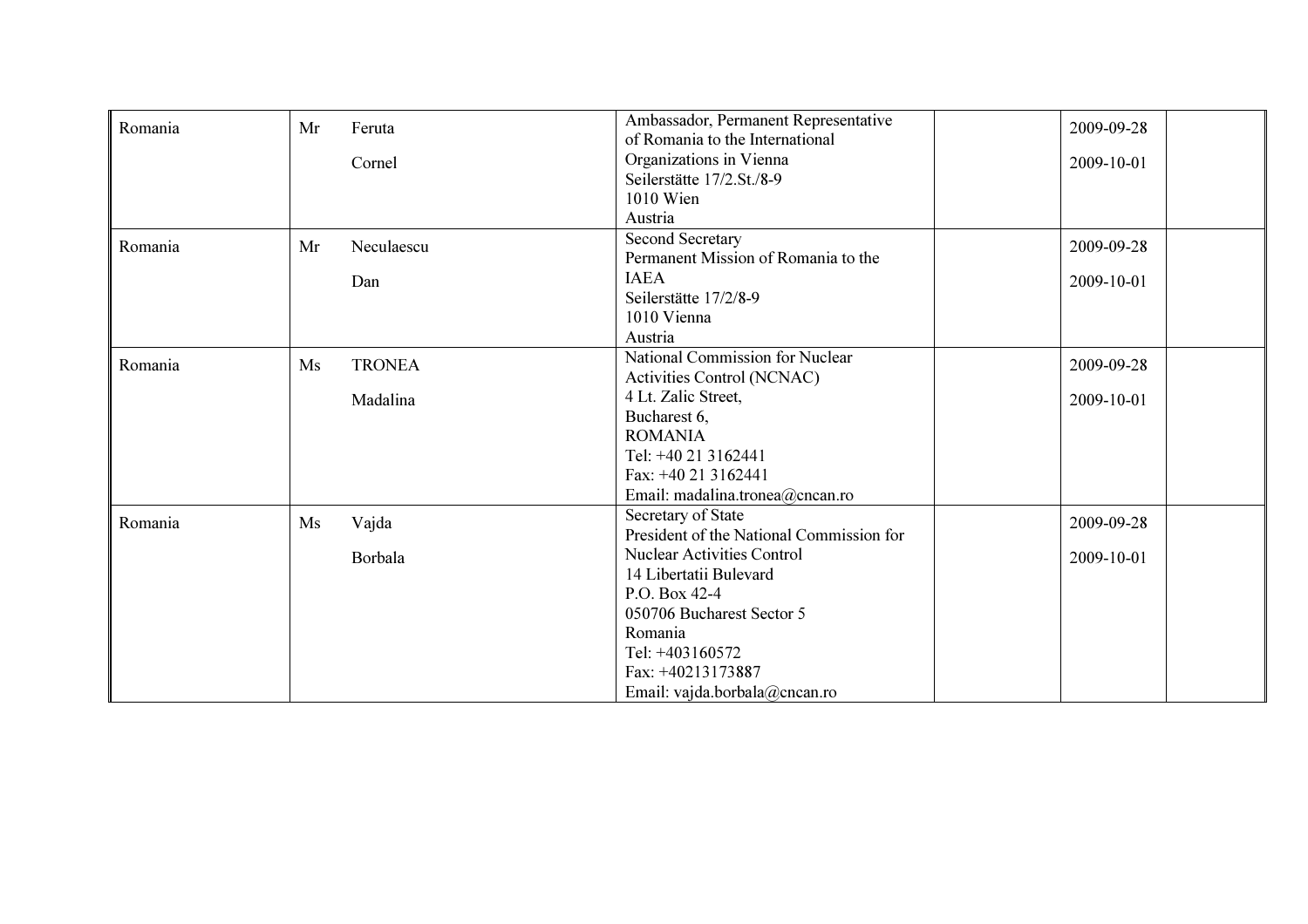| | | | | | | |
|---|---|---|---|---|---|---|
| Romania | Mr | Feruta<br><br>Cornel | Ambassador, Permanent Representative of Romania to the International Organizations in Vienna<br>Seilerstätte 17/2.St./8-9<br>1010 Wien<br>Austria | | 2009-09-28<br><br>2009-10-01 | |
| Romania | Mr | Neculaescu<br><br>Dan | Second Secretary<br>Permanent Mission of Romania to the IAEA<br>Seilerstätte 17/2/8-9<br>1010 Vienna<br>Austria | | 2009-09-28<br><br>2009-10-01 | |
| Romania | Ms | TRONEA<br><br>Madalina | National Commission for Nuclear Activities Control (NCNAC)<br>4 Lt. Zalic Street,<br>Bucharest 6,<br>ROMANIA<br>Tel: +40 21 3162441<br>Fax: +40 21 3162441<br>Email: madalina.tronea@cncan.ro | | 2009-09-28<br><br>2009-10-01 | |
| Romania | Ms | Vajda<br><br>Borbala | Secretary of State<br>President of the National Commission for Nuclear Activities Control<br>14 Libertatii Bulevard<br>P.O. Box 42-4<br>050706 Bucharest Sector 5<br>Romania<br>Tel: +403160572<br>Fax: +40213173887<br>Email: vajda.borbala@cncan.ro | | 2009-09-28<br><br>2009-10-01 | |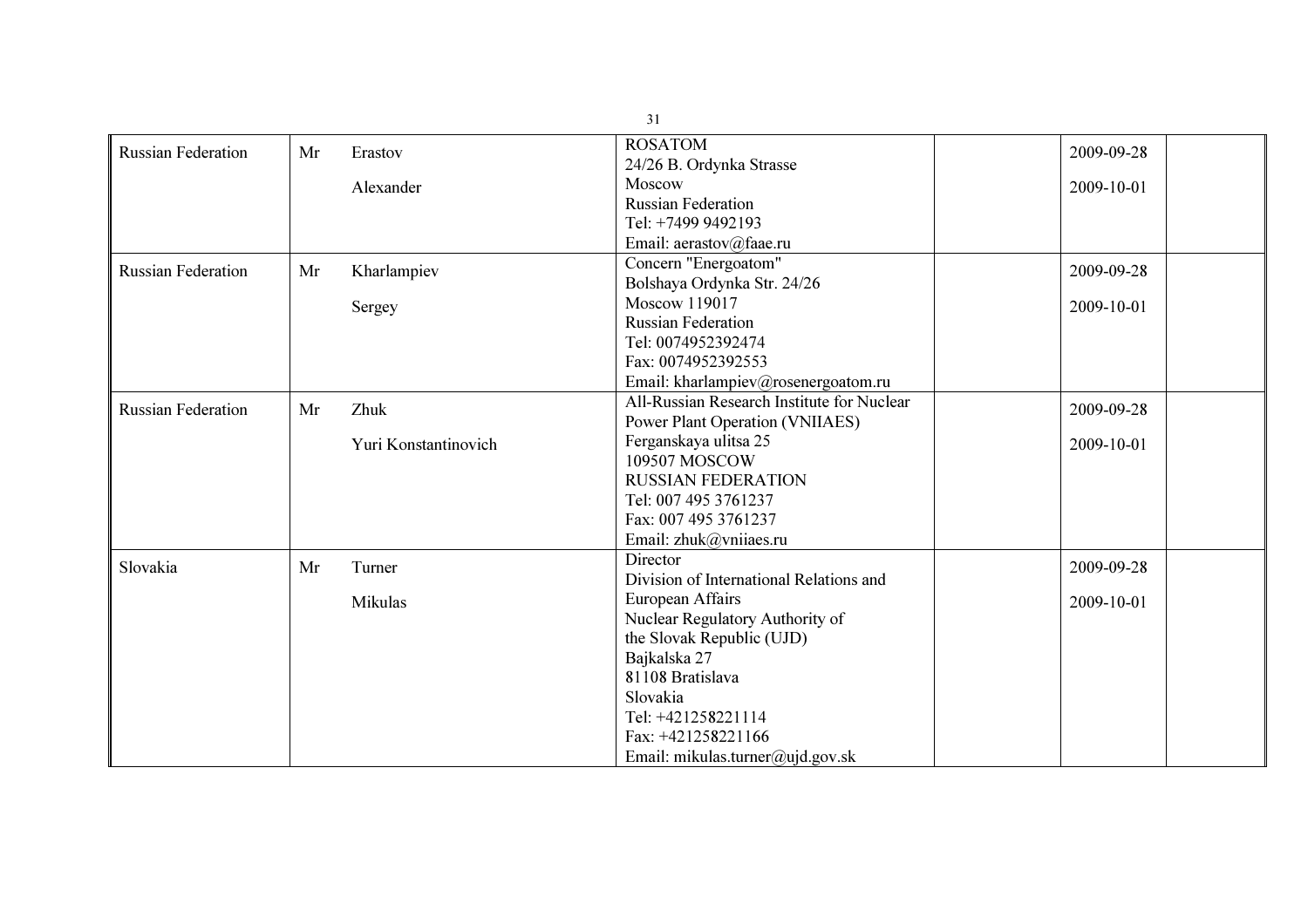| | | | | | | |
|---|---|---|---|---|---|---|
| Russian Federation | Mr | Erastov<br><br>Alexander | ROSATOM<br>24/26 B. Ordynka Strasse<br>Moscow<br>Russian Federation<br>Tel: +7499 9492193<br>Email: aerastov@faae.ru | | 2009-09-28<br><br>2009-10-01 | |
| Russian Federation | Mr | Kharlampiev<br><br>Sergey | Concern "Energoatom"<br>Bolshaya Ordynka Str. 24/26<br>Moscow 119017<br>Russian Federation<br>Tel: 0074952392474<br>Fax: 0074952392553<br>Email: kharlampiev@rosenergoatom.ru | | 2009-09-28<br><br>2009-10-01 | |
| Russian Federation | Mr | Zhuk<br><br>Yuri Konstantinovich | All-Russian Research Institute for Nuclear Power Plant Operation (VNIIAES)<br>Ferganskaya ulitsa 25<br>109507 MOSCOW<br>RUSSIAN FEDERATION<br>Tel: 007 495 3761237<br>Fax: 007 495 3761237<br>Email: zhuk@vniiaes.ru | | 2009-09-28<br><br>2009-10-01 | |
| Slovakia | Mr | Turner<br><br>Mikulas | Director<br>Division of International Relations and European Affairs<br>Nuclear Regulatory Authority of the Slovak Republic (UJD)<br>Bajkalska 27<br>81108 Bratislava<br>Slovakia<br>Tel: +421258221114<br>Fax: +421258221166<br>Email: mikulas.turner@ujd.gov.sk | | 2009-09-28<br><br>2009-10-01 | |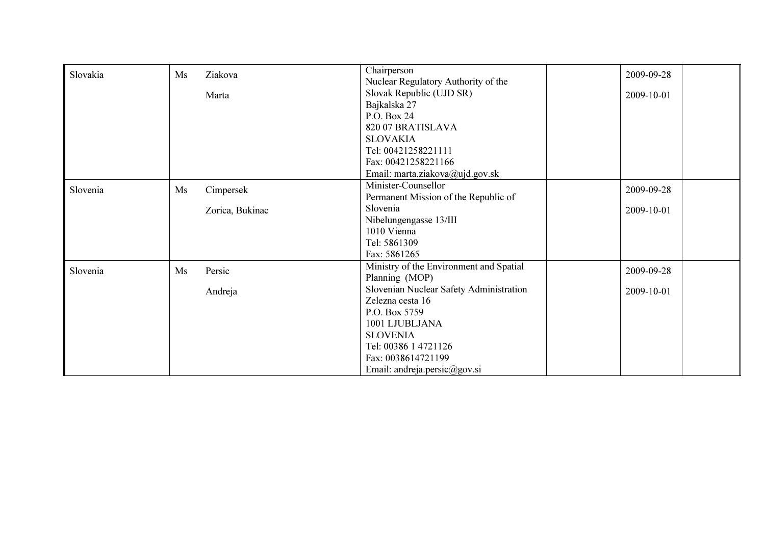| | | | | | | |
|---|---|---|---|---|---|---|
| Slovakia | Ms | Ziakova<br><br>Marta | Chairperson<br>Nuclear Regulatory Authority of the Slovak Republic (UJD SR)<br>Bajkalska 27<br>P.O. Box 24<br>820 07 BRATISLAVA<br>SLOVAKIA<br>Tel: 00421258221111<br>Fax: 00421258221166<br>Email: marta.ziakova@ujd.gov.sk | | 2009-09-28<br><br>2009-10-01 | |
| Slovenia | Ms | Cimpersek<br><br>Zorica, Bukinac | Minister-Counsellor<br>Permanent Mission of the Republic of Slovenia<br>Nibelungengasse 13/III<br>1010 Vienna<br>Tel: 5861309<br>Fax: 5861265 | | 2009-09-28<br><br>2009-10-01 | |
| Slovenia | Ms | Persic<br><br>Andreja | Ministry of the Environment and Spatial Planning (MOP)<br>Slovenian Nuclear Safety Administration<br>Zelezna cesta 16<br>P.O. Box 5759<br>1001 LJUBLJANA<br>SLOVENIA<br>Tel: 00386 1 4721126<br>Fax: 0038614721199<br>Email: andreja.persic@gov.si | | 2009-09-28<br><br>2009-10-01 | |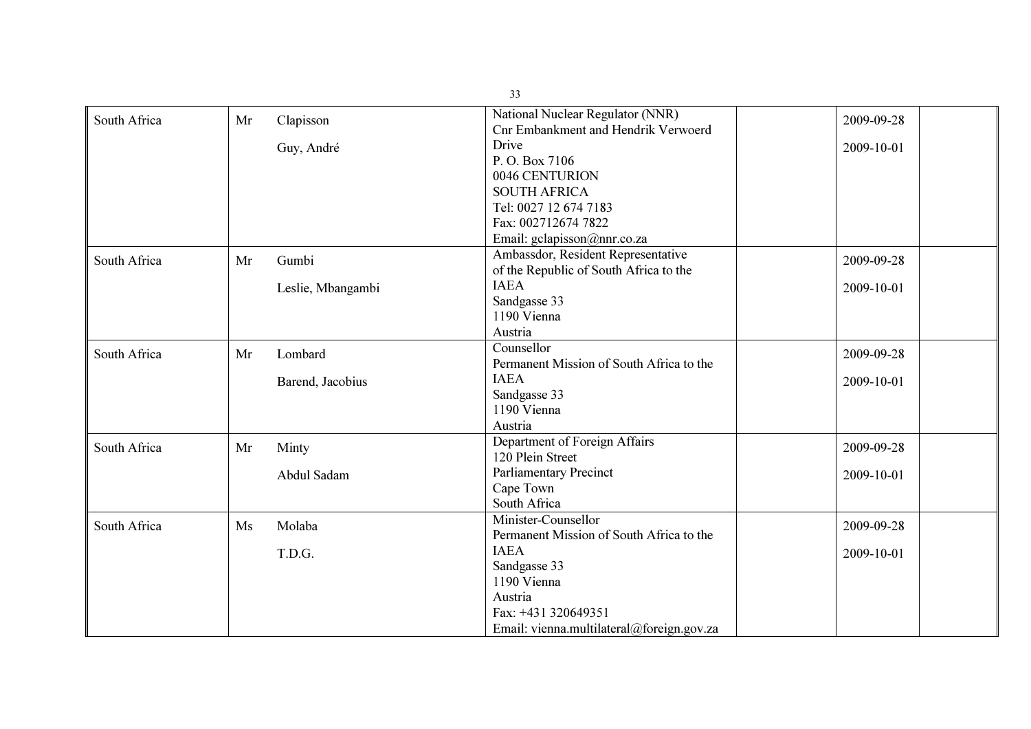| | | | | | | |
|---|---|---|---|---|---|---|
| South Africa | Mr | Clapisson<br><br>Guy, André | National Nuclear Regulator (NNR)<br>Cnr Embankment and Hendrik Verwoerd Drive<br>P. O. Box 7106<br>0046 CENTURION<br>SOUTH AFRICA<br>Tel: 0027 12 674 7183<br>Fax: 002712674 7822<br>Email: gclapisson@nnr.co.za | | 2009-09-28<br><br>2009-10-01 | |
| South Africa | Mr | Gumbi<br><br>Leslie, Mbangambi | Ambassdor, Resident Representative of the Republic of South Africa to the IAEA<br>Sandgasse 33<br>1190 Vienna<br>Austria | | 2009-09-28<br><br>2009-10-01 | |
| South Africa | Mr | Lombard<br><br>Barend, Jacobius | Counsellor<br>Permanent Mission of South Africa to the IAEA<br>Sandgasse 33<br>1190 Vienna<br>Austria | | 2009-09-28<br><br>2009-10-01 | |
| South Africa | Mr | Minty<br><br>Abdul Sadam | Department of Foreign Affairs<br>120 Plein Street<br>Parliamentary Precinct<br>Cape Town<br>South Africa | | 2009-09-28<br><br>2009-10-01 | |
| South Africa | Ms | Molaba<br><br>T.D.G. | Minister-Counsellor<br>Permanent Mission of South Africa to the IAEA<br>Sandgasse 33<br>1190 Vienna<br>Austria<br>Fax: +431 320649351<br>Email: vienna.multilateral@foreign.gov.za | | 2009-09-28<br><br>2009-10-01 | |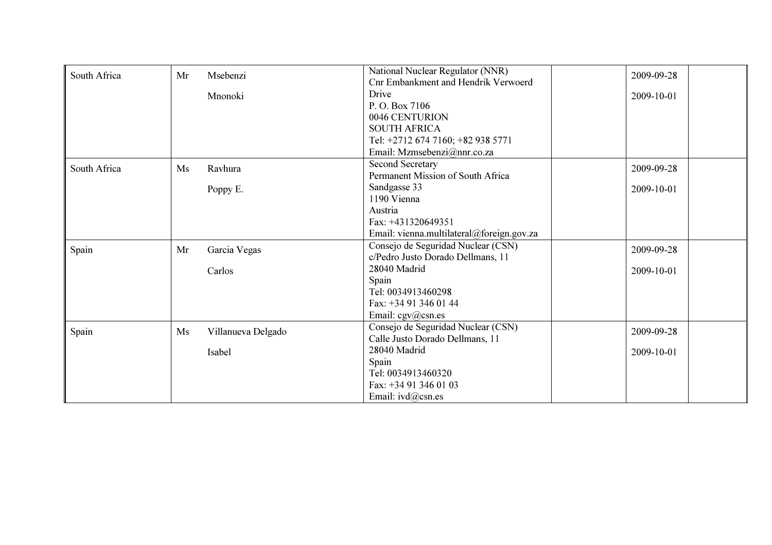| | | | | | | |
|---|---|---|---|---|---|---|
| South Africa | Mr | Msebenzi<br><br>Mnonoki | National Nuclear Regulator (NNR)<br>Cnr Embankment and Hendrik Verwoerd Drive<br>P. O. Box 7106<br>0046 CENTURION<br>SOUTH AFRICA<br>Tel: +2712 674 7160; +82 938 5771<br>Email: Mzmsebenzi@nnr.co.za | | 2009-09-28<br><br>2009-10-01 | |
| South Africa | Ms | Ravhura<br><br>Poppy E. | Second Secretary<br>Permanent Mission of South Africa<br>Sandgasse 33<br>1190 Vienna<br>Austria<br>Fax: +431320649351<br>Email: vienna.multilateral@foreign.gov.za | | 2009-09-28<br><br>2009-10-01 | |
| Spain | Mr | Garcia Vegas<br><br>Carlos | Consejo de Seguridad Nuclear (CSN)<br>c/Pedro Justo Dorado Dellmans, 11<br>28040 Madrid<br>Spain<br>Tel: 0034913460298<br>Fax: +34 91 346 01 44<br>Email: cgv@csn.es | | 2009-09-28<br><br>2009-10-01 | |
| Spain | Ms | Villanueva Delgado<br><br>Isabel | Consejo de Seguridad Nuclear (CSN)<br>Calle Justo Dorado Dellmans, 11<br>28040 Madrid<br>Spain<br>Tel: 0034913460320<br>Fax: +34 91 346 01 03<br>Email: ivd@csn.es | | 2009-09-28<br><br>2009-10-01 | |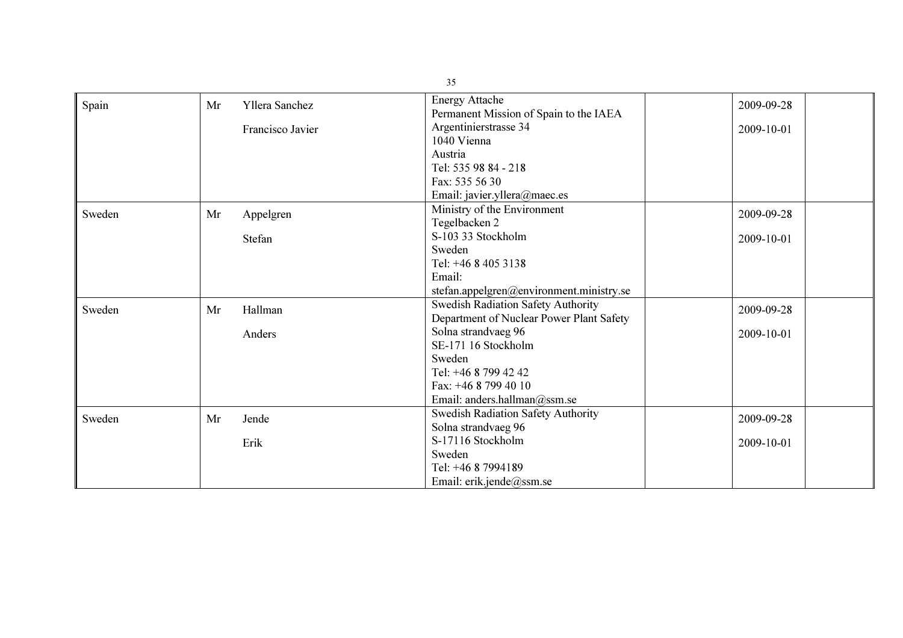| | | | | | | |
|---|---|---|---|---|---|---|
| Spain | Mr | Yllera Sanchez<br><br>Francisco Javier | Energy Attache<br>Permanent Mission of Spain to the IAEA<br>Argentinierstrasse 34<br>1040 Vienna<br>Austria<br>Tel: 535 98 84 - 218<br>Fax: 535 56 30<br>Email: javier.yllera@maec.es | | 2009-09-28<br><br>2009-10-01 | |
| Sweden | Mr | Appelgren<br><br>Stefan | Ministry of the Environment<br>Tegelbacken 2<br>S-103 33 Stockholm<br>Sweden<br>Tel: +46 8 405 3138<br>Email:<br>stefan.appelgren@environment.ministry.se | | 2009-09-28<br><br>2009-10-01 | |
| Sweden | Mr | Hallman<br><br>Anders | Swedish Radiation Safety Authority<br>Department of Nuclear Power Plant Safety<br>Solna strandvaeg 96<br>SE-171 16 Stockholm<br>Sweden<br>Tel: +46 8 799 42 42<br>Fax: +46 8 799 40 10<br>Email: anders.hallman@ssm.se | | 2009-09-28<br><br>2009-10-01 | |
| Sweden | Mr | Jende<br><br>Erik | Swedish Radiation Safety Authority<br>Solna strandvaeg 96<br>S-17116 Stockholm<br>Sweden<br>Tel: +46 8 7994189<br>Email: erik.jende@ssm.se | | 2009-09-28<br><br>2009-10-01 | |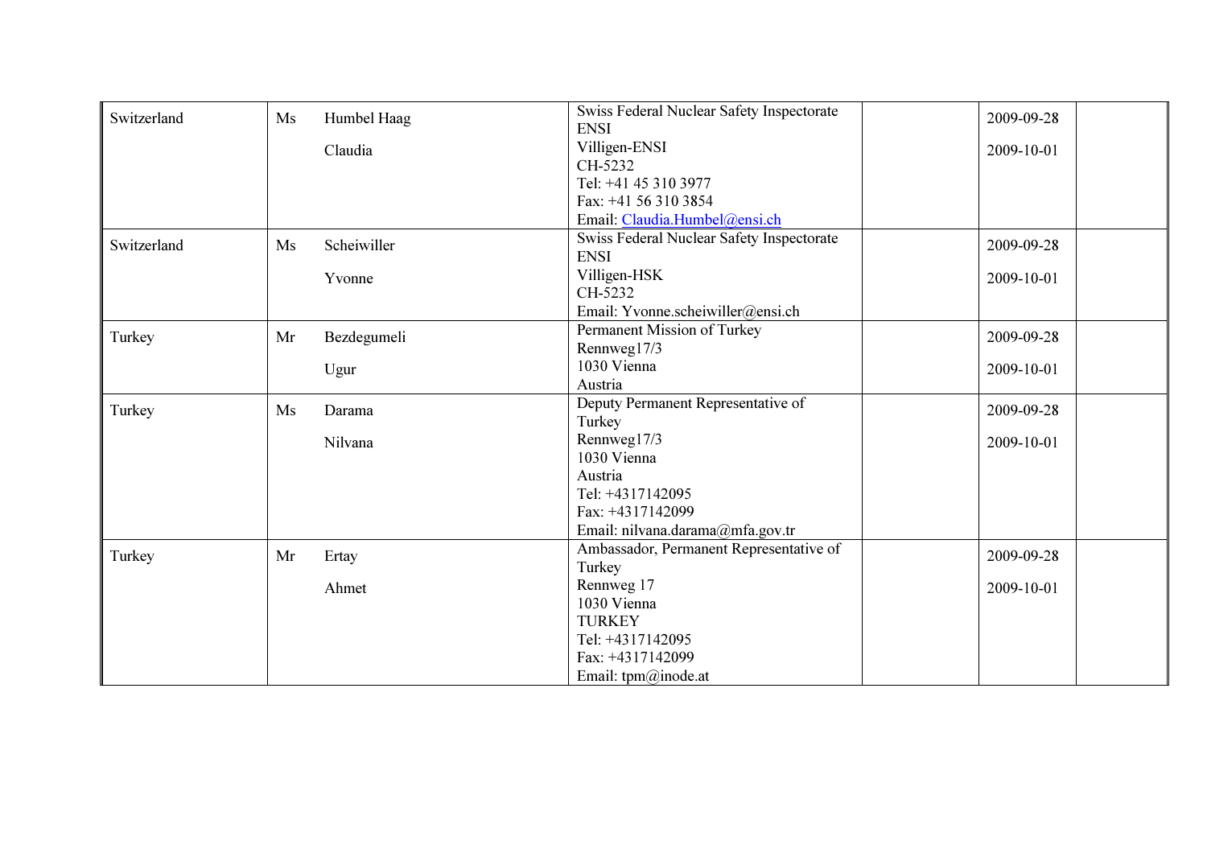| | | | | | | |
|---|---|---|---|---|---|---|
| Switzerland | Ms | Humbel Haag<br><br>Claudia | Swiss Federal Nuclear Safety Inspectorate ENSI<br>Villigen-ENSI<br>CH-5232<br>Tel: +41 45 310 3977<br>Fax: +41 56 310 3854<br>Email: Claudia.Humbel@ensi.ch | | 2009-09-28<br><br>2009-10-01 | |
| Switzerland | Ms | Scheiwiller<br><br>Yvonne | Swiss Federal Nuclear Safety Inspectorate ENSI<br>Villigen-HSK<br>CH-5232<br>Email: Yvonne.scheiwiller@ensi.ch | | 2009-09-28<br><br>2009-10-01 | |
| Turkey | Mr | Bezdegumeli<br><br>Ugur | Permanent Mission of Turkey<br>Rennweg17/3<br>1030 Vienna<br>Austria | | 2009-09-28<br><br>2009-10-01 | |
| Turkey | Ms | Darama<br><br>Nilvana | Deputy Permanent Representative of Turkey<br>Rennweg17/3<br>1030 Vienna<br>Austria<br>Tel: +4317142095<br>Fax: +4317142099<br>Email: nilvana.darama@mfa.gov.tr | | 2009-09-28<br><br>2009-10-01 | |
| Turkey | Mr | Ertay<br><br>Ahmet | Ambassador, Permanent Representative of Turkey<br>Rennweg 17<br>1030 Vienna<br>TURKEY<br>Tel: +4317142095<br>Fax: +4317142099<br>Email: tpm@inode.at | | 2009-09-28<br><br>2009-10-01 | |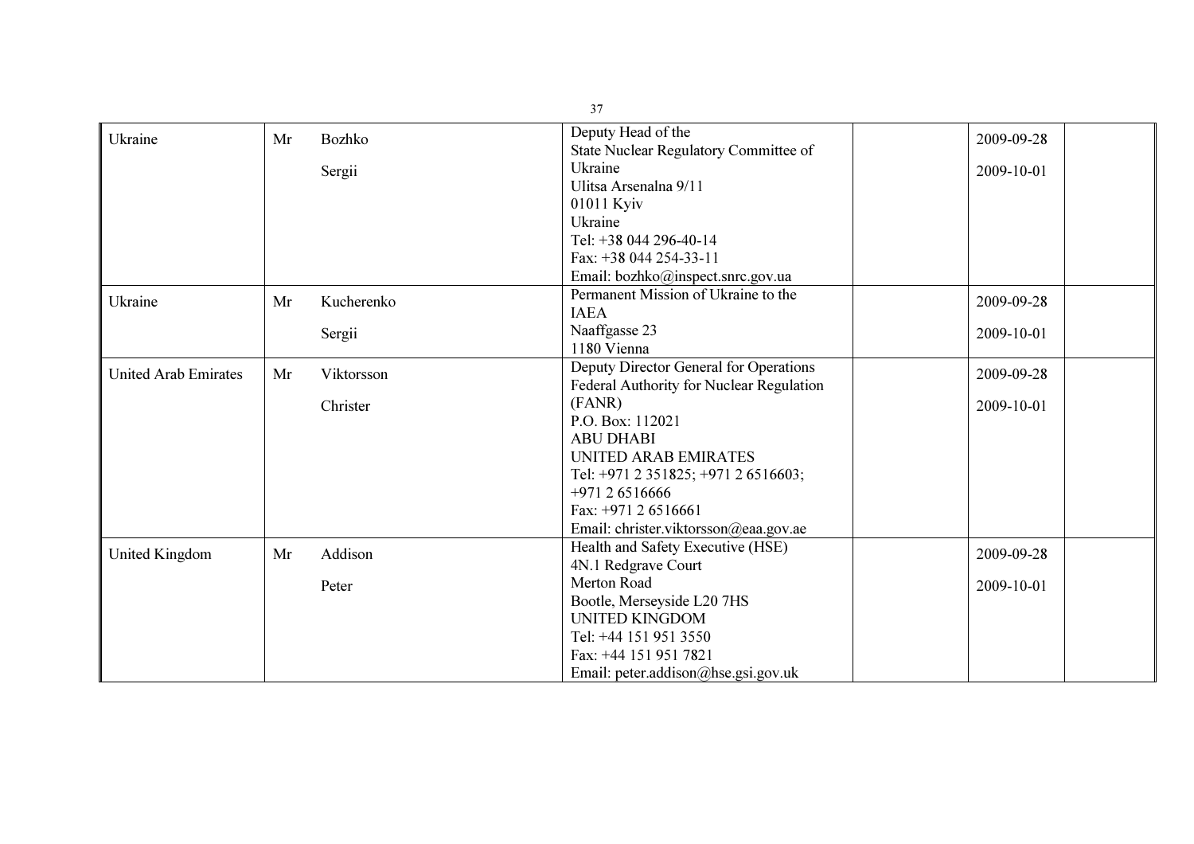| | | | | | | |
|---|---|---|---|---|---|---|
| Ukraine | Mr | Bozhko<br><br>Sergii | Deputy Head of the<br>State Nuclear Regulatory Committee of Ukraine<br>Ulitsa Arsenalna 9/11<br>01011 Kyiv<br>Ukraine<br>Tel: +38 044 296-40-14<br>Fax: +38 044 254-33-11<br>Email: bozhko@inspect.snrc.gov.ua | | 2009-09-28<br><br>2009-10-01 | |
| Ukraine | Mr | Kucherenko<br><br>Sergii | Permanent Mission of Ukraine to the IAEA<br>Naaffgasse 23<br>1180 Vienna | | 2009-09-28<br><br>2009-10-01 | |
| United Arab Emirates | Mr | Viktorsson<br><br>Christer | Deputy Director General for Operations<br>Federal Authority for Nuclear Regulation (FANR)<br>P.O. Box: 112021<br>ABU DHABI<br>UNITED ARAB EMIRATES<br>Tel: +971 2 351825; +971 2 6516603; +971 2 6516666<br>Fax: +971 2 6516661<br>Email: christer.viktorsson@eaa.gov.ae | | 2009-09-28<br><br>2009-10-01 | |
| United Kingdom | Mr | Addison<br><br>Peter | Health and Safety Executive (HSE)<br>4N.1 Redgrave Court<br>Merton Road<br>Bootle, Merseyside L20 7HS<br>UNITED KINGDOM<br>Tel: +44 151 951 3550<br>Fax: +44 151 951 7821<br>Email: peter.addison@hse.gsi.gov.uk | | 2009-09-28<br><br>2009-10-01 | |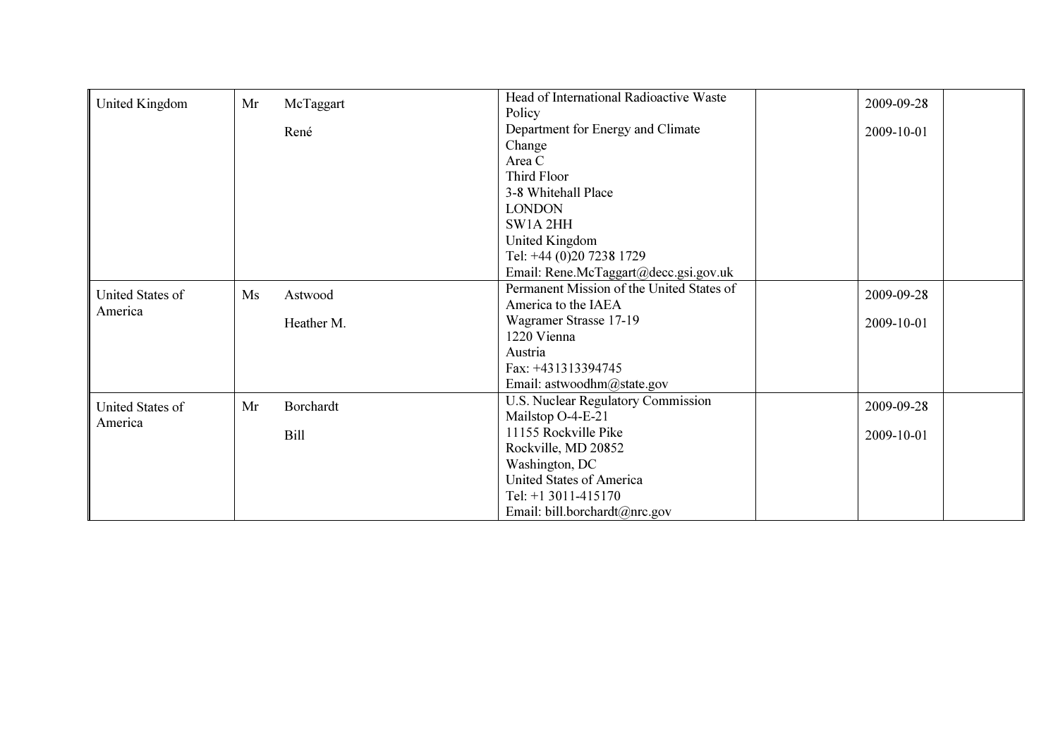| | | | | | | |
|---|---|---|---|---|---|---|
| United Kingdom | Mr | McTaggart<br><br>René | Head of International Radioactive Waste Policy<br>Department for Energy and Climate Change<br>Area C<br>Third Floor<br>3-8 Whitehall Place<br>LONDON<br>SW1A 2HH<br>United Kingdom<br>Tel: +44 (0)20 7238 1729<br>Email: Rene.McTaggart@decc.gsi.gov.uk | | 2009-09-28<br><br>2009-10-01 | |
| United States of America | Ms | Astwood<br><br>Heather M. | Permanent Mission of the United States of America to the IAEA<br>Wagramer Strasse 17-19<br>1220 Vienna<br>Austria<br>Fax: +431313394745<br>Email: astwoodhm@state.gov | | 2009-09-28<br><br>2009-10-01 | |
| United States of America | Mr | Borchardt<br><br>Bill | U.S. Nuclear Regulatory Commission<br>Mailstop O-4-E-21<br>11155 Rockville Pike<br>Rockville, MD 20852<br>Washington, DC<br>United States of America<br>Tel: +1 3011-415170<br>Email: bill.borchardt@nrc.gov | | 2009-09-28<br><br>2009-10-01 | |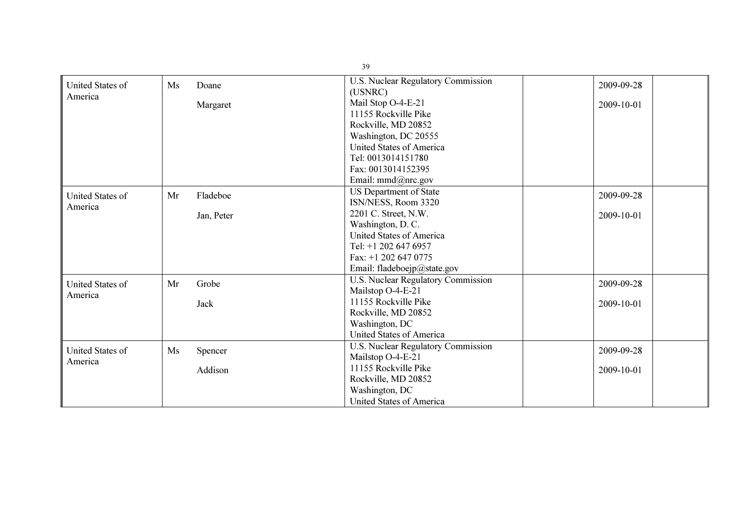| | | | | | | |
|---|---|---|---|---|---|---|
| United States of America | Ms | Doane<br><br>Margaret | U.S. Nuclear Regulatory Commission (USNRC)<br>Mail Stop O-4-E-21<br>11155 Rockville Pike<br>Rockville, MD 20852<br>Washington, DC 20555<br>United States of America<br>Tel: 0013014151780<br>Fax: 0013014152395<br>Email: mmd@nrc.gov | | 2009-09-28<br><br>2009-10-01 | |
| United States of America | Mr | Fladeboe<br><br>Jan, Peter | US Department of State<br>ISN/NESS, Room 3320<br>2201 C. Street, N.W.<br>Washington, D. C.<br>United States of America<br>Tel: +1 202 647 6957<br>Fax: +1 202 647 0775<br>Email: fladeboejp@state.gov | | 2009-09-28<br><br>2009-10-01 | |
| United States of America | Mr | Grobe<br><br>Jack | U.S. Nuclear Regulatory Commission<br>Mailstop O-4-E-21<br>11155 Rockville Pike<br>Rockville, MD 20852<br>Washington, DC<br>United States of America | | 2009-09-28<br><br>2009-10-01 | |
| United States of America | Ms | Spencer<br><br>Addison | U.S. Nuclear Regulatory Commission<br>Mailstop O-4-E-21<br>11155 Rockville Pike<br>Rockville, MD 20852<br>Washington, DC<br>United States of America | | 2009-09-28<br><br>2009-10-01 | |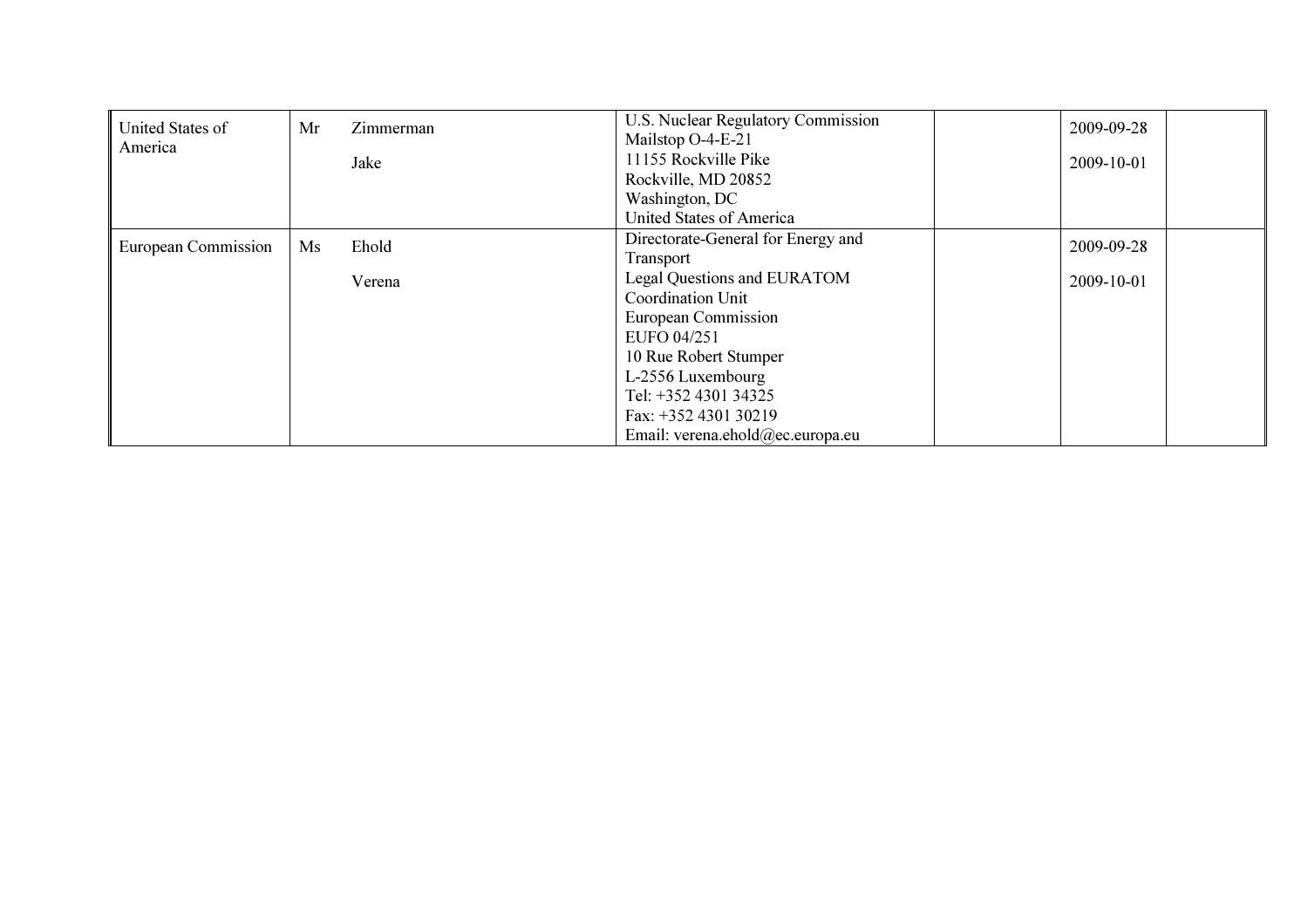| | | | | | | |
|---|---|---|---|---|---|---|
| United States of America | Mr | Zimmerman<br><br>Jake | U.S. Nuclear Regulatory Commission<br>Mailstop O-4-E-21<br>11155 Rockville Pike<br>Rockville, MD 20852<br>Washington, DC<br>United States of America | | 2009-09-28<br><br>2009-10-01 | |
| European Commission | Ms | Ehold<br><br>Verena | Directorate-General for Energy and Transport<br>Legal Questions and EURATOM Coordination Unit<br>European Commission<br>EUFO 04/251<br>10 Rue Robert Stumper<br>L-2556 Luxembourg<br>Tel: +352 4301 34325<br>Fax: +352 4301 30219<br>Email: verena.ehold@ec.europa.eu | | 2009-09-28<br><br>2009-10-01 | |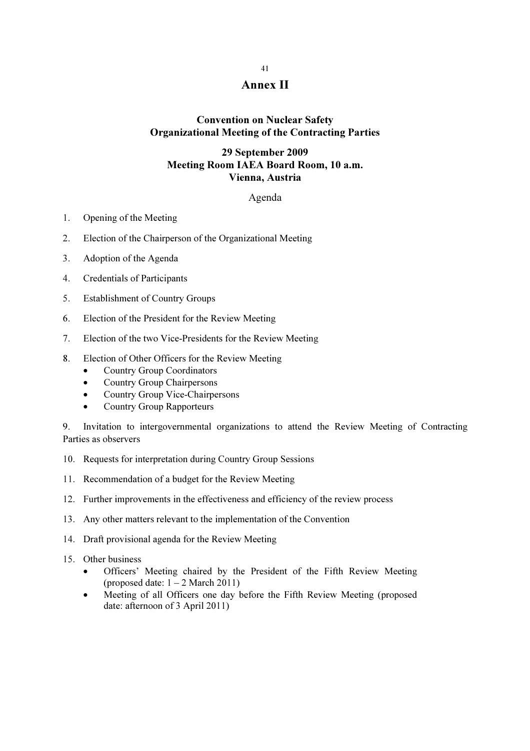# Annex II

**Convention on Nuclear Safety**
**Organizational Meeting of the Contracting Parties**

**29 September 2009**
**Meeting Room IAEA Board Room, 10 a.m.**
**Vienna, Austria**

Agenda

1. Opening of the Meeting
2. Election of the Chairperson of the Organizational Meeting
3. Adoption of the Agenda
4. Credentials of Participants
5. Establishment of Country Groups
6. Election of the President for the Review Meeting
7. Election of the two Vice-Presidents for the Review Meeting
8. Election of Other Officers for the Review Meeting
   - Country Group Coordinators
   - Country Group Chairpersons
   - Country Group Vice-Chairpersons
   - Country Group Rapporteurs
9. Invitation to intergovernmental organizations to attend the Review Meeting of Contracting Parties as observers
10. Requests for interpretation during Country Group Sessions
11. Recommendation of a budget for the Review Meeting
12. Further improvements in the effectiveness and efficiency of the review process
13. Any other matters relevant to the implementation of the Convention
14. Draft provisional agenda for the Review Meeting
15. Other business
    - Officers' Meeting chaired by the President of the Fifth Review Meeting (proposed date: 1 – 2 March 2011)
    - Meeting of all Officers one day before the Fifth Review Meeting (proposed date: afternoon of 3 April 2011)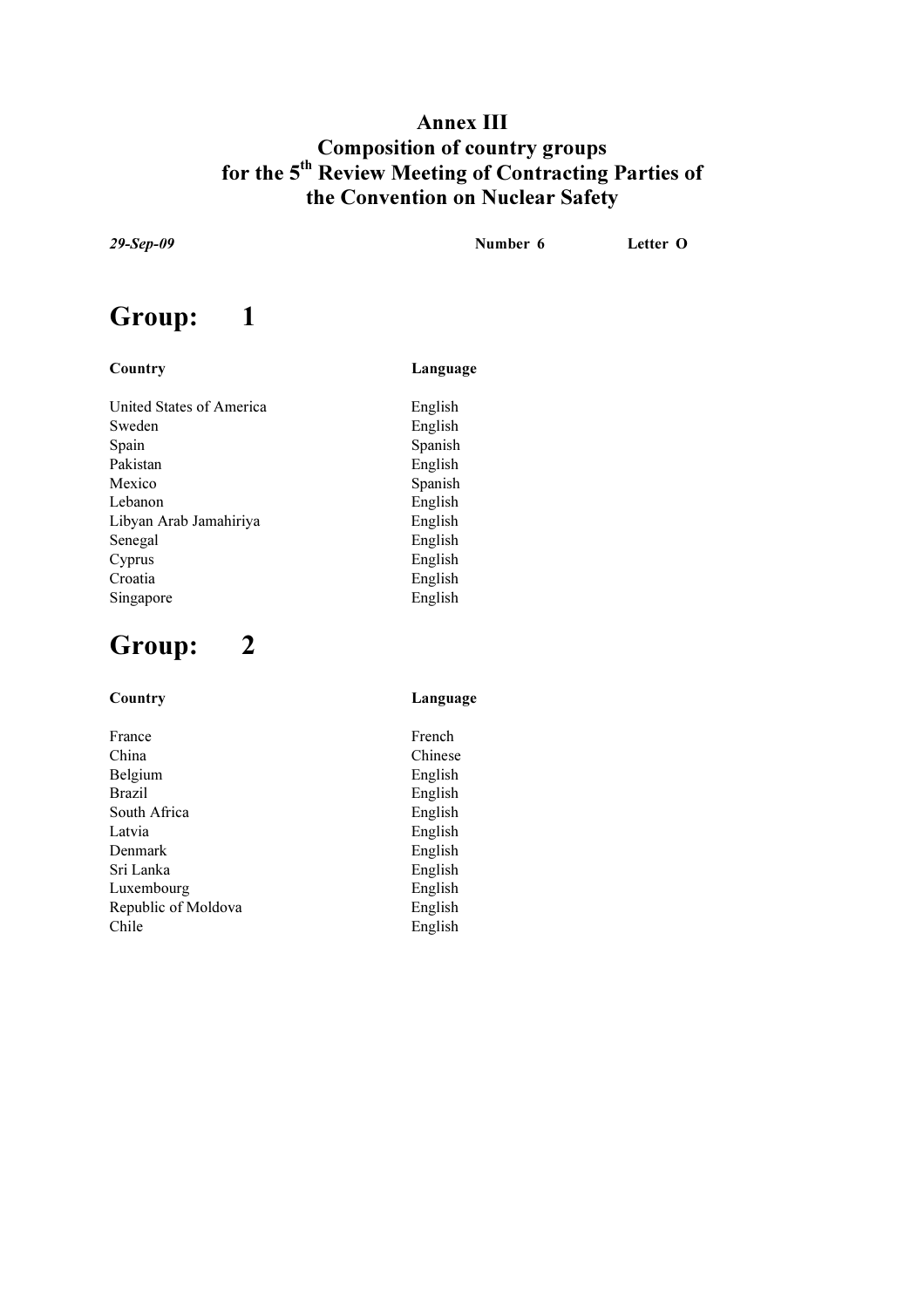# Annex III
# Composition of country groups for the 5th Review Meeting of Contracting Parties of the Convention on Nuclear Safety

*29-Sep-09* **Number 6** **Letter O**

## Group: 1

| Country | Language |
|---|---|
| United States of America | English |
| Sweden | English |
| Spain | Spanish |
| Pakistan | English |
| Mexico | Spanish |
| Lebanon | English |
| Libyan Arab Jamahiriya | English |
| Senegal | English |
| Cyprus | English |
| Croatia | English |
| Singapore | English |

## Group: 2

| Country | Language |
|---|---|
| France | French |
| China | Chinese |
| Belgium | English |
| Brazil | English |
| South Africa | English |
| Latvia | English |
| Denmark | English |
| Sri Lanka | English |
| Luxembourg | English |
| Republic of Moldova | English |
| Chile | English |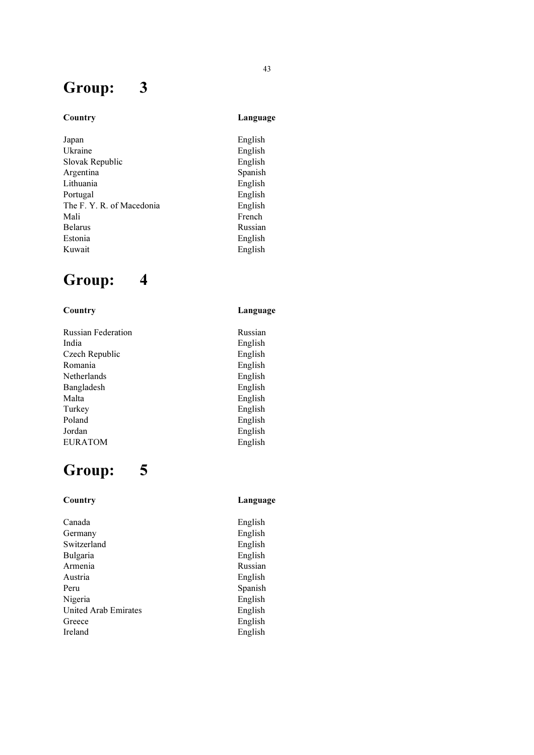# Group: 3

| Country | Language |
| --- | --- |
| Japan | English |
| Ukraine | English |
| Slovak Republic | English |
| Argentina | Spanish |
| Lithuania | English |
| Portugal | English |
| The F. Y. R. of Macedonia | English |
| Mali | French |
| Belarus | Russian |
| Estonia | English |
| Kuwait | English |

# Group: 4

| Country | Language |
| --- | --- |
| Russian Federation | Russian |
| India | English |
| Czech Republic | English |
| Romania | English |
| Netherlands | English |
| Bangladesh | English |
| Malta | English |
| Turkey | English |
| Poland | English |
| Jordan | English |
| EURATOM | English |

# Group: 5

| Country | Language |
| --- | --- |
| Canada | English |
| Germany | English |
| Switzerland | English |
| Bulgaria | English |
| Armenia | Russian |
| Austria | English |
| Peru | Spanish |
| Nigeria | English |
| United Arab Emirates | English |
| Greece | English |
| Ireland | English |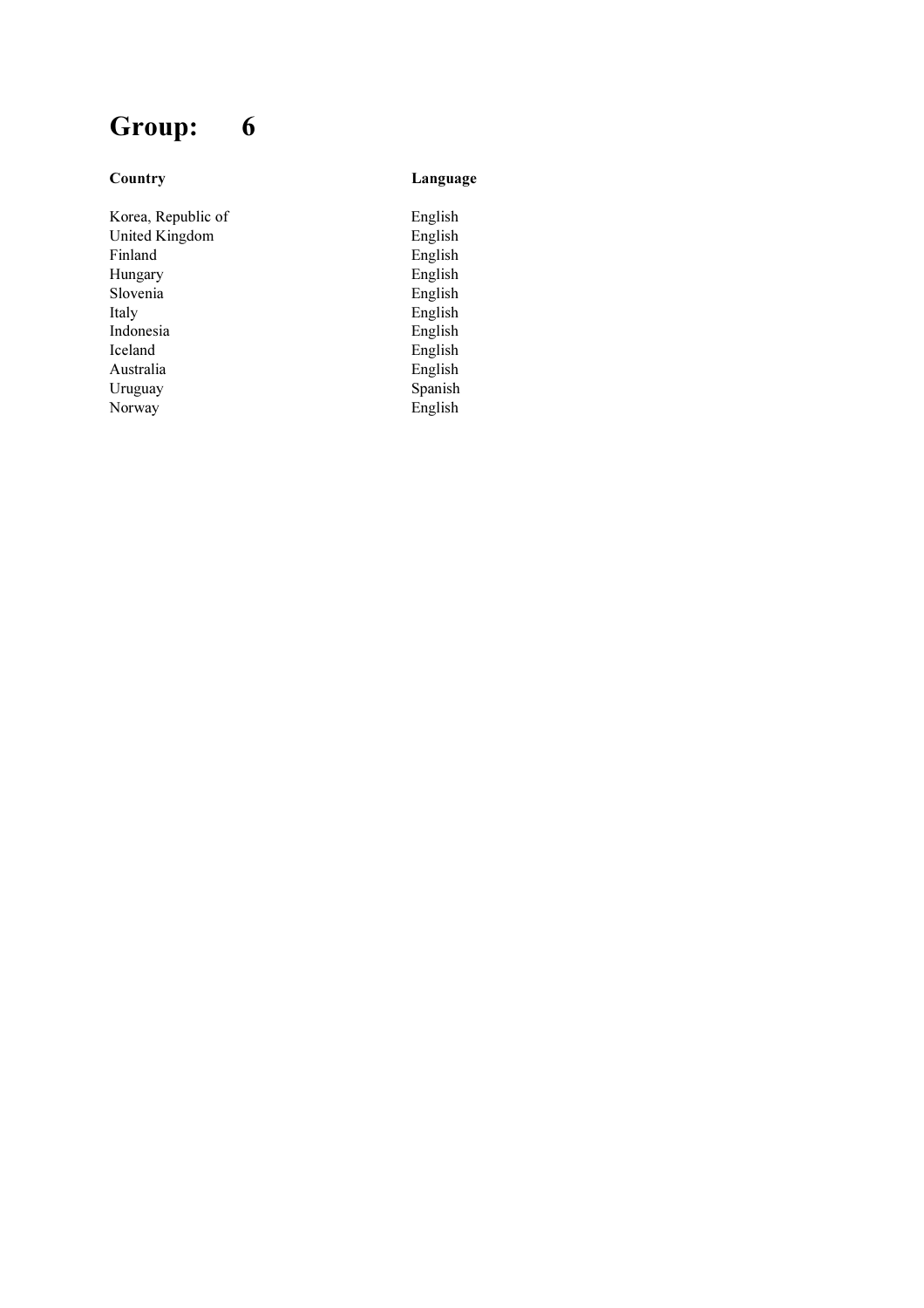# Group: 6

| Country | Language |
| --- | --- |
| Korea, Republic of | English |
| United Kingdom | English |
| Finland | English |
| Hungary | English |
| Slovenia | English |
| Italy | English |
| Indonesia | English |
| Iceland | English |
| Australia | English |
| Uruguay | Spanish |
| Norway | English |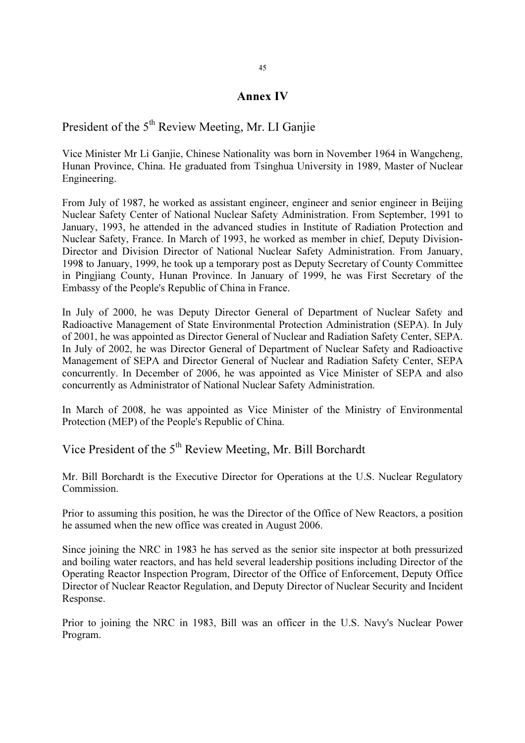# Annex IV

## President of the 5th Review Meeting, Mr. LI Ganjie

Vice Minister Mr Li Ganjie, Chinese Nationality was born in November 1964 in Wangcheng, Hunan Province, China. He graduated from Tsinghua University in 1989, Master of Nuclear Engineering.

From July of 1987, he worked as assistant engineer, engineer and senior engineer in Beijing Nuclear Safety Center of National Nuclear Safety Administration. From September, 1991 to January, 1993, he attended in the advanced studies in Institute of Radiation Protection and Nuclear Safety, France. In March of 1993, he worked as member in chief, Deputy Division-Director and Division Director of National Nuclear Safety Administration. From January, 1998 to January, 1999, he took up a temporary post as Deputy Secretary of County Committee in Pingjiang County, Hunan Province. In January of 1999, he was First Secretary of the Embassy of the People's Republic of China in France.

In July of 2000, he was Deputy Director General of Department of Nuclear Safety and Radioactive Management of State Environmental Protection Administration (SEPA). In July of 2001, he was appointed as Director General of Nuclear and Radiation Safety Center, SEPA. In July of 2002, he was Director General of Department of Nuclear Safety and Radioactive Management of SEPA and Director General of Nuclear and Radiation Safety Center, SEPA concurrently. In December of 2006, he was appointed as Vice Minister of SEPA and also concurrently as Administrator of National Nuclear Safety Administration.

In March of 2008, he was appointed as Vice Minister of the Ministry of Environmental Protection (MEP) of the People's Republic of China.

## Vice President of the 5th Review Meeting, Mr. Bill Borchardt

Mr. Bill Borchardt is the Executive Director for Operations at the U.S. Nuclear Regulatory Commission.

Prior to assuming this position, he was the Director of the Office of New Reactors, a position he assumed when the new office was created in August 2006.

Since joining the NRC in 1983 he has served as the senior site inspector at both pressurized and boiling water reactors, and has held several leadership positions including Director of the Operating Reactor Inspection Program, Director of the Office of Enforcement, Deputy Office Director of Nuclear Reactor Regulation, and Deputy Director of Nuclear Security and Incident Response.

Prior to joining the NRC in 1983, Bill was an officer in the U.S. Navy's Nuclear Power Program.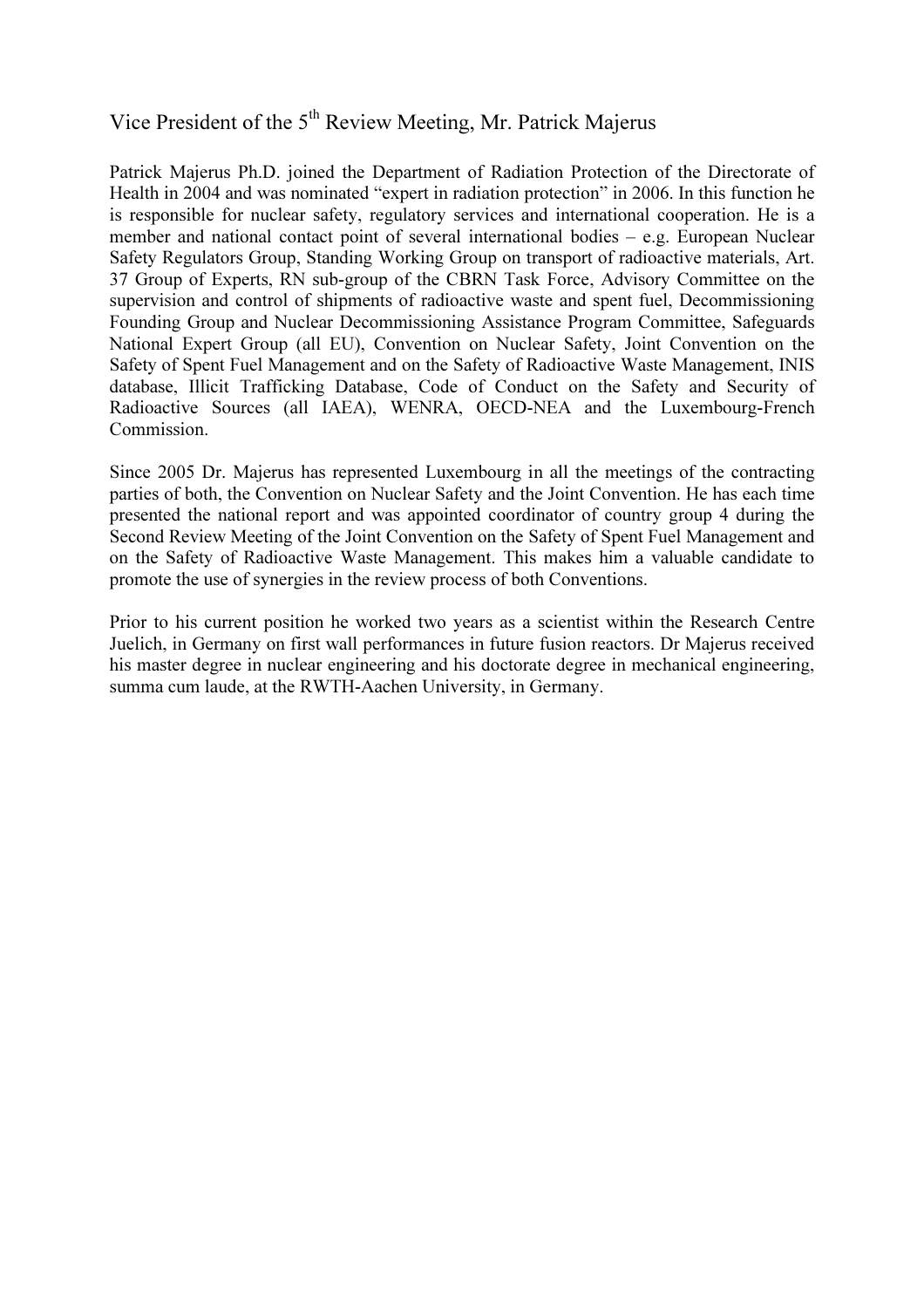## Vice President of the 5th Review Meeting, Mr. Patrick Majerus

Patrick Majerus Ph.D. joined the Department of Radiation Protection of the Directorate of Health in 2004 and was nominated "expert in radiation protection" in 2006. In this function he is responsible for nuclear safety, regulatory services and international cooperation. He is a member and national contact point of several international bodies – e.g. European Nuclear Safety Regulators Group, Standing Working Group on transport of radioactive materials, Art. 37 Group of Experts, RN sub-group of the CBRN Task Force, Advisory Committee on the supervision and control of shipments of radioactive waste and spent fuel, Decommissioning Founding Group and Nuclear Decommissioning Assistance Program Committee, Safeguards National Expert Group (all EU), Convention on Nuclear Safety, Joint Convention on the Safety of Spent Fuel Management and on the Safety of Radioactive Waste Management, INIS database, Illicit Trafficking Database, Code of Conduct on the Safety and Security of Radioactive Sources (all IAEA), WENRA, OECD-NEA and the Luxembourg-French Commission.

Since 2005 Dr. Majerus has represented Luxembourg in all the meetings of the contracting parties of both, the Convention on Nuclear Safety and the Joint Convention. He has each time presented the national report and was appointed coordinator of country group 4 during the Second Review Meeting of the Joint Convention on the Safety of Spent Fuel Management and on the Safety of Radioactive Waste Management. This makes him a valuable candidate to promote the use of synergies in the review process of both Conventions.

Prior to his current position he worked two years as a scientist within the Research Centre Juelich, in Germany on first wall performances in future fusion reactors. Dr Majerus received his master degree in nuclear engineering and his doctorate degree in mechanical engineering, summa cum laude, at the RWTH-Aachen University, in Germany.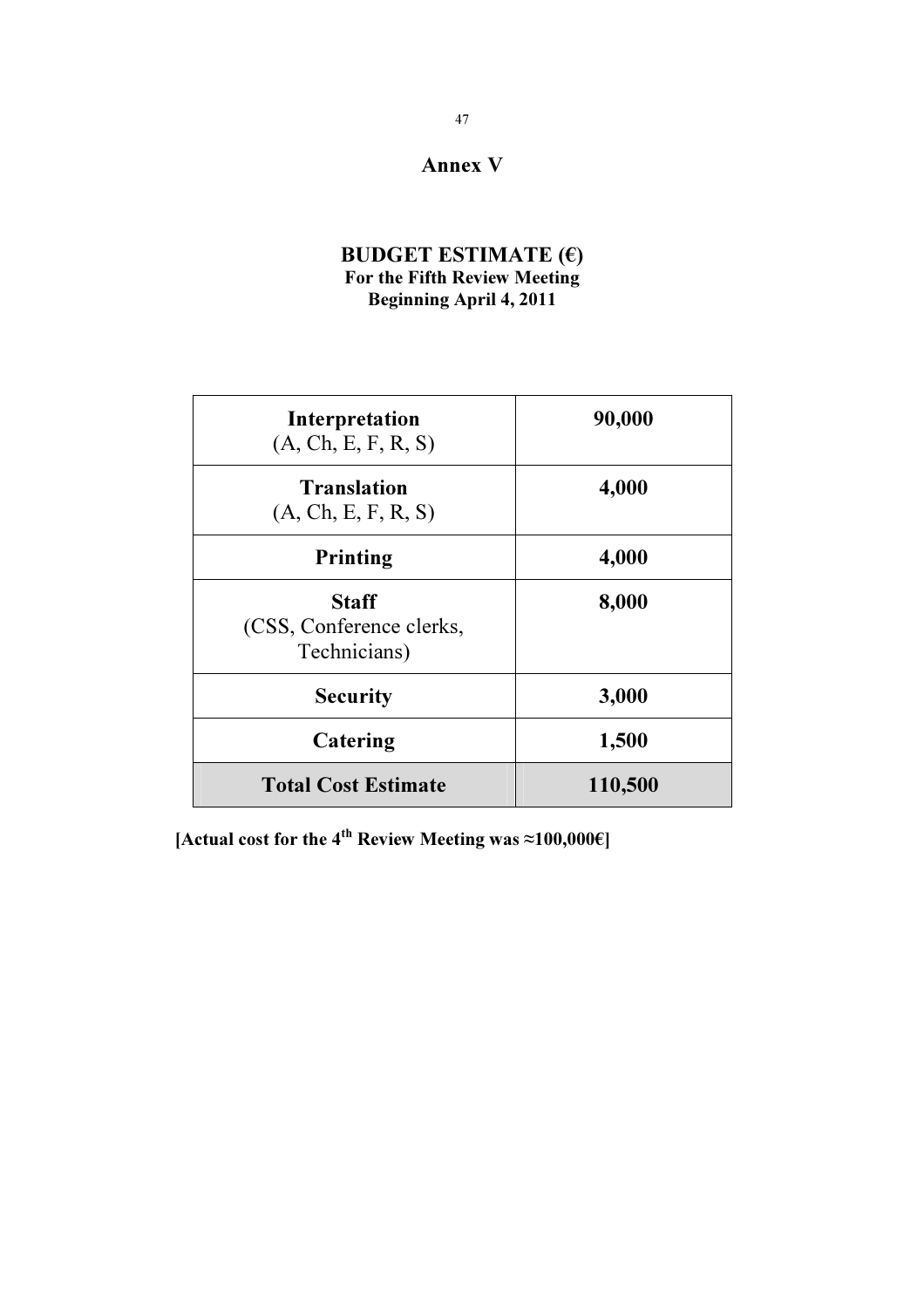# Annex V

## BUDGET ESTIMATE (€)

**For the Fifth Review Meeting**
**Beginning April 4, 2011**

| Item | Cost (€) |
|---|---|
| **Interpretation** (A, Ch, E, F, R, S) | **90,000** |
| **Translation** (A, Ch, E, F, R, S) | **4,000** |
| **Printing** | **4,000** |
| **Staff** (CSS, Conference clerks, Technicians) | **8,000** |
| **Security** | **3,000** |
| **Catering** | **1,500** |
| **Total Cost Estimate** | **110,500** |

**[Actual cost for the 4$^{th}$ Review Meeting was ≈100,000€]**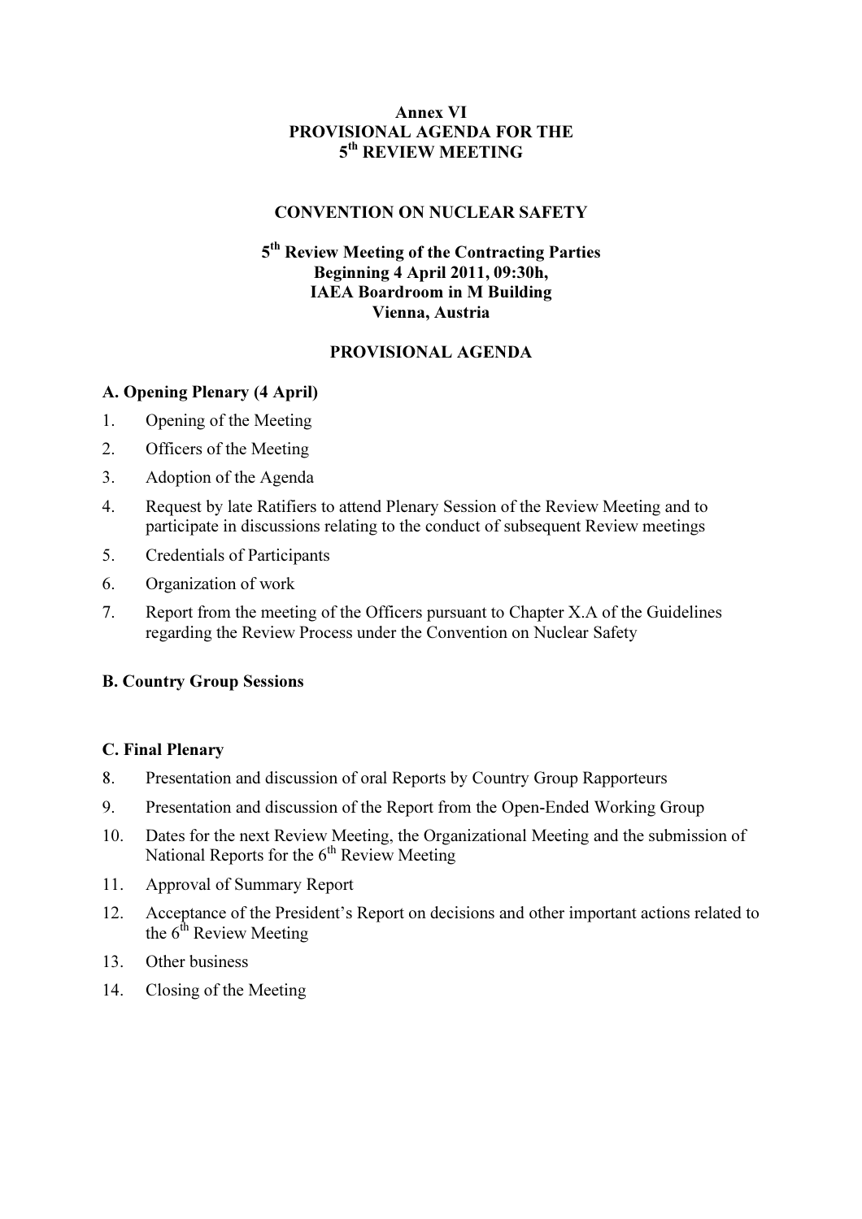# Annex VI
# PROVISIONAL AGENDA FOR THE 5th REVIEW MEETING

## CONVENTION ON NUCLEAR SAFETY

**5th Review Meeting of the Contracting Parties**
**Beginning 4 April 2011, 09:30h,**
**IAEA Boardroom in M Building**
**Vienna, Austria**

## PROVISIONAL AGENDA

### A. Opening Plenary (4 April)

1. Opening of the Meeting
2. Officers of the Meeting
3. Adoption of the Agenda
4. Request by late Ratifiers to attend Plenary Session of the Review Meeting and to participate in discussions relating to the conduct of subsequent Review meetings
5. Credentials of Participants
6. Organization of work
7. Report from the meeting of the Officers pursuant to Chapter X.A of the Guidelines regarding the Review Process under the Convention on Nuclear Safety

### B. Country Group Sessions

### C. Final Plenary

8. Presentation and discussion of oral Reports by Country Group Rapporteurs
9. Presentation and discussion of the Report from the Open-Ended Working Group
10. Dates for the next Review Meeting, the Organizational Meeting and the submission of National Reports for the 6th Review Meeting
11. Approval of Summary Report
12. Acceptance of the President's Report on decisions and other important actions related to the 6th Review Meeting
13. Other business
14. Closing of the Meeting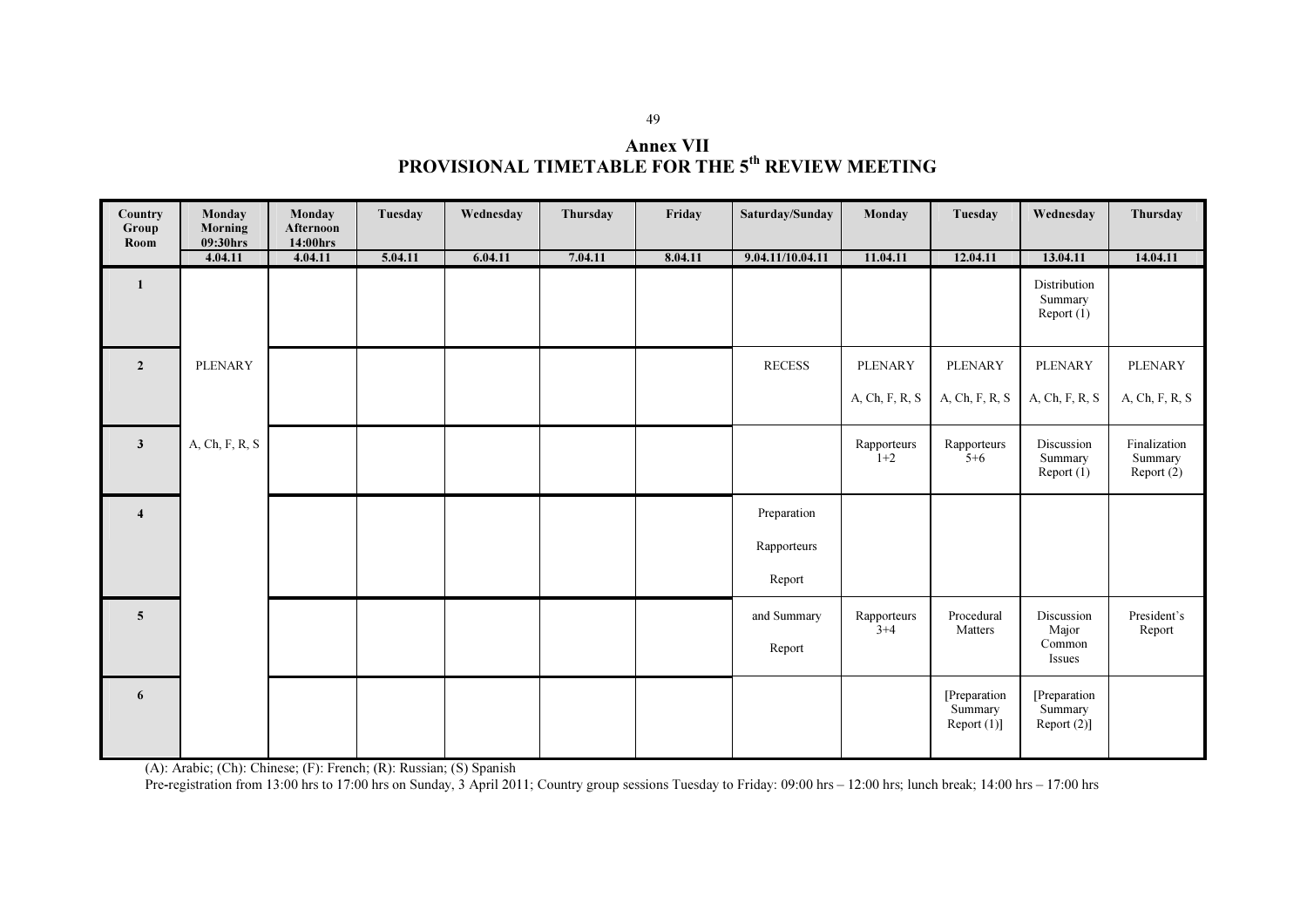# Annex VII
# PROVISIONAL TIMETABLE FOR THE 5th REVIEW MEETING

| Country Group Room | Monday Morning 09:30hrs | Monday Afternoon 14:00hrs | Tuesday | Wednesday | Thursday | Friday | Saturday/Sunday | Monday | Tuesday | Wednesday | Thursday |
|---|---|---|---|---|---|---|---|---|---|---|---|
| | 4.04.11 | 4.04.11 | 5.04.11 | 6.04.11 | 7.04.11 | 8.04.11 | 9.04.11/10.04.11 | 11.04.11 | 12.04.11 | 13.04.11 | 14.04.11 |
| 1 | | | | | | | | | | Distribution Summary Report (1) | |
| 2 | PLENARY | | | | | | RECESS | PLENARY A, Ch, F, R, S | PLENARY A, Ch, F, R, S | PLENARY A, Ch, F, R, S | PLENARY A, Ch, F, R, S |
| 3 | A, Ch, F, R, S | | | | | | | Rapporteurs 1+2 | Rapporteurs 5+6 | Discussion Summary Report (1) | Finalization Summary Report (2) |
| 4 | | | | | | | Preparation Rapporteurs Report | | | | |
| 5 | | | | | | | and Summary Report | Rapporteurs 3+4 | Procedural Matters | Discussion Major Common Issues | President's Report |
| 6 | | | | | | | | | [Preparation Summary Report (1)] | [Preparation Summary Report (2)] | |

(A): Arabic; (Ch): Chinese; (F): French; (R): Russian; (S) Spanish

Pre-registration from 13:00 hrs to 17:00 hrs on Sunday, 3 April 2011; Country group sessions Tuesday to Friday: 09:00 hrs – 12:00 hrs; lunch break; 14:00 hrs – 17:00 hrs